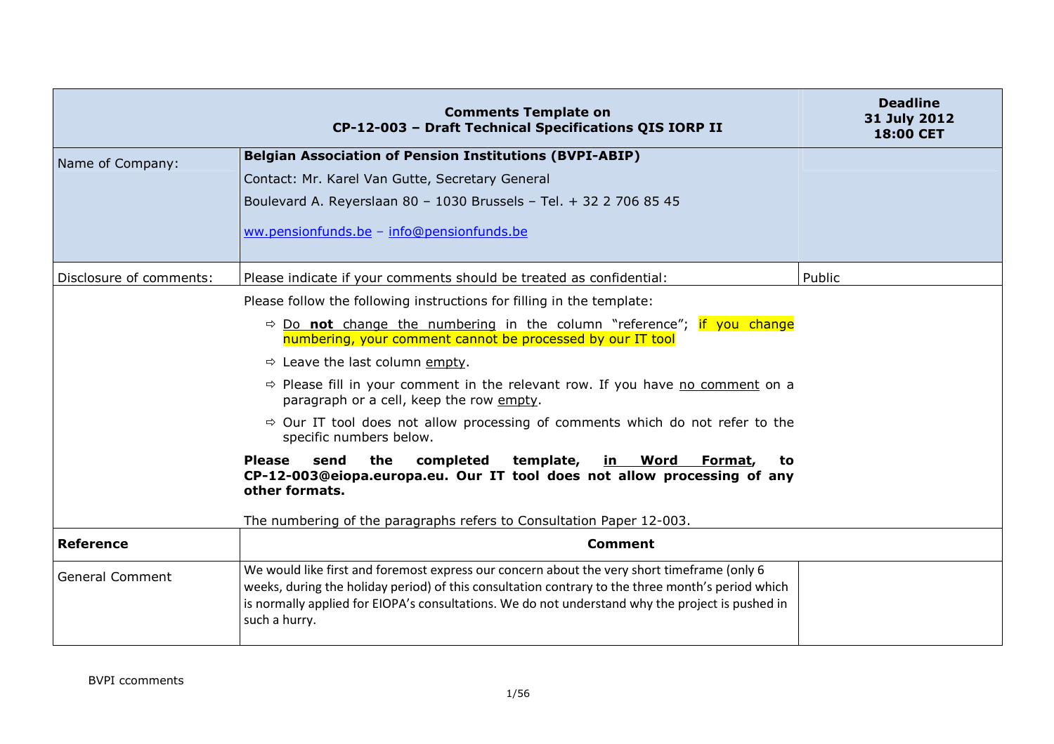| Comments Template on CP-12-003 – Draft Technical Specifications QIS IORP II | | Deadline 31 July 2012 18:00 CET |
|---|---|---|
| Name of Company: | **Belgian Association of Pension Institutions (BVPI-ABIP)**<br>Contact: Mr. Karel Van Gutte, Secretary General<br>Boulevard A. Reyerslaan 80 – 1030 Brussels – Tel. + 32 2 706 85 45<br>ww.pensionfunds.be – info@pensionfunds.be | |
| Disclosure of comments: | Please indicate if your comments should be treated as confidential: | Public |
| | Please follow the following instructions for filling in the template:<br>⇨ Do **not** change the numbering in the column "reference"; if you change numbering, your comment cannot be processed by our IT tool<br>⇨ Leave the last column empty.<br>⇨ Please fill in your comment in the relevant row. If you have no comment on a paragraph or a cell, keep the row empty.<br>⇨ Our IT tool does not allow processing of comments which do not refer to the specific numbers below.<br>**Please send the completed template, in Word Format, to CP-12-003@eiopa.europa.eu. Our IT tool does not allow processing of any other formats.**<br>The numbering of the paragraphs refers to Consultation Paper 12-003. | |
| **Reference** | **Comment** | |
| General Comment | We would like first and foremost express our concern about the very short timeframe (only 6 weeks, during the holiday period) of this consultation contrary to the three month's period which is normally applied for EIOPA's consultations. We do not understand why the project is pushed in such a hurry. | |

BVPI ccomments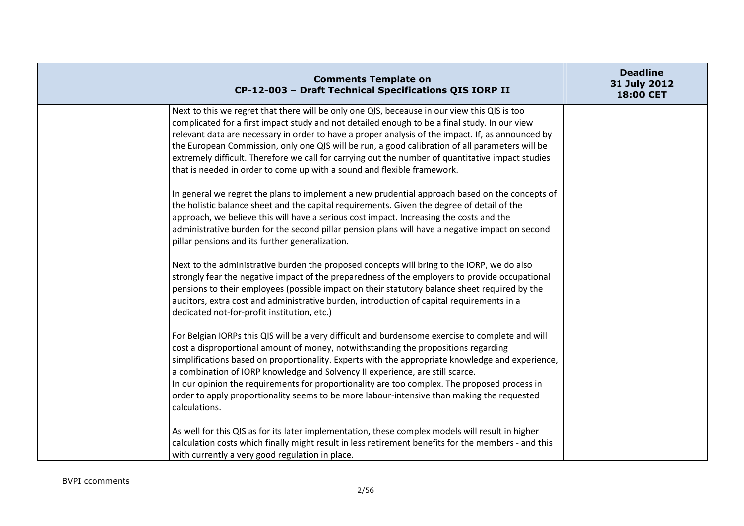| | Comments Template on CP-12-003 – Draft Technical Specifications QIS IORP II | Deadline 31 July 2012 18:00 CET |
|---|---|---|
| | Next to this we regret that there will be only one QIS, beceause in our view this QIS is too complicated for a first impact study and not detailed enough to be a final study. In our view relevant data are necessary in order to have a proper analysis of the impact. If, as announced by the European Commission, only one QIS will be run, a good calibration of all parameters will be extremely difficult. Therefore we call for carrying out the number of quantitative impact studies that is needed in order to come up with a sound and flexible framework.<br><br>In general we regret the plans to implement a new prudential approach based on the concepts of the holistic balance sheet and the capital requirements. Given the degree of detail of the approach, we believe this will have a serious cost impact. Increasing the costs and the administrative burden for the second pillar pension plans will have a negative impact on second pillar pensions and its further generalization.<br><br>Next to the administrative burden the proposed concepts will bring to the IORP, we do also strongly fear the negative impact of the preparedness of the employers to provide occupational pensions to their employees (possible impact on their statutory balance sheet required by the auditors, extra cost and administrative burden, introduction of capital requirements in a dedicated not-for-profit institution, etc.)<br><br>For Belgian IORPs this QIS will be a very difficult and burdensome exercise to complete and will cost a disproportional amount of money, notwithstanding the propositions regarding simplifications based on proportionality. Experts with the appropriate knowledge and experience, a combination of IORP knowledge and Solvency II experience, are still scarce.<br>In our opinion the requirements for proportionality are too complex. The proposed process in order to apply proportionality seems to be more labour-intensive than making the requested calculations.<br><br>As well for this QIS as for its later implementation, these complex models will result in higher calculation costs which finally might result in less retirement benefits for the members - and this with currently a very good regulation in place. | |

BVPI ccomments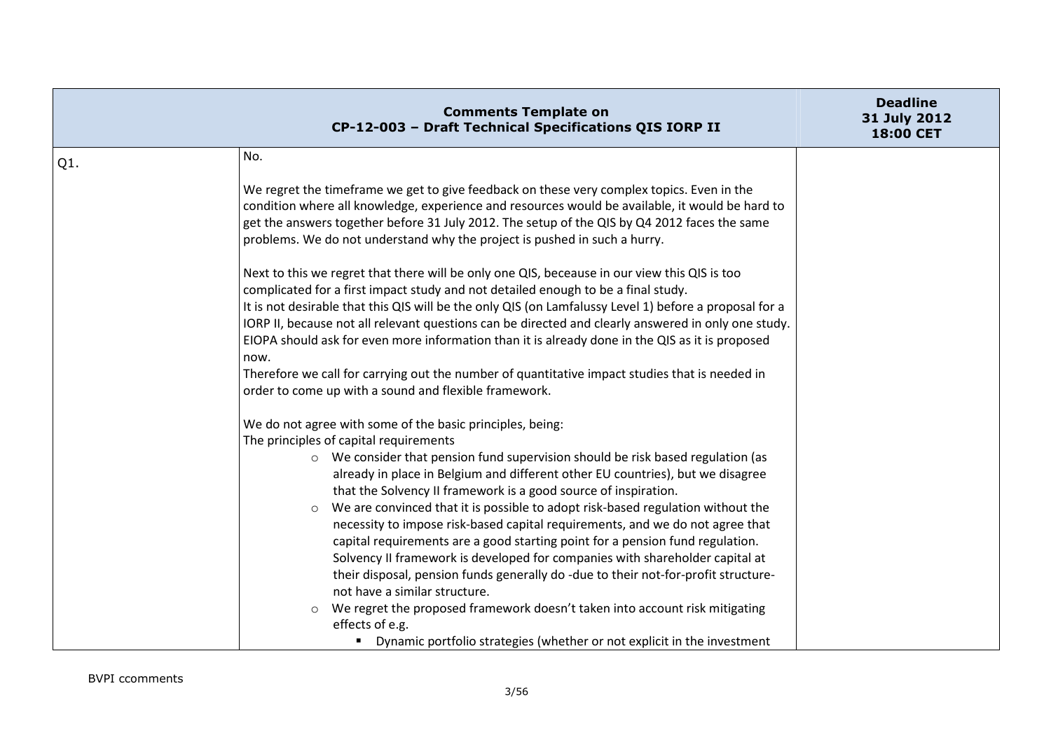| Comments Template on CP-12-003 – Draft Technical Specifications QIS IORP II | | Deadline 31 July 2012 18:00 CET |
|---|---|---|
| Q1. | No.<br><br>We regret the timeframe we get to give feedback on these very complex topics. Even in the condition where all knowledge, experience and resources would be available, it would be hard to get the answers together before 31 July 2012. The setup of the QIS by Q4 2012 faces the same problems. We do not understand why the project is pushed in such a hurry.<br><br>Next to this we regret that there will be only one QIS, beceause in our view this QIS is too complicated for a first impact study and not detailed enough to be a final study.<br>It is not desirable that this QIS will be the only QIS (on Lamfalussy Level 1) before a proposal for a IORP II, because not all relevant questions can be directed and clearly answered in only one study. EIOPA should ask for even more information than it is already done in the QIS as it is proposed now.<br>Therefore we call for carrying out the number of quantitative impact studies that is needed in order to come up with a sound and flexible framework.<br><br>We do not agree with some of the basic principles, being:<br>The principles of capital requirements<br>o We consider that pension fund supervision should be risk based regulation (as already in place in Belgium and different other EU countries), but we disagree that the Solvency II framework is a good source of inspiration.<br>o We are convinced that it is possible to adopt risk-based regulation without the necessity to impose risk-based capital requirements, and we do not agree that capital requirements are a good starting point for a pension fund regulation. Solvency II framework is developed for companies with shareholder capital at their disposal, pension funds generally do -due to their not-for-profit structure- not have a similar structure.<br>o We regret the proposed framework doesn't taken into account risk mitigating effects of e.g.<br>▪ Dynamic portfolio strategies (whether or not explicit in the investment | |

BVPI ccomments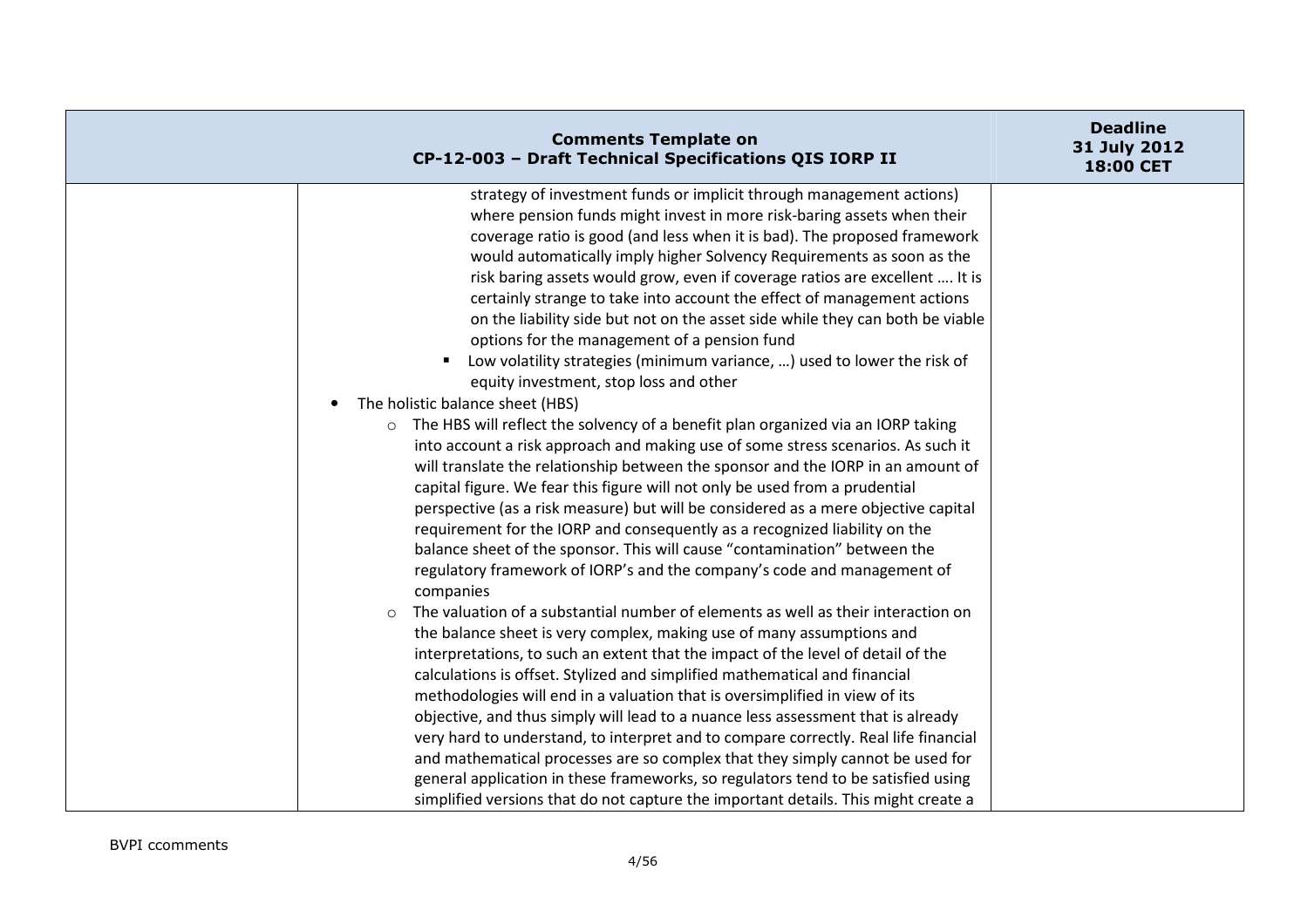| | | |
|---|---|---|
| | strategy of investment funds or implicit through management actions) where pension funds might invest in more risk-baring assets when their coverage ratio is good (and less when it is bad). The proposed framework would automatically imply higher Solvency Requirements as soon as the risk baring assets would grow, even if coverage ratios are excellent …. It is certainly strange to take into account the effect of management actions on the liability side but not on the asset side while they can both be viable options for the management of a pension fund<br>▪ Low volatility strategies (minimum variance, …) used to lower the risk of equity investment, stop loss and other<br>• The holistic balance sheet (HBS)<br>○ The HBS will reflect the solvency of a benefit plan organized via an IORP taking into account a risk approach and making use of some stress scenarios. As such it will translate the relationship between the sponsor and the IORP in an amount of capital figure. We fear this figure will not only be used from a prudential perspective (as a risk measure) but will be considered as a mere objective capital requirement for the IORP and consequently as a recognized liability on the balance sheet of the sponsor. This will cause "contamination" between the regulatory framework of IORP's and the company's code and management of companies<br>○ The valuation of a substantial number of elements as well as their interaction on the balance sheet is very complex, making use of many assumptions and interpretations, to such an extent that the impact of the level of detail of the calculations is offset. Stylized and simplified mathematical and financial methodologies will end in a valuation that is oversimplified in view of its objective, and thus simply will lead to a nuance less assessment that is already very hard to understand, to interpret and to compare correctly. Real life financial and mathematical processes are so complex that they simply cannot be used for general application in these frameworks, so regulators tend to be satisfied using simplified versions that do not capture the important details. This might create a | |

BVPI ccomments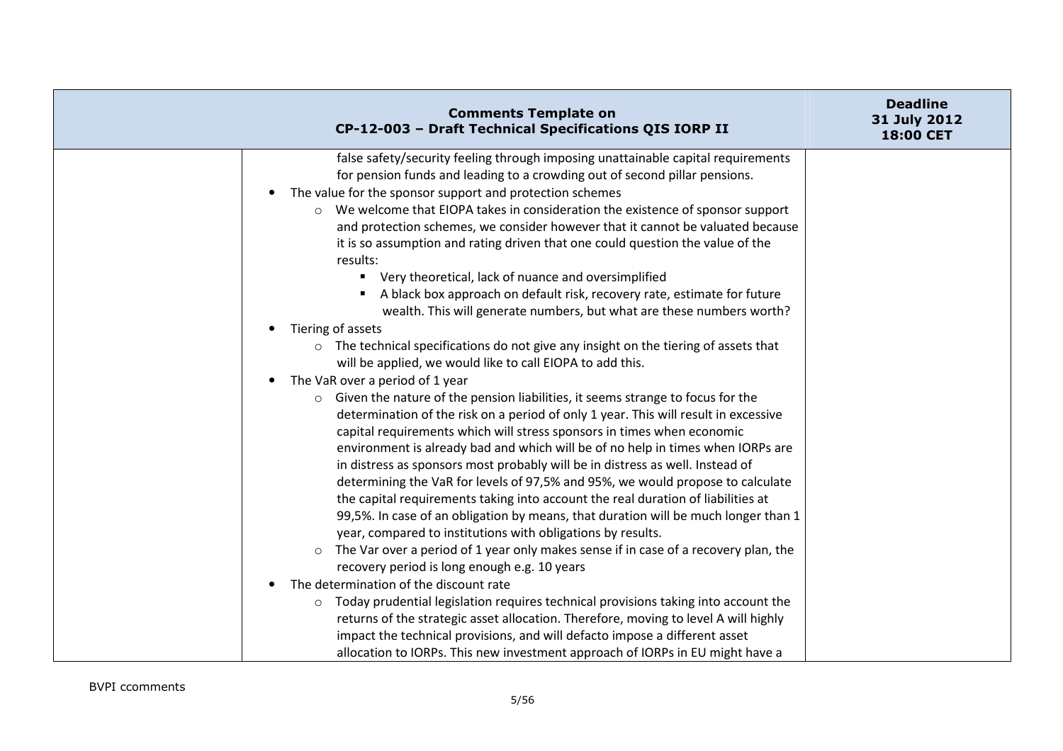| Comments Template on CP-12-003 – Draft Technical Specifications QIS IORP II | | Deadline 31 July 2012 18:00 CET |
|---|---|---|
| | false safety/security feeling through imposing unattainable capital requirements for pension funds and leading to a crowding out of second pillar pensions.<br>• The value for the sponsor support and protection schemes<br>  ○ We welcome that EIOPA takes in consideration the existence of sponsor support and protection schemes, we consider however that it cannot be valuated because it is so assumption and rating driven that one could question the value of the results:<br>    ▪ Very theoretical, lack of nuance and oversimplified<br>    ▪ A black box approach on default risk, recovery rate, estimate for future wealth. This will generate numbers, but what are these numbers worth?<br>• Tiering of assets<br>  ○ The technical specifications do not give any insight on the tiering of assets that will be applied, we would like to call EIOPA to add this.<br>• The VaR over a period of 1 year<br>  ○ Given the nature of the pension liabilities, it seems strange to focus for the determination of the risk on a period of only 1 year. This will result in excessive capital requirements which will stress sponsors in times when economic environment is already bad and which will be of no help in times when IORPs are in distress as sponsors most probably will be in distress as well. Instead of determining the VaR for levels of 97,5% and 95%, we would propose to calculate the capital requirements taking into account the real duration of liabilities at 99,5%. In case of an obligation by means, that duration will be much longer than 1 year, compared to institutions with obligations by results.<br>  ○ The Var over a period of 1 year only makes sense if in case of a recovery plan, the recovery period is long enough e.g. 10 years<br>• The determination of the discount rate<br>  ○ Today prudential legislation requires technical provisions taking into account the returns of the strategic asset allocation. Therefore, moving to level A will highly impact the technical provisions, and will defacto impose a different asset allocation to IORPs. This new investment approach of IORPs in EU might have a | |

BVPI ccomments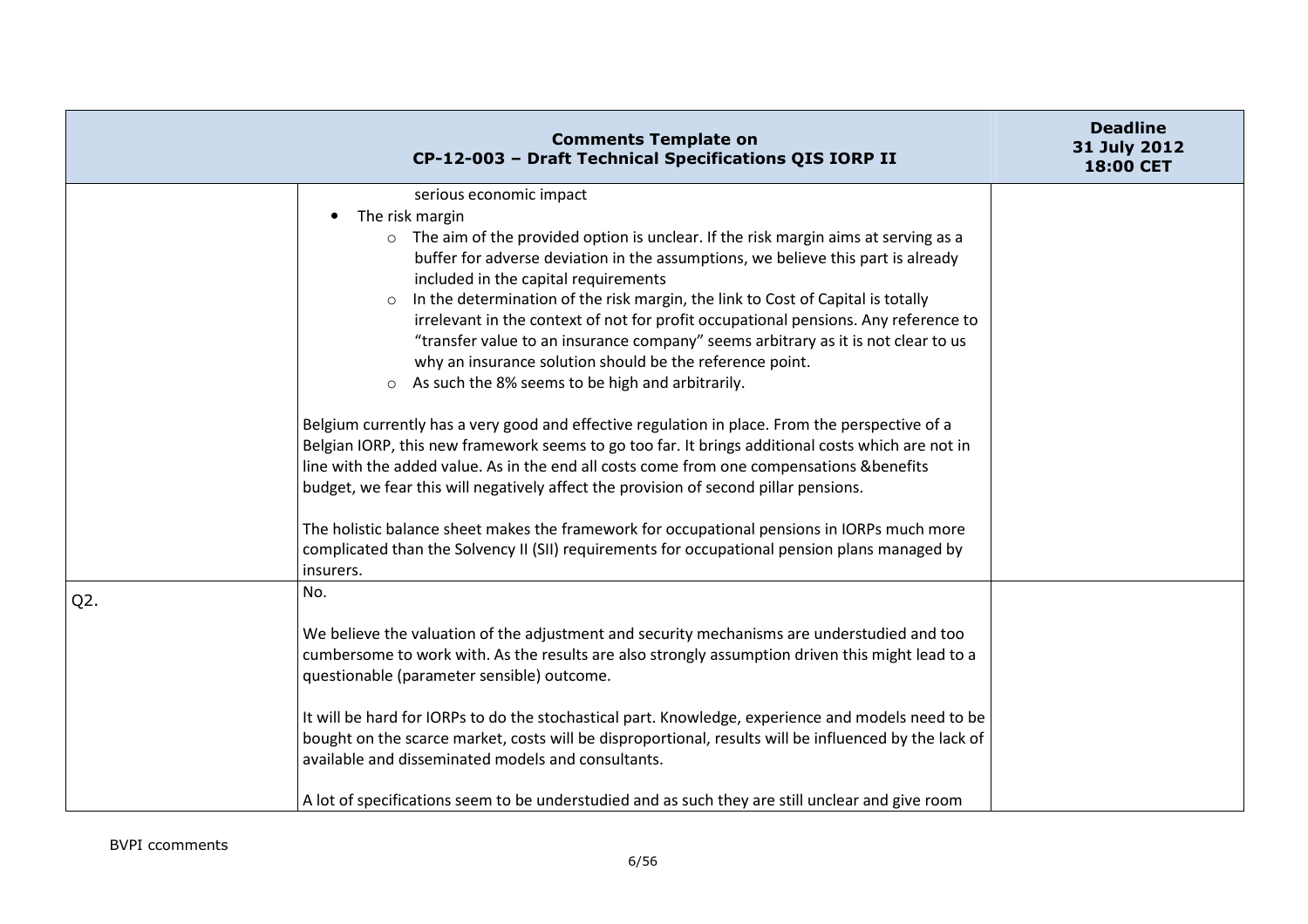| | | |
|---|---|---|
| | serious economic impact<br><br>• The risk margin<br>  ○ The aim of the provided option is unclear. If the risk margin aims at serving as a buffer for adverse deviation in the assumptions, we believe this part is already included in the capital requirements<br>  ○ In the determination of the risk margin, the link to Cost of Capital is totally irrelevant in the context of not for profit occupational pensions. Any reference to "transfer value to an insurance company" seems arbitrary as it is not clear to us why an insurance solution should be the reference point.<br>  ○ As such the 8% seems to be high and arbitrarily.<br><br>Belgium currently has a very good and effective regulation in place. From the perspective of a Belgian IORP, this new framework seems to go too far. It brings additional costs which are not in line with the added value. As in the end all costs come from one compensations &benefits budget, we fear this will negatively affect the provision of second pillar pensions.<br><br>The holistic balance sheet makes the framework for occupational pensions in IORPs much more complicated than the Solvency II (SII) requirements for occupational pension plans managed by insurers. | |
| Q2. | No.<br><br>We believe the valuation of the adjustment and security mechanisms are understudied and too cumbersome to work with. As the results are also strongly assumption driven this might lead to a questionable (parameter sensible) outcome.<br><br>It will be hard for IORPs to do the stochastical part. Knowledge, experience and models need to be bought on the scarce market, costs will be disproportional, results will be influenced by the lack of available and disseminated models and consultants.<br><br>A lot of specifications seem to be understudied and as such they are still unclear and give room | |

BVPI ccomments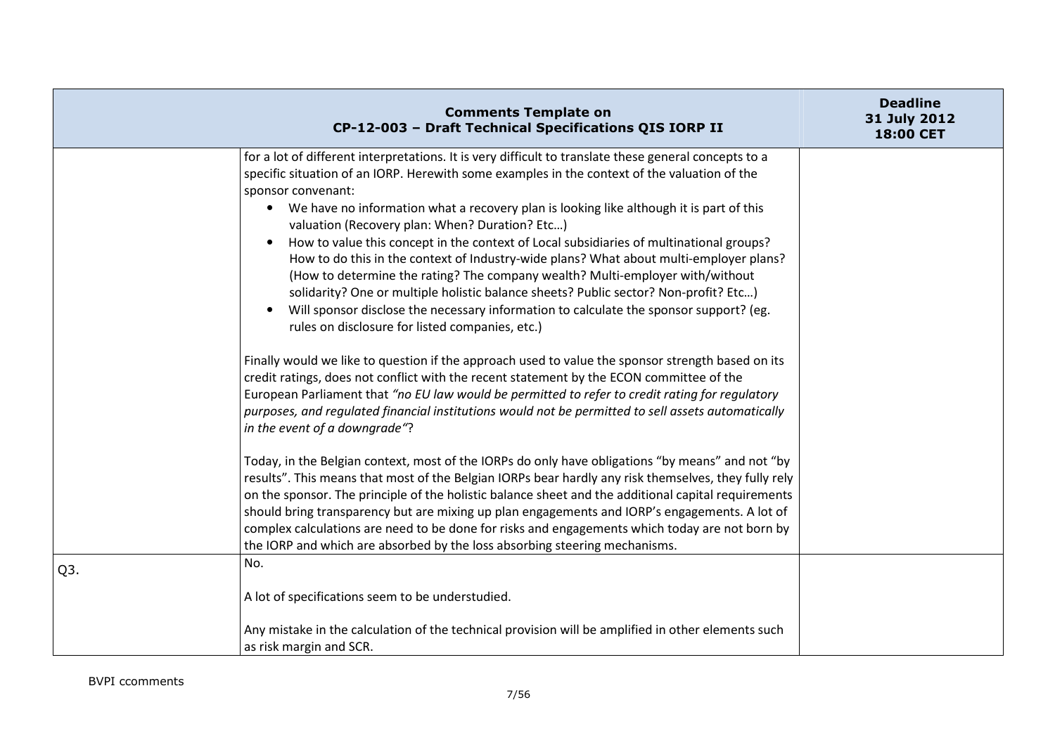| Comments Template on CP-12-003 – Draft Technical Specifications QIS IORP II | | Deadline 31 July 2012 18:00 CET |
|---|---|---|
| | for a lot of different interpretations. It is very difficult to translate these general concepts to a specific situation of an IORP. Herewith some examples in the context of the valuation of the sponsor convenant:<br>• We have no information what a recovery plan is looking like although it is part of this valuation (Recovery plan: When? Duration? Etc…)<br>• How to value this concept in the context of Local subsidiaries of multinational groups? How to do this in the context of Industry-wide plans? What about multi-employer plans? (How to determine the rating? The company wealth? Multi-employer with/without solidarity? One or multiple holistic balance sheets? Public sector? Non-profit? Etc…)<br>• Will sponsor disclose the necessary information to calculate the sponsor support? (eg. rules on disclosure for listed companies, etc.)<br><br>Finally would we like to question if the approach used to value the sponsor strength based on its credit ratings, does not conflict with the recent statement by the ECON committee of the European Parliament that *"no EU law would be permitted to refer to credit rating for regulatory purposes, and regulated financial institutions would not be permitted to sell assets automatically in the event of a downgrade"*?<br><br>Today, in the Belgian context, most of the IORPs do only have obligations "by means" and not "by results". This means that most of the Belgian IORPs bear hardly any risk themselves, they fully rely on the sponsor. The principle of the holistic balance sheet and the additional capital requirements should bring transparency but are mixing up plan engagements and IORP's engagements. A lot of complex calculations are need to be done for risks and engagements which today are not born by the IORP and which are absorbed by the loss absorbing steering mechanisms. | |
| Q3. | No.<br><br>A lot of specifications seem to be understudied.<br><br>Any mistake in the calculation of the technical provision will be amplified in other elements such as risk margin and SCR. | |

BVPI ccomments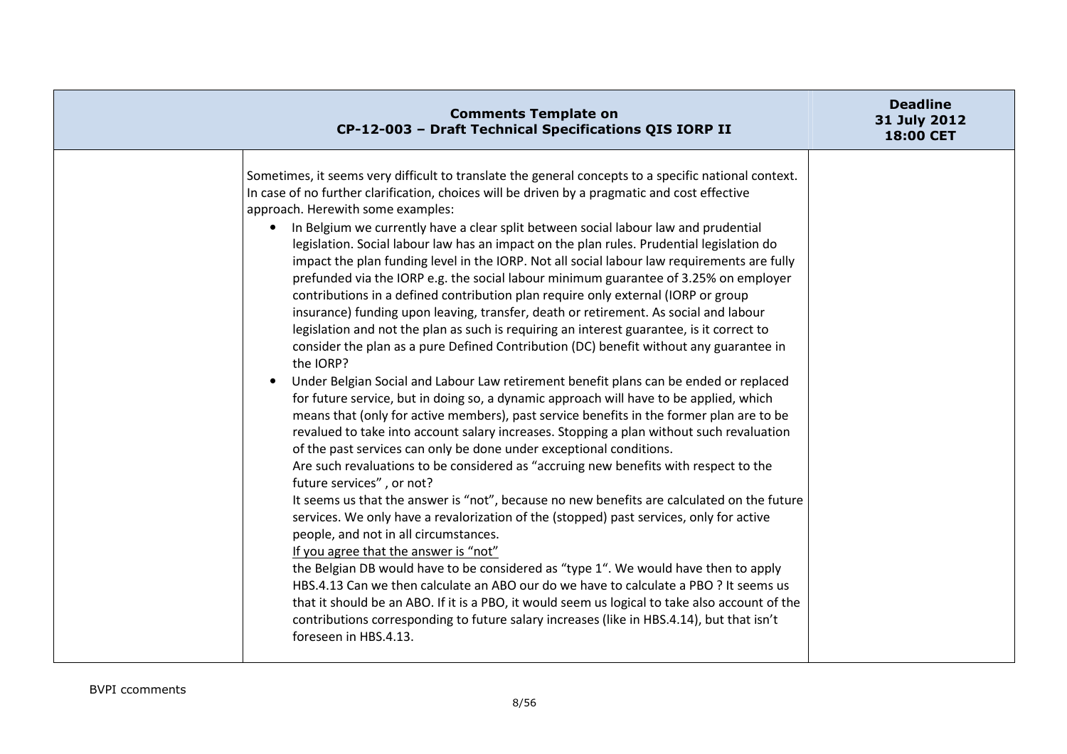| Comments Template on CP-12-003 – Draft Technical Specifications QIS IORP II | | Deadline 31 July 2012 18:00 CET |
|---|---|---|
| | Sometimes, it seems very difficult to translate the general concepts to a specific national context. In case of no further clarification, choices will be driven by a pragmatic and cost effective approach. Herewith some examples:<br>• In Belgium we currently have a clear split between social labour law and prudential legislation. Social labour law has an impact on the plan rules. Prudential legislation do impact the plan funding level in the IORP. Not all social labour law requirements are fully prefunded via the IORP e.g. the social labour minimum guarantee of 3.25% on employer contributions in a defined contribution plan require only external (IORP or group insurance) funding upon leaving, transfer, death or retirement. As social and labour legislation and not the plan as such is requiring an interest guarantee, is it correct to consider the plan as a pure Defined Contribution (DC) benefit without any guarantee in the IORP?<br>• Under Belgian Social and Labour Law retirement benefit plans can be ended or replaced for future service, but in doing so, a dynamic approach will have to be applied, which means that (only for active members), past service benefits in the former plan are to be revalued to take into account salary increases. Stopping a plan without such revaluation of the past services can only be done under exceptional conditions.<br>Are such revaluations to be considered as "accruing new benefits with respect to the future services" , or not?<br>It seems us that the answer is "not", because no new benefits are calculated on the future services. We only have a revalorization of the (stopped) past services, only for active people, and not in all circumstances.<br><u>If you agree that the answer is "not"</u><br>the Belgian DB would have to be considered as "type 1". We would have then to apply HBS.4.13 Can we then calculate an ABO our do we have to calculate a PBO ? It seems us that it should be an ABO. If it is a PBO, it would seem us logical to take also account of the contributions corresponding to future salary increases (like in HBS.4.14), but that isn't foreseen in HBS.4.13. | |

BVPI ccomments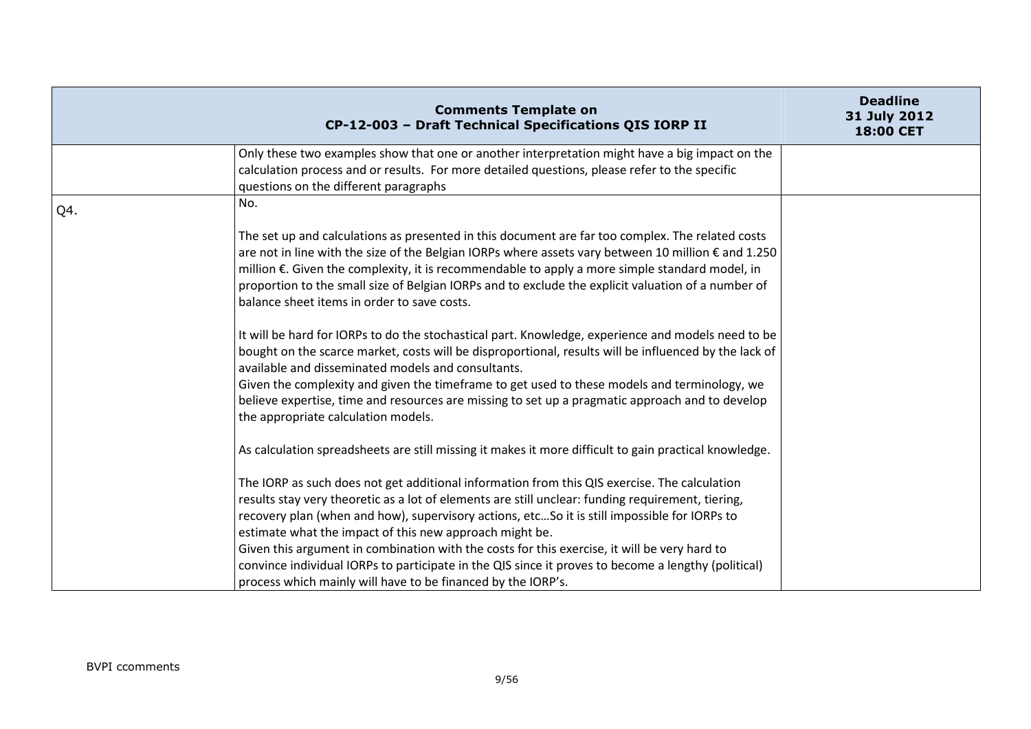| | Comments Template on CP-12-003 – Draft Technical Specifications QIS IORP II | Deadline 31 July 2012 18:00 CET |
|---|---|---|
| | Only these two examples show that one or another interpretation might have a big impact on the calculation process and or results. For more detailed questions, please refer to the specific questions on the different paragraphs | |
| Q4. | No.<br><br>The set up and calculations as presented in this document are far too complex. The related costs are not in line with the size of the Belgian IORPs where assets vary between 10 million € and 1.250 million €. Given the complexity, it is recommendable to apply a more simple standard model, in proportion to the small size of Belgian IORPs and to exclude the explicit valuation of a number of balance sheet items in order to save costs.<br><br>It will be hard for IORPs to do the stochastical part. Knowledge, experience and models need to be bought on the scarce market, costs will be disproportional, results will be influenced by the lack of available and disseminated models and consultants.<br>Given the complexity and given the timeframe to get used to these models and terminology, we believe expertise, time and resources are missing to set up a pragmatic approach and to develop the appropriate calculation models.<br><br>As calculation spreadsheets are still missing it makes it more difficult to gain practical knowledge.<br><br>The IORP as such does not get additional information from this QIS exercise. The calculation results stay very theoretic as a lot of elements are still unclear: funding requirement, tiering, recovery plan (when and how), supervisory actions, etc…So it is still impossible for IORPs to estimate what the impact of this new approach might be.<br>Given this argument in combination with the costs for this exercise, it will be very hard to convince individual IORPs to participate in the QIS since it proves to become a lengthy (political) process which mainly will have to be financed by the IORP's. | |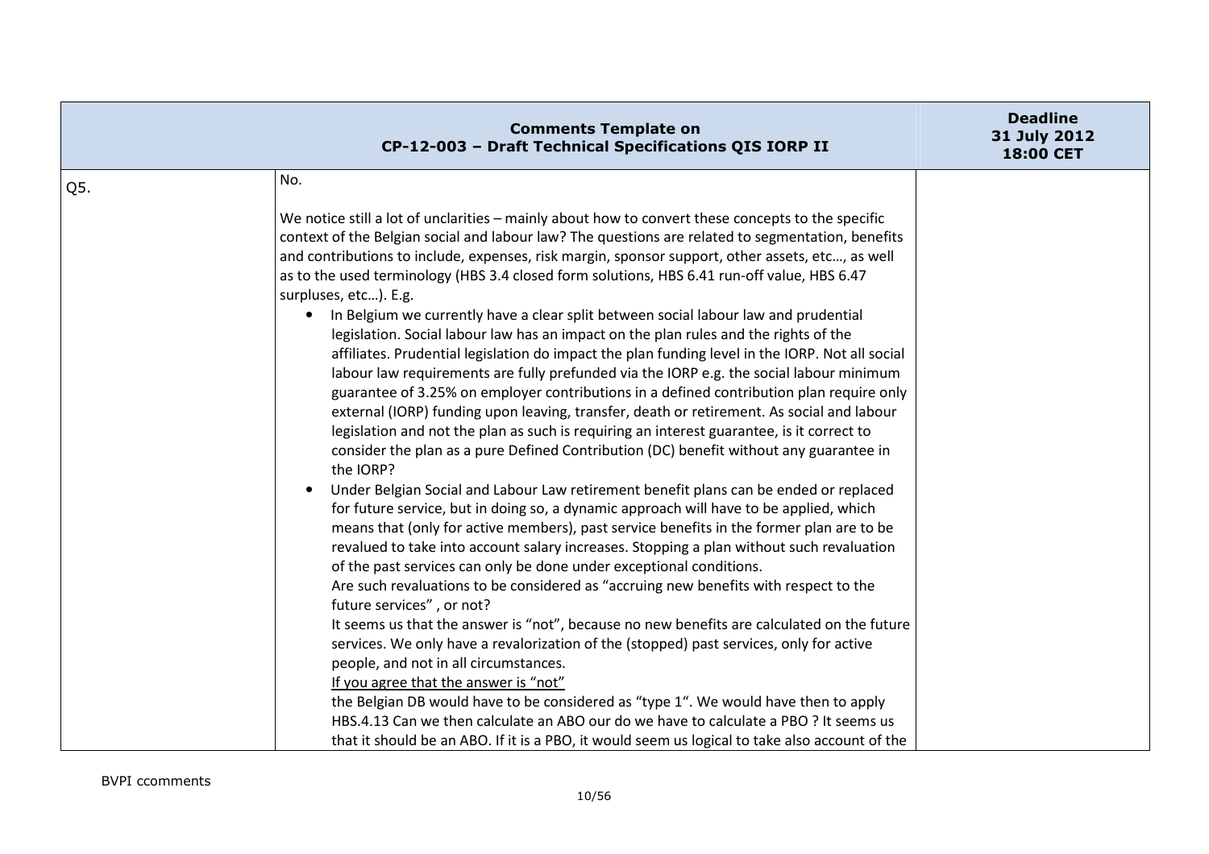| Comments Template on CP-12-003 – Draft Technical Specifications QIS IORP II | | Deadline 31 July 2012 18:00 CET |
|---|---|---|
| Q5. | No.<br><br>We notice still a lot of unclarities – mainly about how to convert these concepts to the specific context of the Belgian social and labour law? The questions are related to segmentation, benefits and contributions to include, expenses, risk margin, sponsor support, other assets, etc…, as well as to the used terminology (HBS 3.4 closed form solutions, HBS 6.41 run-off value, HBS 6.47 surpluses, etc…). E.g.<br>• In Belgium we currently have a clear split between social labour law and prudential legislation. Social labour law has an impact on the plan rules and the rights of the affiliates. Prudential legislation do impact the plan funding level in the IORP. Not all social labour law requirements are fully prefunded via the IORP e.g. the social labour minimum guarantee of 3.25% on employer contributions in a defined contribution plan require only external (IORP) funding upon leaving, transfer, death or retirement. As social and labour legislation and not the plan as such is requiring an interest guarantee, is it correct to consider the plan as a pure Defined Contribution (DC) benefit without any guarantee in the IORP?<br>• Under Belgian Social and Labour Law retirement benefit plans can be ended or replaced for future service, but in doing so, a dynamic approach will have to be applied, which means that (only for active members), past service benefits in the former plan are to be revalued to take into account salary increases. Stopping a plan without such revaluation of the past services can only be done under exceptional conditions.<br>Are such revaluations to be considered as "accruing new benefits with respect to the future services" , or not?<br>It seems us that the answer is "not", because no new benefits are calculated on the future services. We only have a revalorization of the (stopped) past services, only for active people, and not in all circumstances.<br><u>If you agree that the answer is "not"</u><br>the Belgian DB would have to be considered as "type 1". We would have then to apply HBS.4.13 Can we then calculate an ABO our do we have to calculate a PBO ? It seems us that it should be an ABO. If it is a PBO, it would seem us logical to take also account of the | |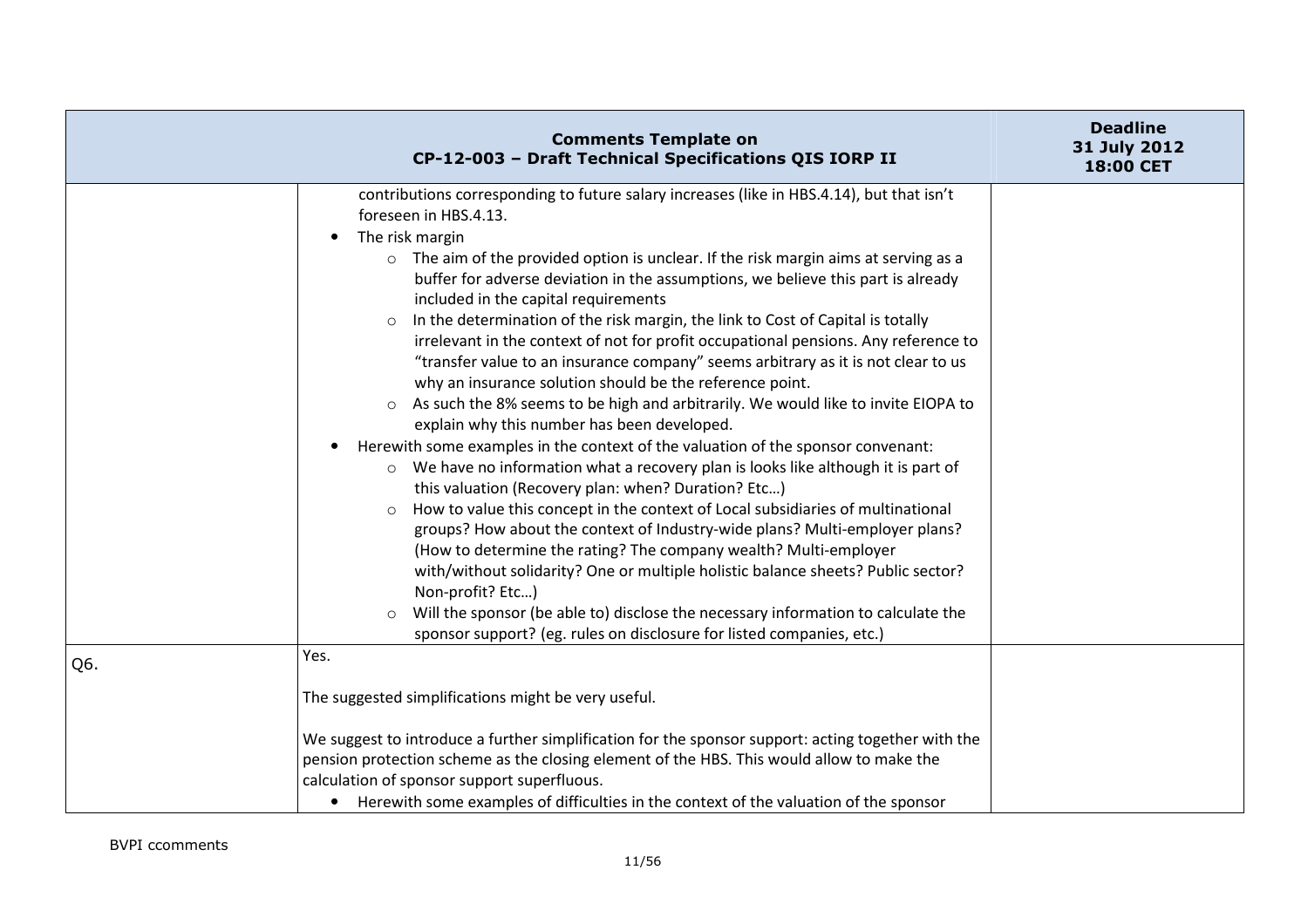| | Comments Template on CP-12-003 – Draft Technical Specifications QIS IORP II | Deadline 31 July 2012 18:00 CET |
|---|---|---|
| | contributions corresponding to future salary increases (like in HBS.4.14), but that isn't foreseen in HBS.4.13.<br>• The risk margin<br>  ○ The aim of the provided option is unclear. If the risk margin aims at serving as a buffer for adverse deviation in the assumptions, we believe this part is already included in the capital requirements<br>  ○ In the determination of the risk margin, the link to Cost of Capital is totally irrelevant in the context of not for profit occupational pensions. Any reference to "transfer value to an insurance company" seems arbitrary as it is not clear to us why an insurance solution should be the reference point.<br>  ○ As such the 8% seems to be high and arbitrarily. We would like to invite EIOPA to explain why this number has been developed.<br>• Herewith some examples in the context of the valuation of the sponsor convenant:<br>  ○ We have no information what a recovery plan is looks like although it is part of this valuation (Recovery plan: when? Duration? Etc…)<br>  ○ How to value this concept in the context of Local subsidiaries of multinational groups? How about the context of Industry-wide plans? Multi-employer plans? (How to determine the rating? The company wealth? Multi-employer with/without solidarity? One or multiple holistic balance sheets? Public sector? Non-profit? Etc…)<br>  ○ Will the sponsor (be able to) disclose the necessary information to calculate the sponsor support? (eg. rules on disclosure for listed companies, etc.) | |
| Q6. | Yes.<br><br>The suggested simplifications might be very useful.<br><br>We suggest to introduce a further simplification for the sponsor support: acting together with the pension protection scheme as the closing element of the HBS. This would allow to make the calculation of sponsor support superfluous.<br>• Herewith some examples of difficulties in the context of the valuation of the sponsor | |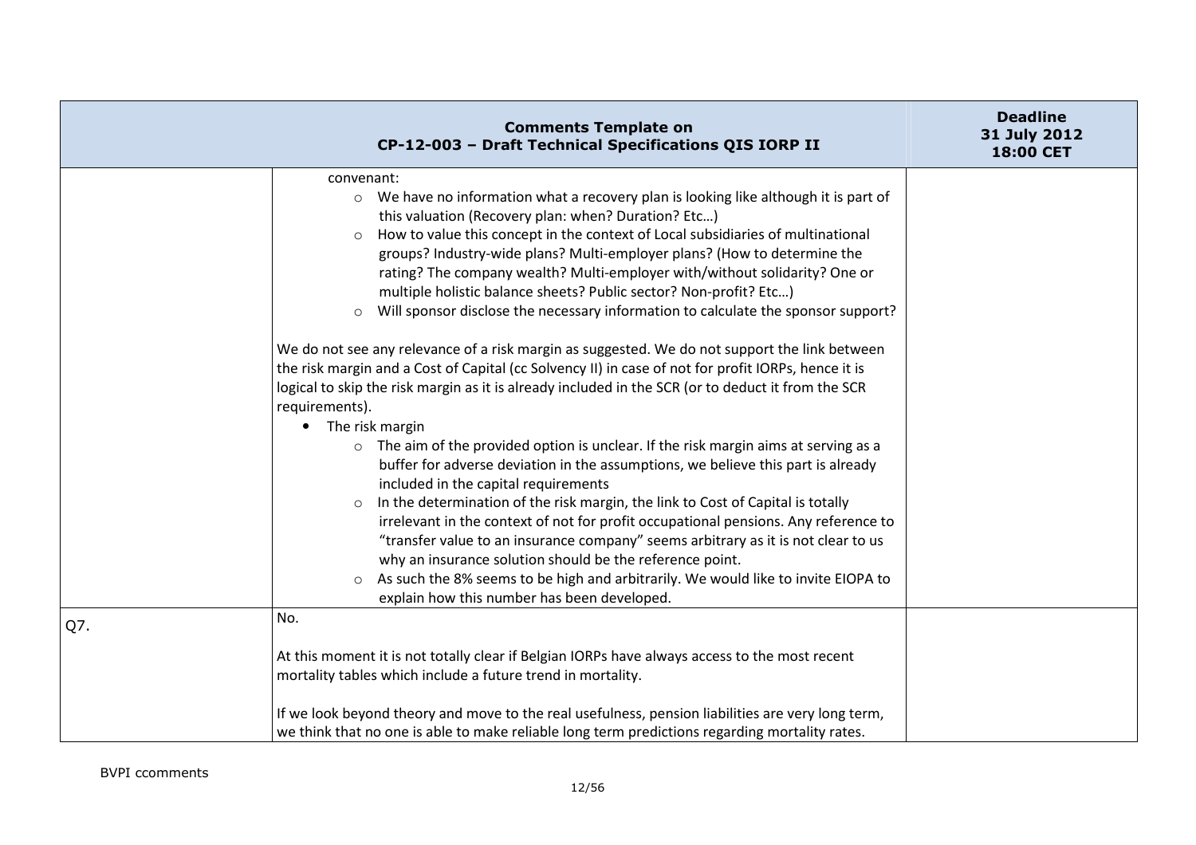| | | |
|---|---|---|
| | convenant:<br>○ We have no information what a recovery plan is looking like although it is part of this valuation (Recovery plan: when? Duration? Etc…)<br>○ How to value this concept in the context of Local subsidiaries of multinational groups? Industry-wide plans? Multi-employer plans? (How to determine the rating? The company wealth? Multi-employer with/without solidarity? One or multiple holistic balance sheets? Public sector? Non-profit? Etc…)<br>○ Will sponsor disclose the necessary information to calculate the sponsor support?<br><br>We do not see any relevance of a risk margin as suggested. We do not support the link between the risk margin and a Cost of Capital (cc Solvency II) in case of not for profit IORPs, hence it is logical to skip the risk margin as it is already included in the SCR (or to deduct it from the SCR requirements).<br>• The risk margin<br>○ The aim of the provided option is unclear. If the risk margin aims at serving as a buffer for adverse deviation in the assumptions, we believe this part is already included in the capital requirements<br>○ In the determination of the risk margin, the link to Cost of Capital is totally irrelevant in the context of not for profit occupational pensions. Any reference to "transfer value to an insurance company" seems arbitrary as it is not clear to us why an insurance solution should be the reference point.<br>○ As such the 8% seems to be high and arbitrarily. We would like to invite EIOPA to explain how this number has been developed. | |
| Q7. | No.<br><br>At this moment it is not totally clear if Belgian IORPs have always access to the most recent mortality tables which include a future trend in mortality.<br><br>If we look beyond theory and move to the real usefulness, pension liabilities are very long term, we think that no one is able to make reliable long term predictions regarding mortality rates. | |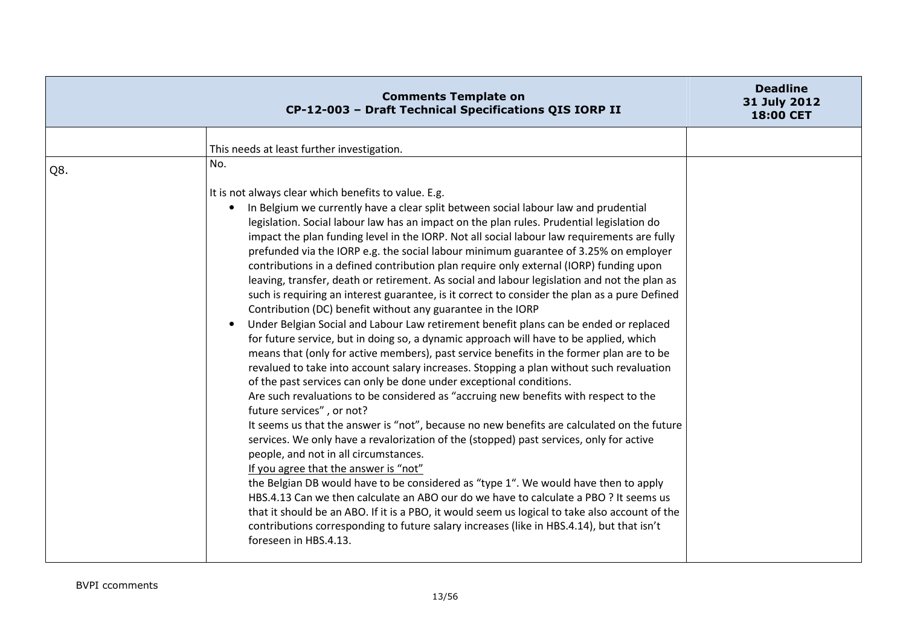| Comments Template on CP-12-003 – Draft Technical Specifications QIS IORP II | | Deadline 31 July 2012 18:00 CET |
|---|---|---|
| | This needs at least further investigation. | |
| Q8. | No.<br><br>It is not always clear which benefits to value. E.g.<br><ul><li>In Belgium we currently have a clear split between social labour law and prudential legislation. Social labour law has an impact on the plan rules. Prudential legislation do impact the plan funding level in the IORP. Not all social labour law requirements are fully prefunded via the IORP e.g. the social labour minimum guarantee of 3.25% on employer contributions in a defined contribution plan require only external (IORP) funding upon leaving, transfer, death or retirement. As social and labour legislation and not the plan as such is requiring an interest guarantee, is it correct to consider the plan as a pure Defined Contribution (DC) benefit without any guarantee in the IORP</li><li>Under Belgian Social and Labour Law retirement benefit plans can be ended or replaced for future service, but in doing so, a dynamic approach will have to be applied, which means that (only for active members), past service benefits in the former plan are to be revalued to take into account salary increases. Stopping a plan without such revaluation of the past services can only be done under exceptional conditions.<br>Are such revaluations to be considered as "accruing new benefits with respect to the future services" , or not?<br>It seems us that the answer is "not", because no new benefits are calculated on the future services. We only have a revalorization of the (stopped) past services, only for active people, and not in all circumstances.<br><u>If you agree that the answer is "not"</u><br>the Belgian DB would have to be considered as "type 1". We would have then to apply HBS.4.13 Can we then calculate an ABO our do we have to calculate a PBO ? It seems us that it should be an ABO. If it is a PBO, it would seem us logical to take also account of the contributions corresponding to future salary increases (like in HBS.4.14), but that isn't foreseen in HBS.4.13.</li></ul> | |

BVPI ccomments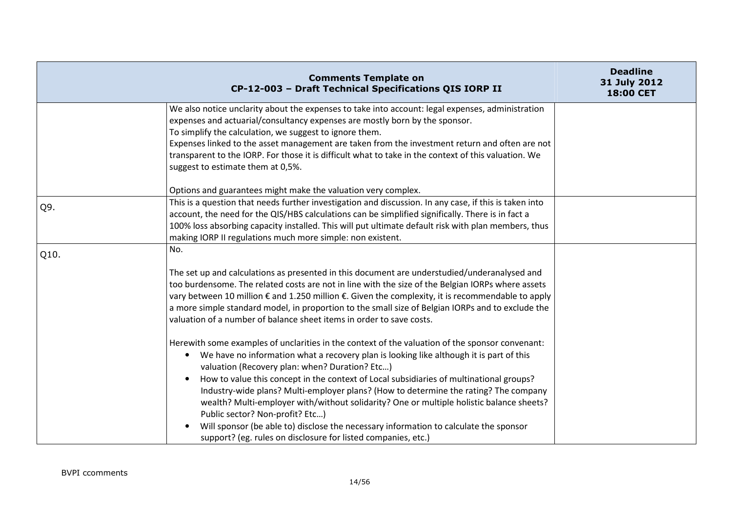| Comments Template on CP-12-003 – Draft Technical Specifications QIS IORP II | | Deadline 31 July 2012 18:00 CET |
|---|---|---|
| | We also notice unclarity about the expenses to take into account: legal expenses, administration expenses and actuarial/consultancy expenses are mostly born by the sponsor.<br>To simplify the calculation, we suggest to ignore them.<br>Expenses linked to the asset management are taken from the investment return and often are not transparent to the IORP. For those it is difficult what to take in the context of this valuation. We suggest to estimate them at 0,5%.<br><br>Options and guarantees might make the valuation very complex. | |
| Q9. | This is a question that needs further investigation and discussion. In any case, if this is taken into account, the need for the QIS/HBS calculations can be simplified significally. There is in fact a 100% loss absorbing capacity installed. This will put ultimate default risk with plan members, thus making IORP II regulations much more simple: non existent. | |
| Q10. | No.<br><br>The set up and calculations as presented in this document are understudied/underanalysed and too burdensome. The related costs are not in line with the size of the Belgian IORPs where assets vary between 10 million € and 1.250 million €. Given the complexity, it is recommendable to apply a more simple standard model, in proportion to the small size of Belgian IORPs and to exclude the valuation of a number of balance sheet items in order to save costs.<br><br>Herewith some examples of unclarities in the context of the valuation of the sponsor convenant:<br>• We have no information what a recovery plan is looking like although it is part of this valuation (Recovery plan: when? Duration? Etc…)<br>• How to value this concept in the context of Local subsidiaries of multinational groups? Industry-wide plans? Multi-employer plans? (How to determine the rating? The company wealth? Multi-employer with/without solidarity? One or multiple holistic balance sheets? Public sector? Non-profit? Etc…)<br>• Will sponsor (be able to) disclose the necessary information to calculate the sponsor support? (eg. rules on disclosure for listed companies, etc.) | |

BVPI ccomments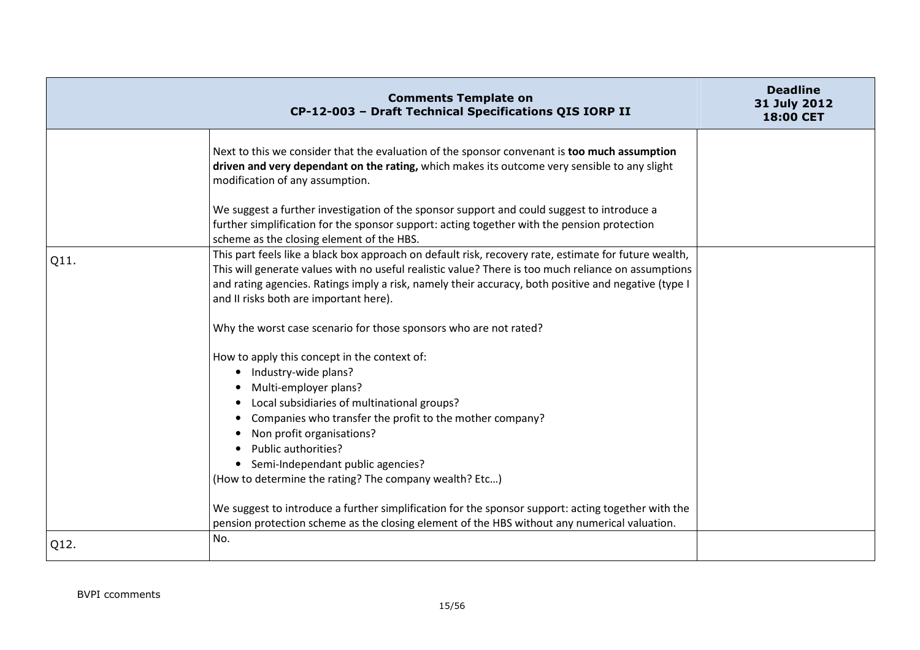| Comments Template on CP-12-003 – Draft Technical Specifications QIS IORP II | | Deadline 31 July 2012 18:00 CET |
|---|---|---|
| | Next to this we consider that the evaluation of the sponsor convenant is **too much assumption driven and very dependant on the rating,** which makes its outcome very sensible to any slight modification of any assumption.<br><br>We suggest a further investigation of the sponsor support and could suggest to introduce a further simplification for the sponsor support: acting together with the pension protection scheme as the closing element of the HBS. | |
| Q11. | This part feels like a black box approach on default risk, recovery rate, estimate for future wealth, This will generate values with no useful realistic value? There is too much reliance on assumptions and rating agencies. Ratings imply a risk, namely their accuracy, both positive and negative (type I and II risks both are important here).<br><br>Why the worst case scenario for those sponsors who are not rated?<br><br>How to apply this concept in the context of:<br>• Industry-wide plans?<br>• Multi-employer plans?<br>• Local subsidiaries of multinational groups?<br>• Companies who transfer the profit to the mother company?<br>• Non profit organisations?<br>• Public authorities?<br>• Semi-Independant public agencies?<br>(How to determine the rating? The company wealth? Etc…)<br><br>We suggest to introduce a further simplification for the sponsor support: acting together with the pension protection scheme as the closing element of the HBS without any numerical valuation. | |
| Q12. | No. | |

BVPI ccomments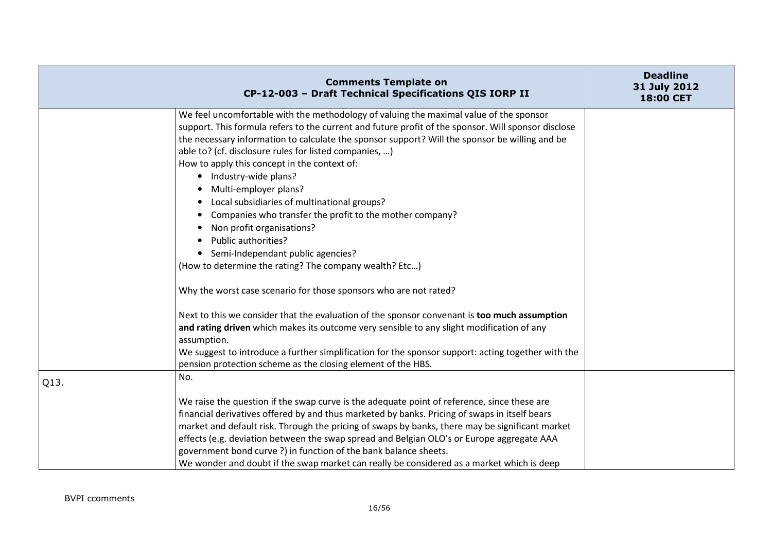| | Comments Template on CP-12-003 – Draft Technical Specifications QIS IORP II | Deadline 31 July 2012 18:00 CET |
|---|---|---|
| | We feel uncomfortable with the methodology of valuing the maximal value of the sponsor support. This formula refers to the current and future profit of the sponsor. Will sponsor disclose the necessary information to calculate the sponsor support? Will the sponsor be willing and be able to? (cf. disclosure rules for listed companies, …)<br>How to apply this concept in the context of:<br>• Industry-wide plans?<br>• Multi-employer plans?<br>• Local subsidiaries of multinational groups?<br>• Companies who transfer the profit to the mother company?<br>• Non profit organisations?<br>• Public authorities?<br>• Semi-Independant public agencies?<br>(How to determine the rating? The company wealth? Etc…)<br><br>Why the worst case scenario for those sponsors who are not rated?<br><br>Next to this we consider that the evaluation of the sponsor convenant is **too much assumption and rating driven** which makes its outcome very sensible to any slight modification of any assumption.<br>We suggest to introduce a further simplification for the sponsor support: acting together with the pension protection scheme as the closing element of the HBS. | |
| Q13. | No.<br><br>We raise the question if the swap curve is the adequate point of reference, since these are financial derivatives offered by and thus marketed by banks. Pricing of swaps in itself bears market and default risk. Through the pricing of swaps by banks, there may be significant market effects (e.g. deviation between the swap spread and Belgian OLO's or Europe aggregate AAA government bond curve ?) in function of the bank balance sheets.<br>We wonder and doubt if the swap market can really be considered as a market which is deep | |

BVPI ccomments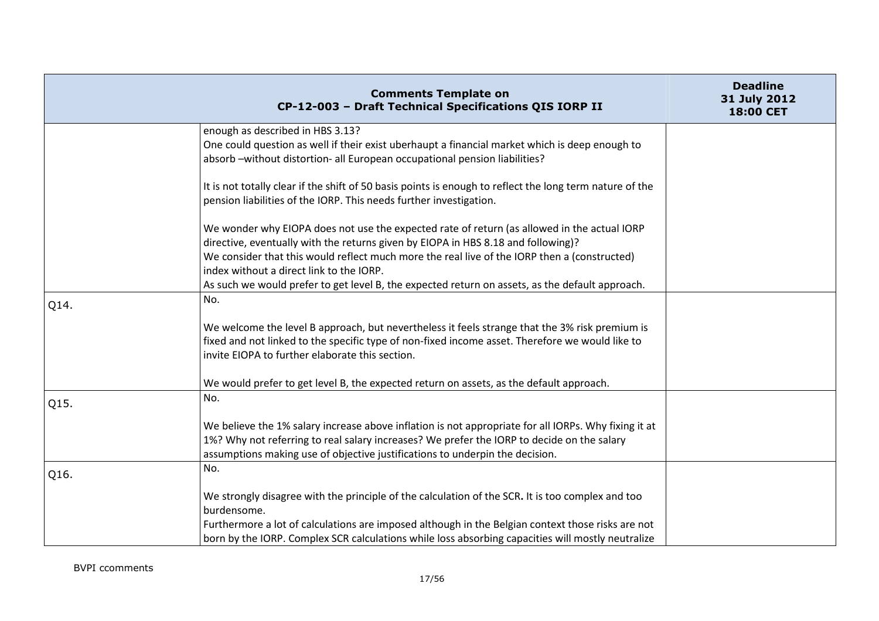| Comments Template on CP-12-003 – Draft Technical Specifications QIS IORP II | | Deadline 31 July 2012 18:00 CET |
|---|---|---|
| | enough as described in HBS 3.13?<br>One could question as well if their exist uberhaupt a financial market which is deep enough to absorb –without distortion- all European occupational pension liabilities?<br><br>It is not totally clear if the shift of 50 basis points is enough to reflect the long term nature of the pension liabilities of the IORP. This needs further investigation.<br><br>We wonder why EIOPA does not use the expected rate of return (as allowed in the actual IORP directive, eventually with the returns given by EIOPA in HBS 8.18 and following)?<br>We consider that this would reflect much more the real live of the IORP then a (constructed) index without a direct link to the IORP.<br>As such we would prefer to get level B, the expected return on assets, as the default approach. | |
| Q14. | No.<br><br>We welcome the level B approach, but nevertheless it feels strange that the 3% risk premium is fixed and not linked to the specific type of non-fixed income asset. Therefore we would like to invite EIOPA to further elaborate this section.<br><br>We would prefer to get level B, the expected return on assets, as the default approach. | |
| Q15. | No.<br><br>We believe the 1% salary increase above inflation is not appropriate for all IORPs. Why fixing it at 1%? Why not referring to real salary increases? We prefer the IORP to decide on the salary assumptions making use of objective justifications to underpin the decision. | |
| Q16. | No.<br><br>We strongly disagree with the principle of the calculation of the SCR**.** It is too complex and too burdensome.<br>Furthermore a lot of calculations are imposed although in the Belgian context those risks are not born by the IORP. Complex SCR calculations while loss absorbing capacities will mostly neutralize | |

BVPI ccomments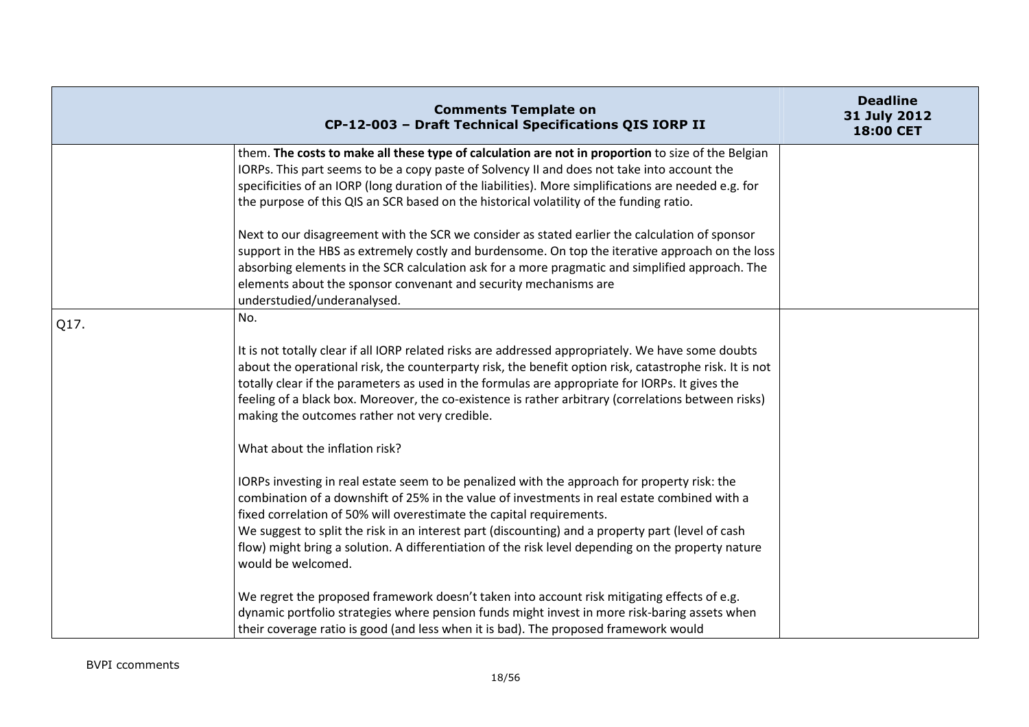| Comments Template on CP-12-003 – Draft Technical Specifications QIS IORP II | | Deadline 31 July 2012 18:00 CET |
|---|---|---|
| | them. **The costs to make all these type of calculation are not in proportion** to size of the Belgian IORPs. This part seems to be a copy paste of Solvency II and does not take into account the specificities of an IORP (long duration of the liabilities). More simplifications are needed e.g. for the purpose of this QIS an SCR based on the historical volatility of the funding ratio.<br><br>Next to our disagreement with the SCR we consider as stated earlier the calculation of sponsor support in the HBS as extremely costly and burdensome. On top the iterative approach on the loss absorbing elements in the SCR calculation ask for a more pragmatic and simplified approach. The elements about the sponsor convenant and security mechanisms are understudied/underanalysed. | |
| Q17. | No.<br><br>It is not totally clear if all IORP related risks are addressed appropriately. We have some doubts about the operational risk, the counterparty risk, the benefit option risk, catastrophe risk. It is not totally clear if the parameters as used in the formulas are appropriate for IORPs. It gives the feeling of a black box. Moreover, the co-existence is rather arbitrary (correlations between risks) making the outcomes rather not very credible.<br><br>What about the inflation risk?<br><br>IORPs investing in real estate seem to be penalized with the approach for property risk: the combination of a downshift of 25% in the value of investments in real estate combined with a fixed correlation of 50% will overestimate the capital requirements.<br>We suggest to split the risk in an interest part (discounting) and a property part (level of cash flow) might bring a solution. A differentiation of the risk level depending on the property nature would be welcomed.<br><br>We regret the proposed framework doesn't taken into account risk mitigating effects of e.g. dynamic portfolio strategies where pension funds might invest in more risk-baring assets when their coverage ratio is good (and less when it is bad). The proposed framework would | |

BVPI ccomments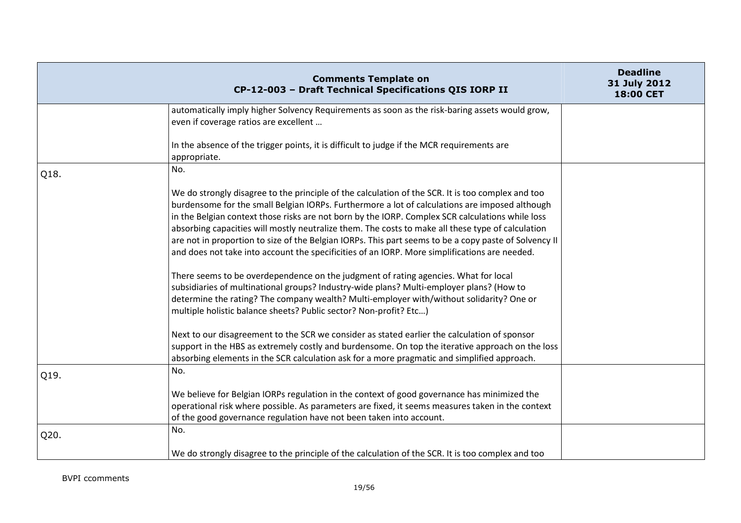| | Comments Template on CP-12-003 – Draft Technical Specifications QIS IORP II | Deadline 31 July 2012 18:00 CET |
|---|---|---|
| | automatically imply higher Solvency Requirements as soon as the risk-baring assets would grow, even if coverage ratios are excellent …<br><br>In the absence of the trigger points, it is difficult to judge if the MCR requirements are appropriate. | |
| Q18. | No.<br><br>We do strongly disagree to the principle of the calculation of the SCR. It is too complex and too burdensome for the small Belgian IORPs. Furthermore a lot of calculations are imposed although in the Belgian context those risks are not born by the IORP. Complex SCR calculations while loss absorbing capacities will mostly neutralize them. The costs to make all these type of calculation are not in proportion to size of the Belgian IORPs. This part seems to be a copy paste of Solvency II and does not take into account the specificities of an IORP. More simplifications are needed.<br><br>There seems to be overdependence on the judgment of rating agencies. What for local subsidiaries of multinational groups? Industry-wide plans? Multi-employer plans? (How to determine the rating? The company wealth? Multi-employer with/without solidarity? One or multiple holistic balance sheets? Public sector? Non-profit? Etc…)<br><br>Next to our disagreement to the SCR we consider as stated earlier the calculation of sponsor support in the HBS as extremely costly and burdensome. On top the iterative approach on the loss absorbing elements in the SCR calculation ask for a more pragmatic and simplified approach. | |
| Q19. | No.<br><br>We believe for Belgian IORPs regulation in the context of good governance has minimized the operational risk where possible. As parameters are fixed, it seems measures taken in the context of the good governance regulation have not been taken into account. | |
| Q20. | No.<br><br>We do strongly disagree to the principle of the calculation of the SCR. It is too complex and too | |

BVPI ccomments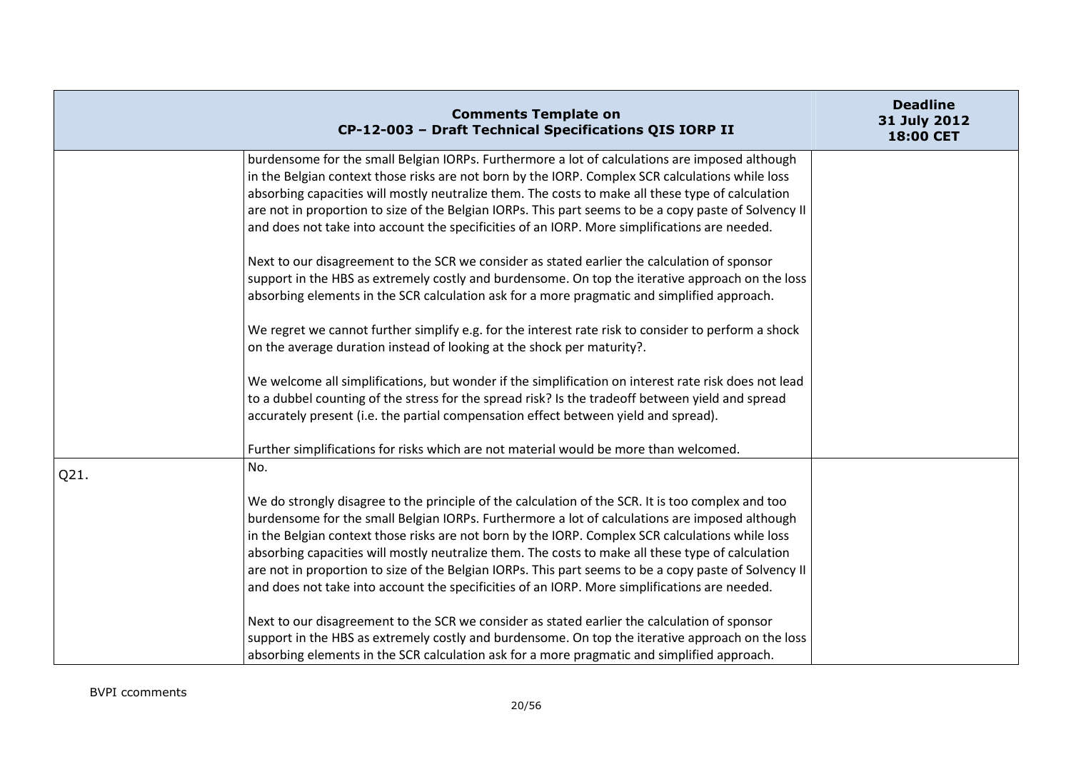| Comments Template on CP-12-003 – Draft Technical Specifications QIS IORP II | | Deadline 31 July 2012 18:00 CET |
|---|---|---|
| | burdensome for the small Belgian IORPs. Furthermore a lot of calculations are imposed although in the Belgian context those risks are not born by the IORP. Complex SCR calculations while loss absorbing capacities will mostly neutralize them. The costs to make all these type of calculation are not in proportion to size of the Belgian IORPs. This part seems to be a copy paste of Solvency II and does not take into account the specificities of an IORP. More simplifications are needed.<br><br>Next to our disagreement to the SCR we consider as stated earlier the calculation of sponsor support in the HBS as extremely costly and burdensome. On top the iterative approach on the loss absorbing elements in the SCR calculation ask for a more pragmatic and simplified approach.<br><br>We regret we cannot further simplify e.g. for the interest rate risk to consider to perform a shock on the average duration instead of looking at the shock per maturity?.<br><br>We welcome all simplifications, but wonder if the simplification on interest rate risk does not lead to a dubbel counting of the stress for the spread risk? Is the tradeoff between yield and spread accurately present (i.e. the partial compensation effect between yield and spread).<br><br>Further simplifications for risks which are not material would be more than welcomed. | |
| Q21. | No.<br><br>We do strongly disagree to the principle of the calculation of the SCR. It is too complex and too burdensome for the small Belgian IORPs. Furthermore a lot of calculations are imposed although in the Belgian context those risks are not born by the IORP. Complex SCR calculations while loss absorbing capacities will mostly neutralize them. The costs to make all these type of calculation are not in proportion to size of the Belgian IORPs. This part seems to be a copy paste of Solvency II and does not take into account the specificities of an IORP. More simplifications are needed.<br><br>Next to our disagreement to the SCR we consider as stated earlier the calculation of sponsor support in the HBS as extremely costly and burdensome. On top the iterative approach on the loss absorbing elements in the SCR calculation ask for a more pragmatic and simplified approach. | |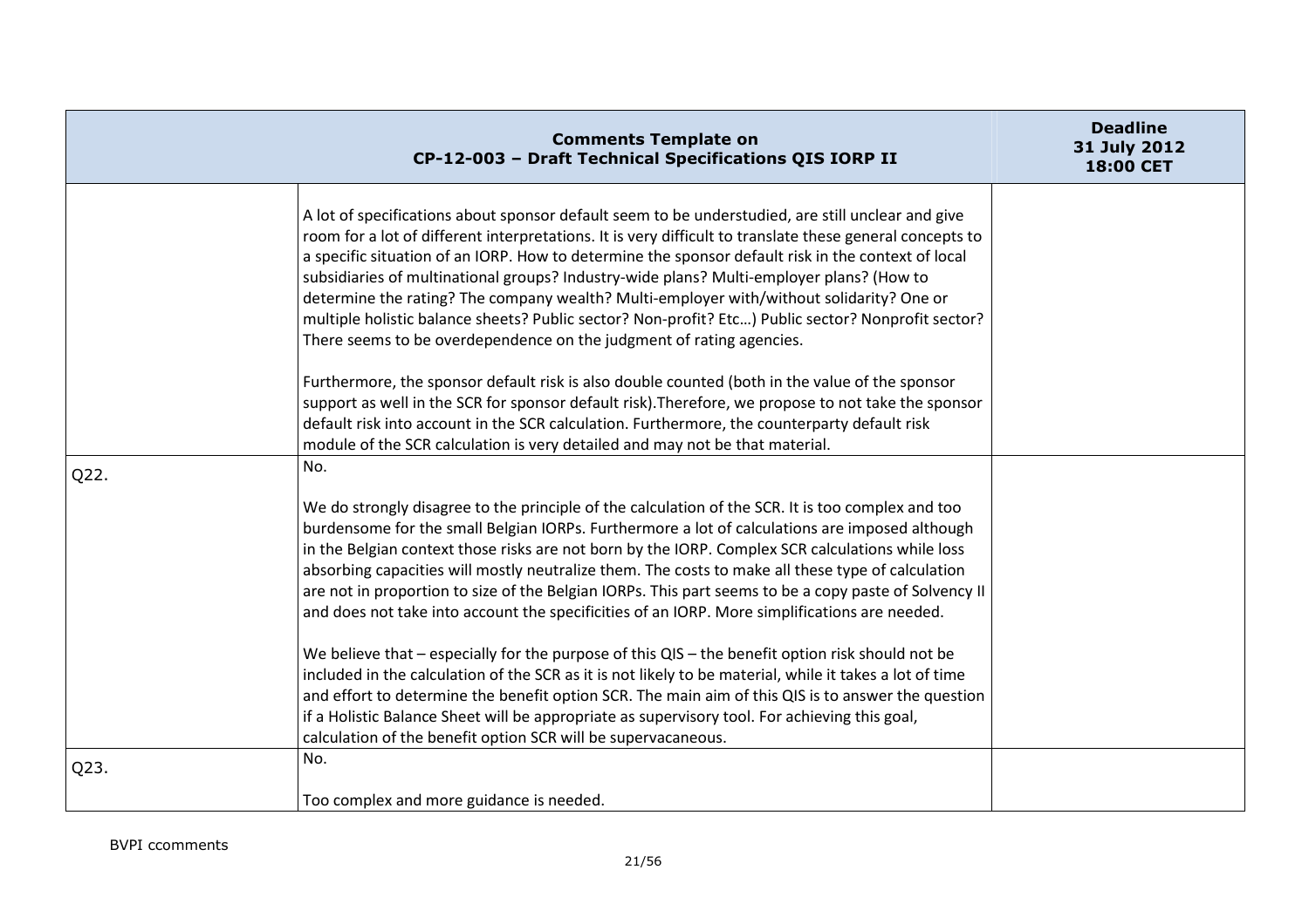| | Comments Template on CP-12-003 – Draft Technical Specifications QIS IORP II | Deadline 31 July 2012 18:00 CET |
|---|---|---|
| | A lot of specifications about sponsor default seem to be understudied, are still unclear and give room for a lot of different interpretations. It is very difficult to translate these general concepts to a specific situation of an IORP. How to determine the sponsor default risk in the context of local subsidiaries of multinational groups? Industry-wide plans? Multi-employer plans? (How to determine the rating? The company wealth? Multi-employer with/without solidarity? One or multiple holistic balance sheets? Public sector? Non-profit? Etc…) Public sector? Nonprofit sector? There seems to be overdependence on the judgment of rating agencies.<br><br>Furthermore, the sponsor default risk is also double counted (both in the value of the sponsor support as well in the SCR for sponsor default risk).Therefore, we propose to not take the sponsor default risk into account in the SCR calculation. Furthermore, the counterparty default risk module of the SCR calculation is very detailed and may not be that material. | |
| Q22. | No.<br><br>We do strongly disagree to the principle of the calculation of the SCR. It is too complex and too burdensome for the small Belgian IORPs. Furthermore a lot of calculations are imposed although in the Belgian context those risks are not born by the IORP. Complex SCR calculations while loss absorbing capacities will mostly neutralize them. The costs to make all these type of calculation are not in proportion to size of the Belgian IORPs. This part seems to be a copy paste of Solvency II and does not take into account the specificities of an IORP. More simplifications are needed.<br><br>We believe that – especially for the purpose of this QIS – the benefit option risk should not be included in the calculation of the SCR as it is not likely to be material, while it takes a lot of time and effort to determine the benefit option SCR. The main aim of this QIS is to answer the question if a Holistic Balance Sheet will be appropriate as supervisory tool. For achieving this goal, calculation of the benefit option SCR will be supervacaneous. | |
| Q23. | No.<br><br>Too complex and more guidance is needed. | |

BVPI ccomments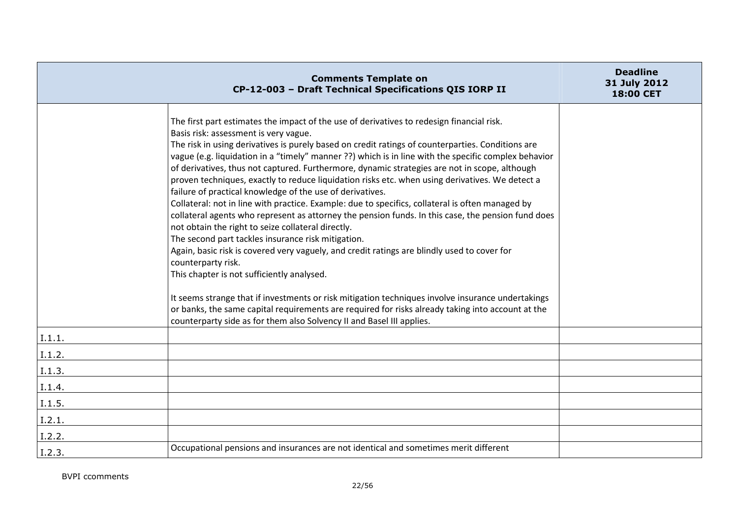| Comments Template on CP-12-003 – Draft Technical Specifications QIS IORP II | | Deadline 31 July 2012 18:00 CET |
|---|---|---|
| | The first part estimates the impact of the use of derivatives to redesign financial risk.<br>Basis risk: assessment is very vague.<br>The risk in using derivatives is purely based on credit ratings of counterparties. Conditions are vague (e.g. liquidation in a "timely" manner ??) which is in line with the specific complex behavior of derivatives, thus not captured. Furthermore, dynamic strategies are not in scope, although proven techniques, exactly to reduce liquidation risks etc. when using derivatives. We detect a failure of practical knowledge of the use of derivatives.<br>Collateral: not in line with practice. Example: due to specifics, collateral is often managed by collateral agents who represent as attorney the pension funds. In this case, the pension fund does not obtain the right to seize collateral directly.<br>The second part tackles insurance risk mitigation.<br>Again, basic risk is covered very vaguely, and credit ratings are blindly used to cover for counterparty risk.<br>This chapter is not sufficiently analysed.<br><br>It seems strange that if investments or risk mitigation techniques involve insurance undertakings or banks, the same capital requirements are required for risks already taking into account at the counterparty side as for them also Solvency II and Basel III applies. | |
| I.1.1. | | |
| I.1.2. | | |
| I.1.3. | | |
| I.1.4. | | |
| I.1.5. | | |
| I.2.1. | | |
| I.2.2. | | |
| I.2.3. | Occupational pensions and insurances are not identical and sometimes merit different | |

BVPI ccomments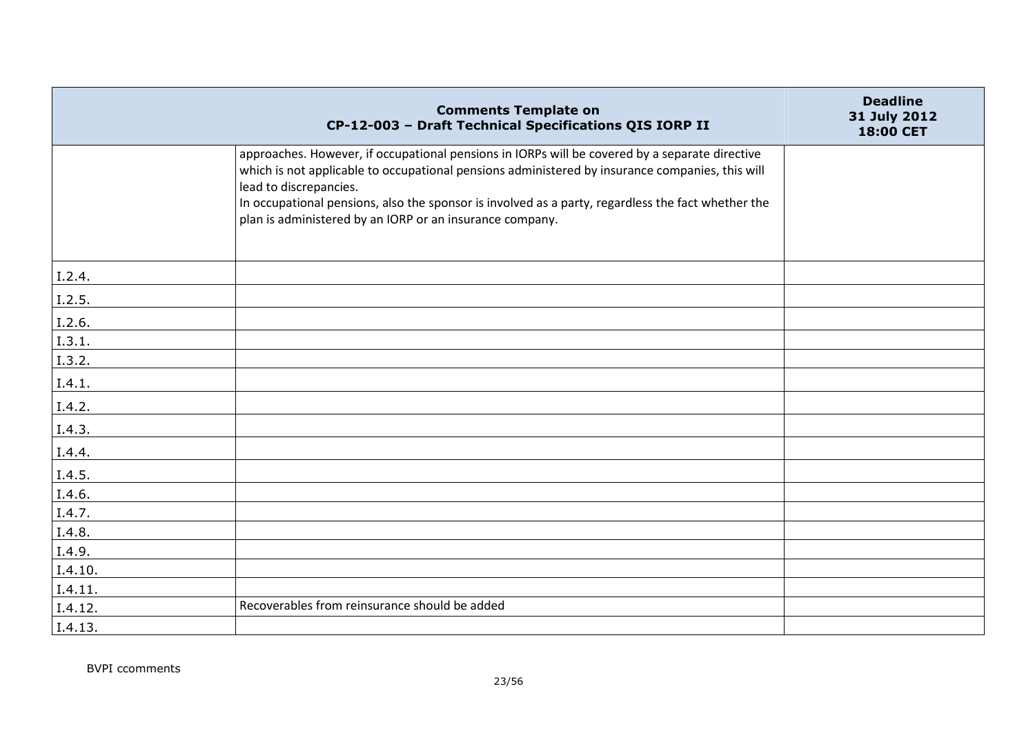| Comments Template on CP-12-003 – Draft Technical Specifications QIS IORP II | | Deadline 31 July 2012 18:00 CET |
|---|---|---|
| | approaches. However, if occupational pensions in IORPs will be covered by a separate directive which is not applicable to occupational pensions administered by insurance companies, this will lead to discrepancies.<br>In occupational pensions, also the sponsor is involved as a party, regardless the fact whether the plan is administered by an IORP or an insurance company. | |
| I.2.4. | | |
| I.2.5. | | |
| I.2.6. | | |
| I.3.1. | | |
| I.3.2. | | |
| I.4.1. | | |
| I.4.2. | | |
| I.4.3. | | |
| I.4.4. | | |
| I.4.5. | | |
| I.4.6. | | |
| I.4.7. | | |
| I.4.8. | | |
| I.4.9. | | |
| I.4.10. | | |
| I.4.11. | | |
| I.4.12. | Recoverables from reinsurance should be added | |
| I.4.13. | | |

BVPI ccomments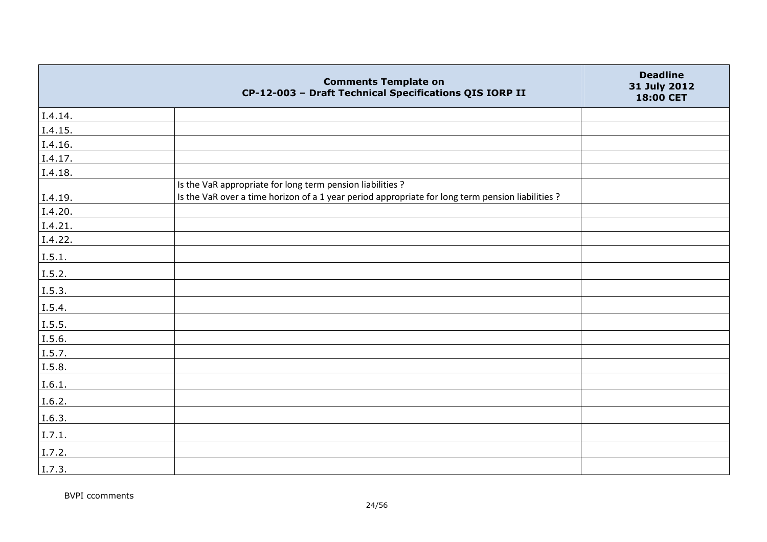| | Comments Template on CP-12-003 – Draft Technical Specifications QIS IORP II | Deadline 31 July 2012 18:00 CET |
|---|---|---|
| I.4.14. | | |
| I.4.15. | | |
| I.4.16. | | |
| I.4.17. | | |
| I.4.18. | | |
| I.4.19. | Is the VaR appropriate for long term pension liabilities ?<br>Is the VaR over a time horizon of a 1 year period appropriate for long term pension liabilities ? | |
| I.4.20. | | |
| I.4.21. | | |
| I.4.22. | | |
| I.5.1. | | |
| I.5.2. | | |
| I.5.3. | | |
| I.5.4. | | |
| I.5.5. | | |
| I.5.6. | | |
| I.5.7. | | |
| I.5.8. | | |
| I.6.1. | | |
| I.6.2. | | |
| I.6.3. | | |
| I.7.1. | | |
| I.7.2. | | |
| I.7.3. | | |

BVPI ccomments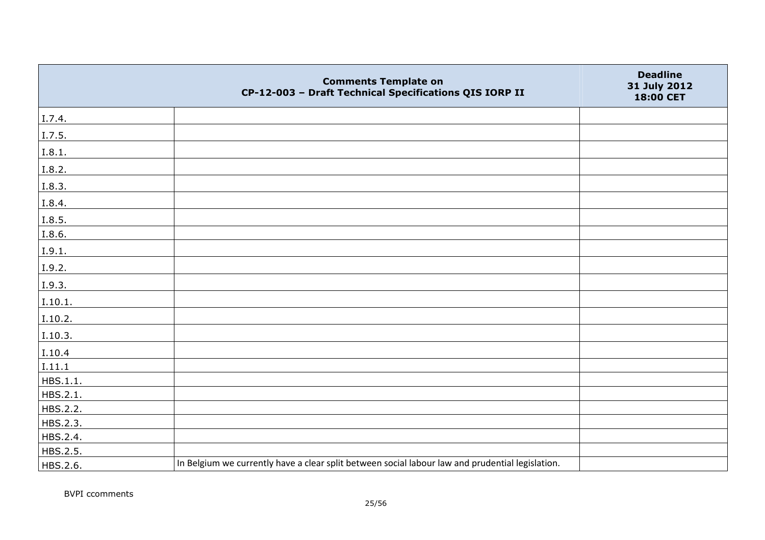| Comments Template on CP-12-003 – Draft Technical Specifications QIS IORP II | | Deadline 31 July 2012 18:00 CET |
|---|---|---|
| I.7.4. | | |
| I.7.5. | | |
| I.8.1. | | |
| I.8.2. | | |
| I.8.3. | | |
| I.8.4. | | |
| I.8.5. | | |
| I.8.6. | | |
| I.9.1. | | |
| I.9.2. | | |
| I.9.3. | | |
| I.10.1. | | |
| I.10.2. | | |
| I.10.3. | | |
| I.10.4 | | |
| I.11.1 | | |
| HBS.1.1. | | |
| HBS.2.1. | | |
| HBS.2.2. | | |
| HBS.2.3. | | |
| HBS.2.4. | | |
| HBS.2.5. | | |
| HBS.2.6. | In Belgium we currently have a clear split between social labour law and prudential legislation. | |

BVPI ccomments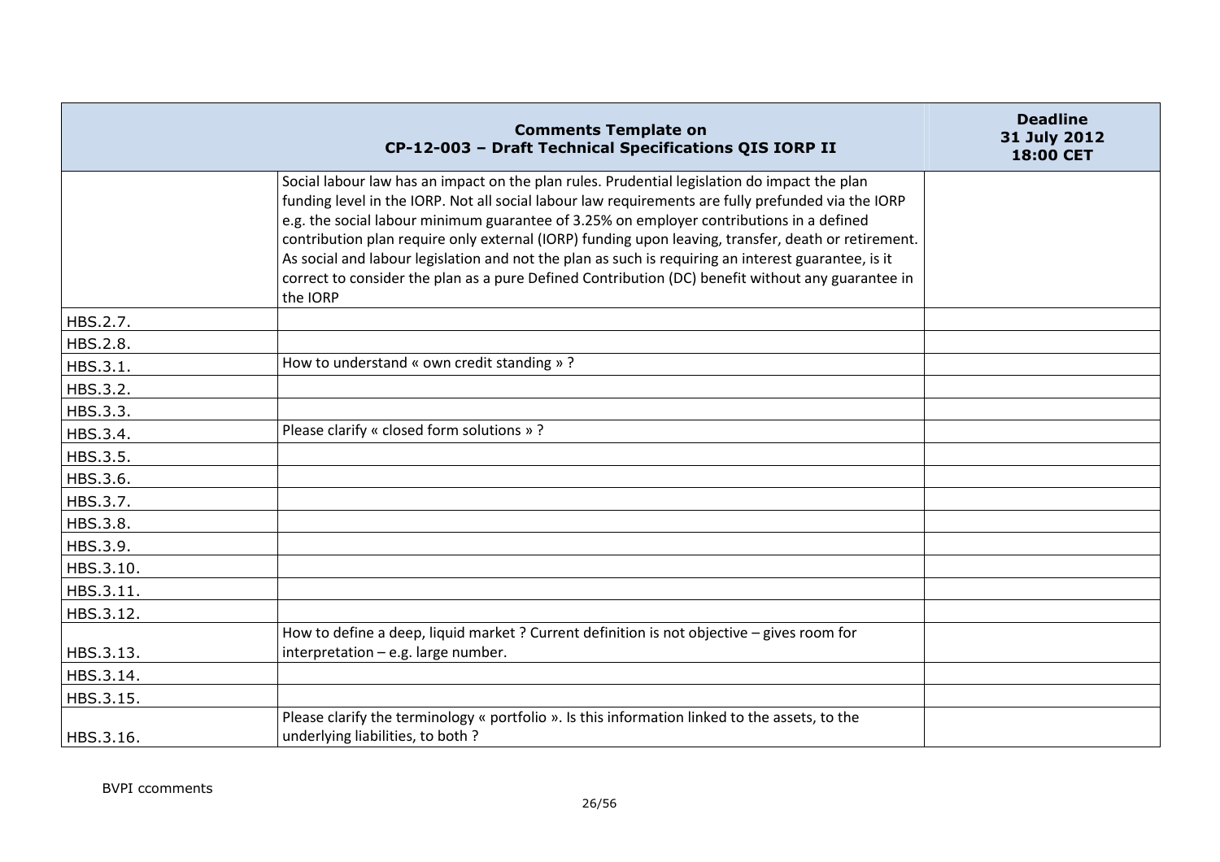| Comments Template on CP-12-003 – Draft Technical Specifications QIS IORP II | | Deadline 31 July 2012 18:00 CET |
|---|---|---|
| | Social labour law has an impact on the plan rules. Prudential legislation do impact the plan funding level in the IORP. Not all social labour law requirements are fully prefunded via the IORP e.g. the social labour minimum guarantee of 3.25% on employer contributions in a defined contribution plan require only external (IORP) funding upon leaving, transfer, death or retirement. As social and labour legislation and not the plan as such is requiring an interest guarantee, is it correct to consider the plan as a pure Defined Contribution (DC) benefit without any guarantee in the IORP | |
| HBS.2.7. | | |
| HBS.2.8. | | |
| HBS.3.1. | How to understand « own credit standing » ? | |
| HBS.3.2. | | |
| HBS.3.3. | | |
| HBS.3.4. | Please clarify « closed form solutions » ? | |
| HBS.3.5. | | |
| HBS.3.6. | | |
| HBS.3.7. | | |
| HBS.3.8. | | |
| HBS.3.9. | | |
| HBS.3.10. | | |
| HBS.3.11. | | |
| HBS.3.12. | | |
| HBS.3.13. | How to define a deep, liquid market ? Current definition is not objective – gives room for interpretation – e.g. large number. | |
| HBS.3.14. | | |
| HBS.3.15. | | |
| HBS.3.16. | Please clarify the terminology « portfolio ». Is this information linked to the assets, to the underlying liabilities, to both ? | |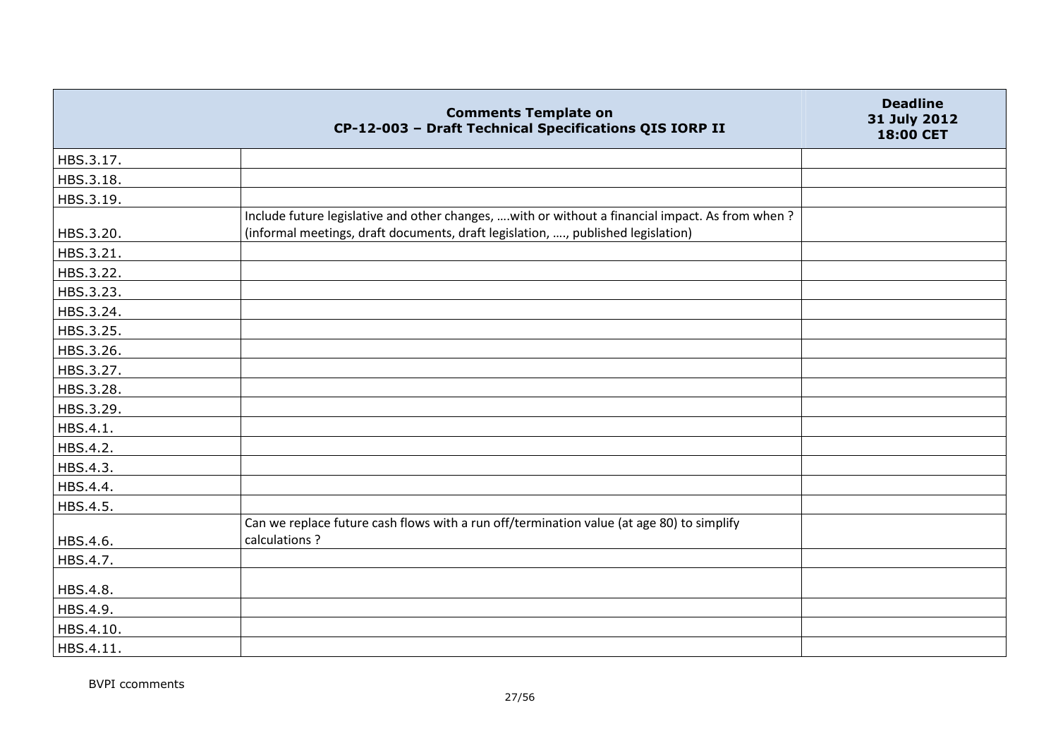| Comments Template on CP-12-003 – Draft Technical Specifications QIS IORP II | | Deadline 31 July 2012 18:00 CET |
|---|---|---|
| HBS.3.17. | | |
| HBS.3.18. | | |
| HBS.3.19. | | |
| HBS.3.20. | Include future legislative and other changes, ….with or without a financial impact. As from when ? (informal meetings, draft documents, draft legislation, …., published legislation) | |
| HBS.3.21. | | |
| HBS.3.22. | | |
| HBS.3.23. | | |
| HBS.3.24. | | |
| HBS.3.25. | | |
| HBS.3.26. | | |
| HBS.3.27. | | |
| HBS.3.28. | | |
| HBS.3.29. | | |
| HBS.4.1. | | |
| HBS.4.2. | | |
| HBS.4.3. | | |
| HBS.4.4. | | |
| HBS.4.5. | | |
| HBS.4.6. | Can we replace future cash flows with a run off/termination value (at age 80) to simplify calculations ? | |
| HBS.4.7. | | |
| HBS.4.8. | | |
| HBS.4.9. | | |
| HBS.4.10. | | |
| HBS.4.11. | | |

BVPI ccomments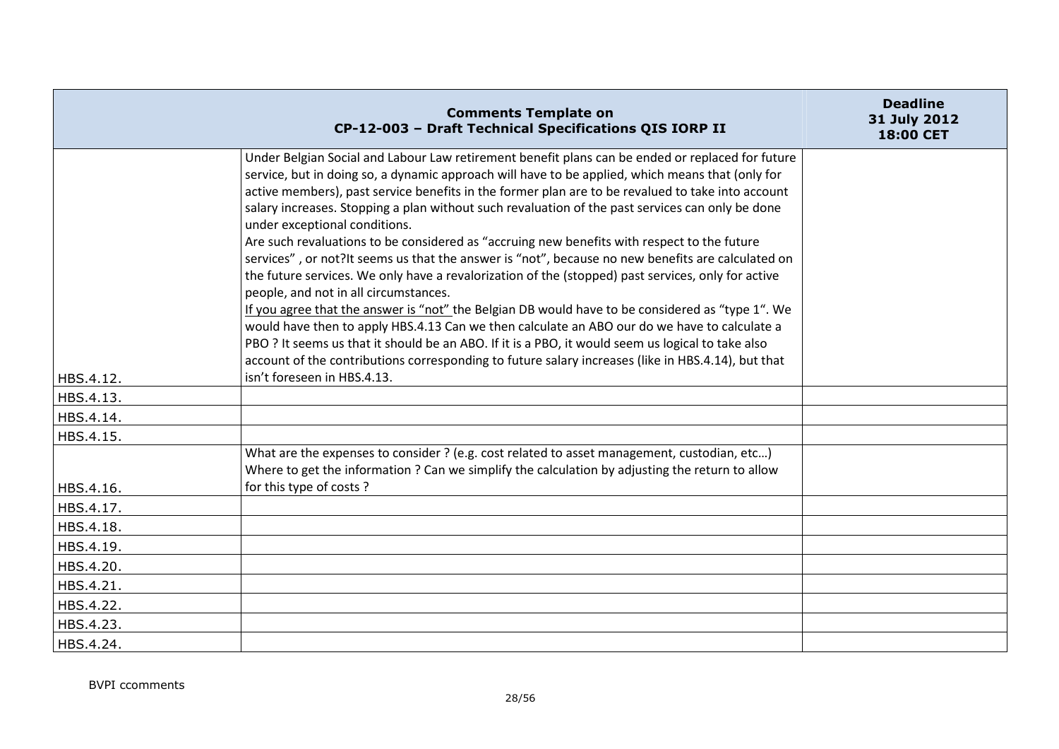| | Comments Template on CP-12-003 – Draft Technical Specifications QIS IORP II | Deadline 31 July 2012 18:00 CET |
|---|---|---|
| HBS.4.12. | Under Belgian Social and Labour Law retirement benefit plans can be ended or replaced for future service, but in doing so, a dynamic approach will have to be applied, which means that (only for active members), past service benefits in the former plan are to be revalued to take into account salary increases. Stopping a plan without such revaluation of the past services can only be done under exceptional conditions.<br>Are such revaluations to be considered as "accruing new benefits with respect to the future services" , or not?It seems us that the answer is "not", because no new benefits are calculated on the future services. We only have a revalorization of the (stopped) past services, only for active people, and not in all circumstances.<br><u>If you agree that the answer is "not"</u> the Belgian DB would have to be considered as "type 1". We would have then to apply HBS.4.13 Can we then calculate an ABO our do we have to calculate a PBO ? It seems us that it should be an ABO. If it is a PBO, it would seem us logical to take also account of the contributions corresponding to future salary increases (like in HBS.4.14), but that isn't foreseen in HBS.4.13. | |
| HBS.4.13. | | |
| HBS.4.14. | | |
| HBS.4.15. | | |
| HBS.4.16. | What are the expenses to consider ? (e.g. cost related to asset management, custodian, etc…) Where to get the information ? Can we simplify the calculation by adjusting the return to allow for this type of costs ? | |
| HBS.4.17. | | |
| HBS.4.18. | | |
| HBS.4.19. | | |
| HBS.4.20. | | |
| HBS.4.21. | | |
| HBS.4.22. | | |
| HBS.4.23. | | |
| HBS.4.24. | | |

BVPI ccomments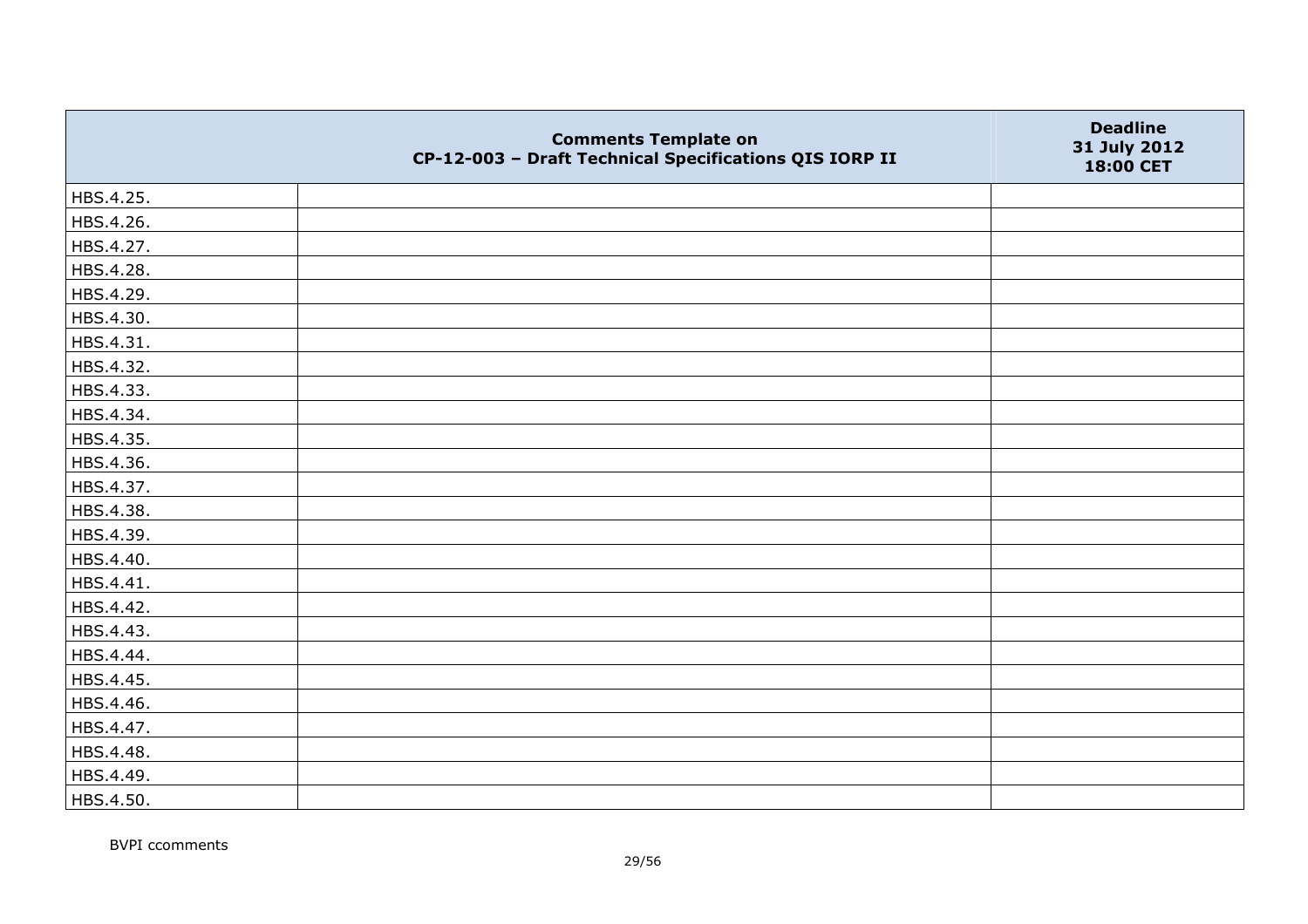| | Comments Template on CP-12-003 – Draft Technical Specifications QIS IORP II | Deadline 31 July 2012 18:00 CET |
|---|---|---|
| HBS.4.25. | | |
| HBS.4.26. | | |
| HBS.4.27. | | |
| HBS.4.28. | | |
| HBS.4.29. | | |
| HBS.4.30. | | |
| HBS.4.31. | | |
| HBS.4.32. | | |
| HBS.4.33. | | |
| HBS.4.34. | | |
| HBS.4.35. | | |
| HBS.4.36. | | |
| HBS.4.37. | | |
| HBS.4.38. | | |
| HBS.4.39. | | |
| HBS.4.40. | | |
| HBS.4.41. | | |
| HBS.4.42. | | |
| HBS.4.43. | | |
| HBS.4.44. | | |
| HBS.4.45. | | |
| HBS.4.46. | | |
| HBS.4.47. | | |
| HBS.4.48. | | |
| HBS.4.49. | | |
| HBS.4.50. | | |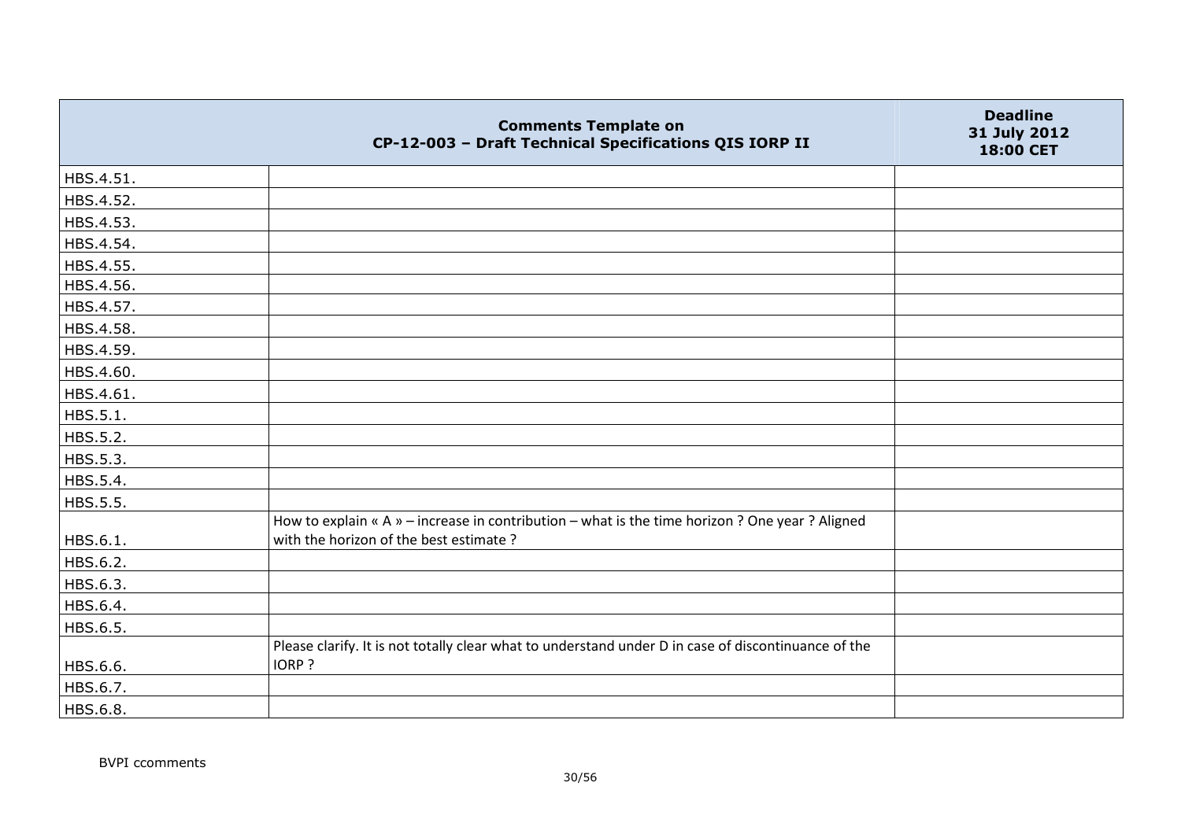| | Comments Template on CP-12-003 – Draft Technical Specifications QIS IORP II | Deadline 31 July 2012 18:00 CET |
|---|---|---|
| HBS.4.51. | | |
| HBS.4.52. | | |
| HBS.4.53. | | |
| HBS.4.54. | | |
| HBS.4.55. | | |
| HBS.4.56. | | |
| HBS.4.57. | | |
| HBS.4.58. | | |
| HBS.4.59. | | |
| HBS.4.60. | | |
| HBS.4.61. | | |
| HBS.5.1. | | |
| HBS.5.2. | | |
| HBS.5.3. | | |
| HBS.5.4. | | |
| HBS.5.5. | | |
| HBS.6.1. | How to explain « A » – increase in contribution – what is the time horizon ? One year ? Aligned with the horizon of the best estimate ? | |
| HBS.6.2. | | |
| HBS.6.3. | | |
| HBS.6.4. | | |
| HBS.6.5. | | |
| HBS.6.6. | Please clarify. It is not totally clear what to understand under D in case of discontinuance of the IORP ? | |
| HBS.6.7. | | |
| HBS.6.8. | | |

BVPI ccomments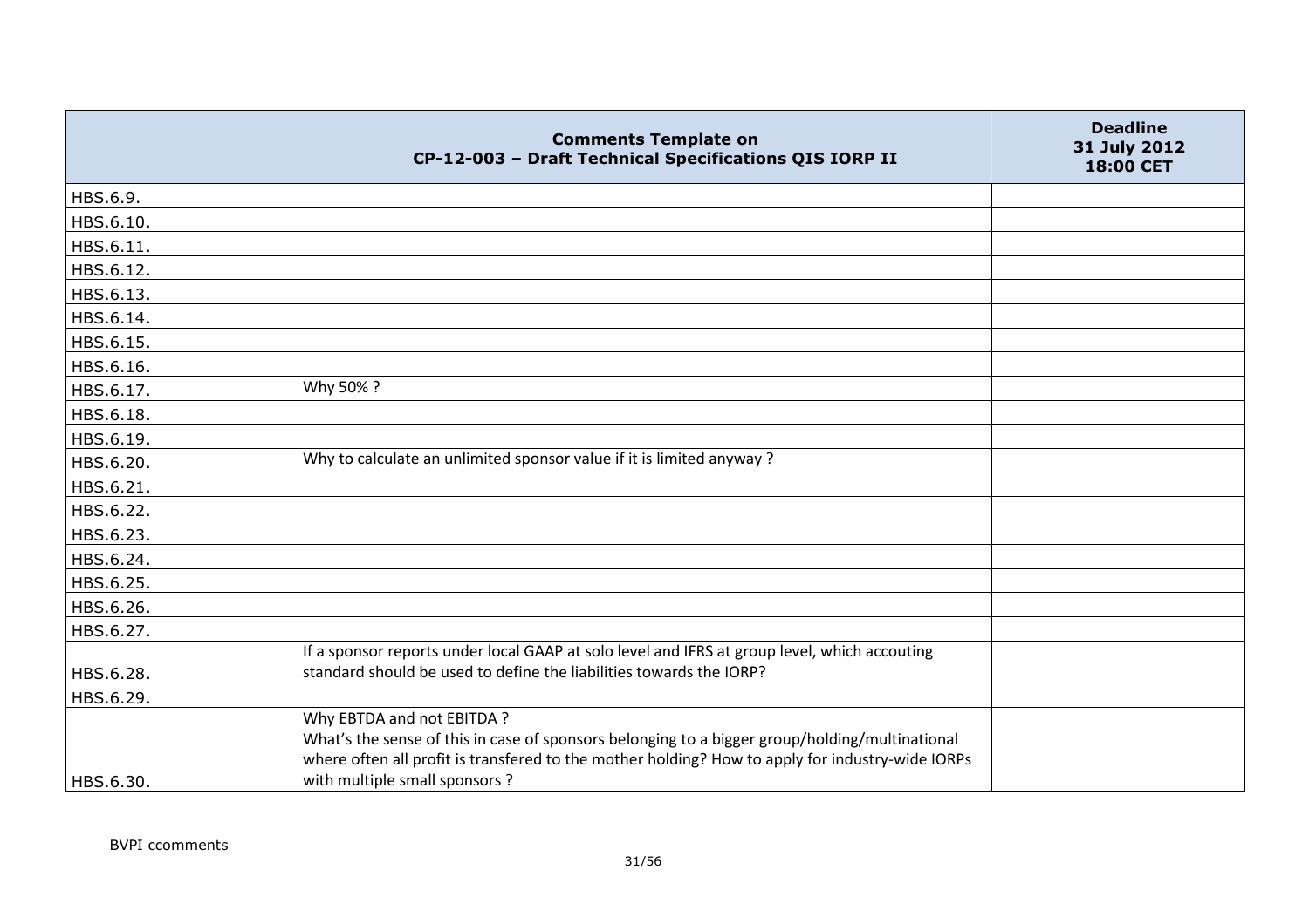| | Comments Template on CP-12-003 – Draft Technical Specifications QIS IORP II | Deadline 31 July 2012 18:00 CET |
|---|---|---|
| HBS.6.9. | | |
| HBS.6.10. | | |
| HBS.6.11. | | |
| HBS.6.12. | | |
| HBS.6.13. | | |
| HBS.6.14. | | |
| HBS.6.15. | | |
| HBS.6.16. | | |
| HBS.6.17. | Why 50% ? | |
| HBS.6.18. | | |
| HBS.6.19. | | |
| HBS.6.20. | Why to calculate an unlimited sponsor value if it is limited anyway ? | |
| HBS.6.21. | | |
| HBS.6.22. | | |
| HBS.6.23. | | |
| HBS.6.24. | | |
| HBS.6.25. | | |
| HBS.6.26. | | |
| HBS.6.27. | | |
| HBS.6.28. | If a sponsor reports under local GAAP at solo level and IFRS at group level, which accouting standard should be used to define the liabilities towards the IORP? | |
| HBS.6.29. | | |
| HBS.6.30. | Why EBTDA and not EBITDA ?<br>What's the sense of this in case of sponsors belonging to a bigger group/holding/multinational where often all profit is transfered to the mother holding? How to apply for industry-wide IORPs with multiple small sponsors ? | |

BVPI ccomments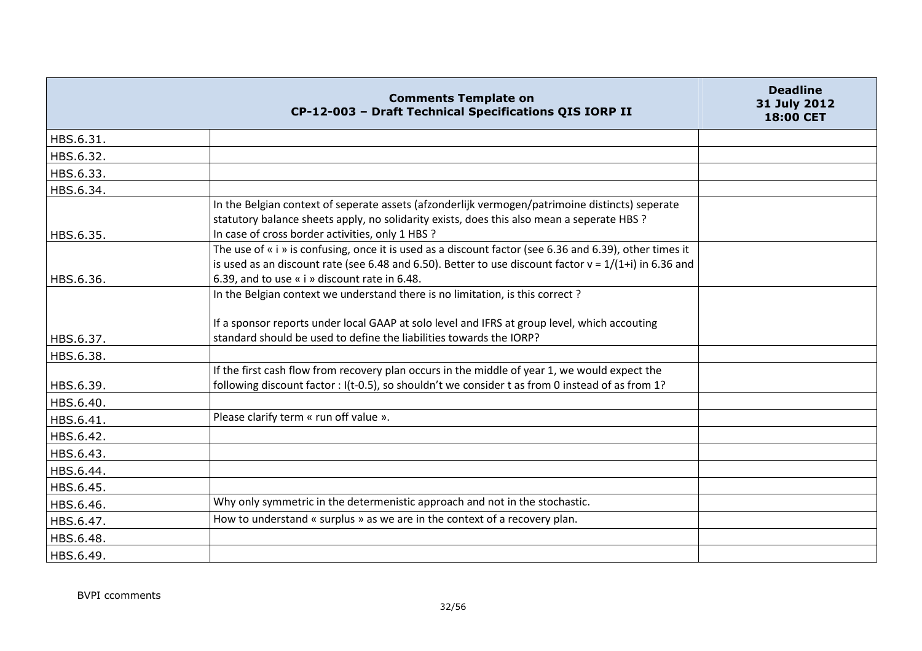| | Comments Template on CP-12-003 – Draft Technical Specifications QIS IORP II | Deadline 31 July 2012 18:00 CET |
|---|---|---|
| HBS.6.31. | | |
| HBS.6.32. | | |
| HBS.6.33. | | |
| HBS.6.34. | | |
| HBS.6.35. | In the Belgian context of seperate assets (afzonderlijk vermogen/patrimoine distincts) seperate statutory balance sheets apply, no solidarity exists, does this also mean a seperate HBS ?<br>In case of cross border activities, only 1 HBS ? | |
| HBS.6.36. | The use of « i » is confusing, once it is used as a discount factor (see 6.36 and 6.39), other times it is used as an discount rate (see 6.48 and 6.50). Better to use discount factor $v = 1/(1+i)$ in 6.36 and 6.39, and to use « i » discount rate in 6.48. | |
| HBS.6.37. | In the Belgian context we understand there is no limitation, is this correct ?<br><br>If a sponsor reports under local GAAP at solo level and IFRS at group level, which accouting standard should be used to define the liabilities towards the IORP? | |
| HBS.6.38. | | |
| HBS.6.39. | If the first cash flow from recovery plan occurs in the middle of year 1, we would expect the following discount factor : I(t-0.5), so shouldn't we consider t as from 0 instead of as from 1? | |
| HBS.6.40. | | |
| HBS.6.41. | Please clarify term « run off value ». | |
| HBS.6.42. | | |
| HBS.6.43. | | |
| HBS.6.44. | | |
| HBS.6.45. | | |
| HBS.6.46. | Why only symmetric in the determenistic approach and not in the stochastic. | |
| HBS.6.47. | How to understand « surplus » as we are in the context of a recovery plan. | |
| HBS.6.48. | | |
| HBS.6.49. | | |

BVPI ccomments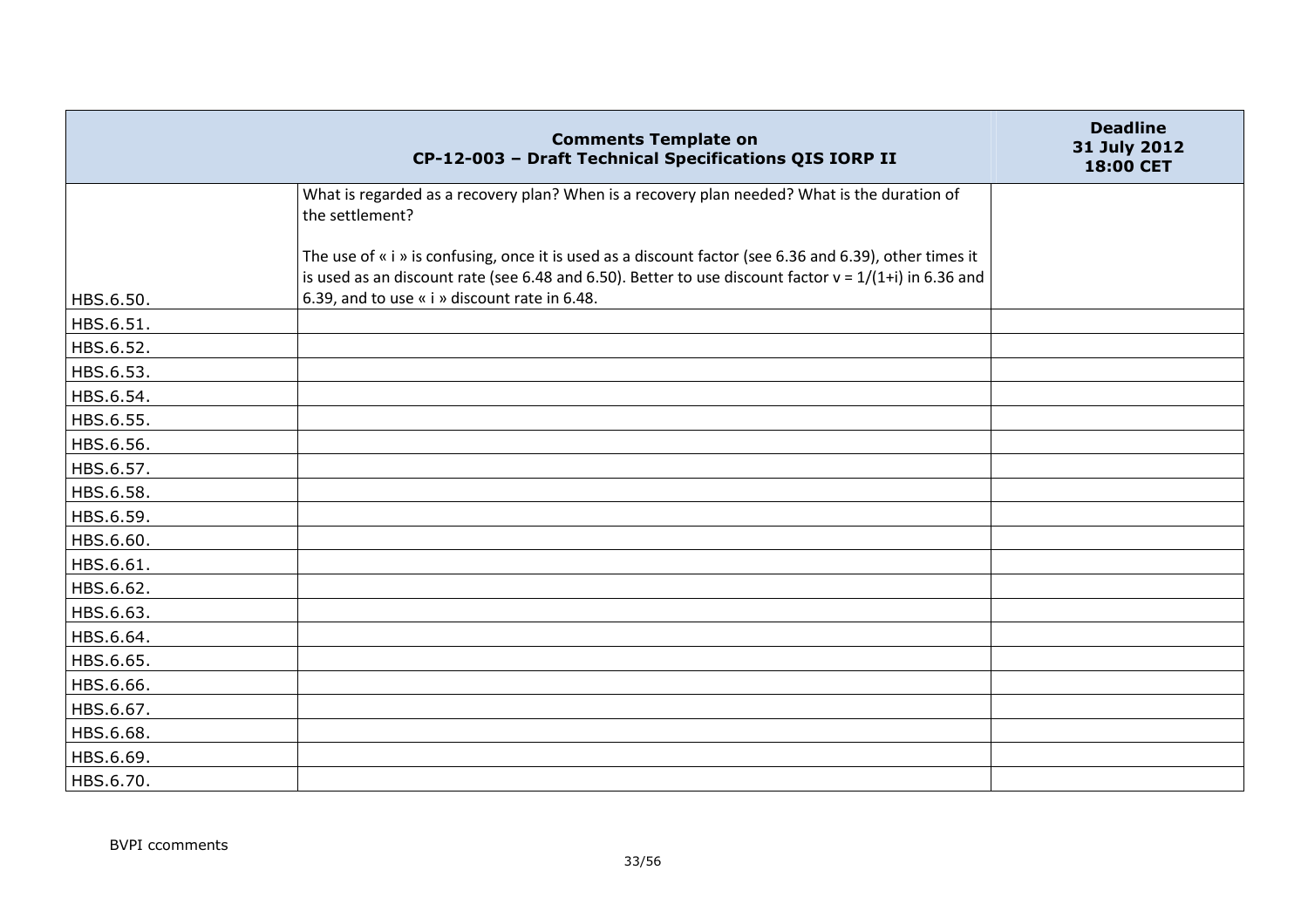| | Comments Template on CP-12-003 – Draft Technical Specifications QIS IORP II | Deadline 31 July 2012 18:00 CET |
|---|---|---|
| HBS.6.50. | What is regarded as a recovery plan? When is a recovery plan needed? What is the duration of the settlement?<br><br>The use of « i » is confusing, once it is used as a discount factor (see 6.36 and 6.39), other times it is used as an discount rate (see 6.48 and 6.50). Better to use discount factor $v = 1/(1+i)$ in 6.36 and 6.39, and to use « i » discount rate in 6.48. | |
| HBS.6.51. | | |
| HBS.6.52. | | |
| HBS.6.53. | | |
| HBS.6.54. | | |
| HBS.6.55. | | |
| HBS.6.56. | | |
| HBS.6.57. | | |
| HBS.6.58. | | |
| HBS.6.59. | | |
| HBS.6.60. | | |
| HBS.6.61. | | |
| HBS.6.62. | | |
| HBS.6.63. | | |
| HBS.6.64. | | |
| HBS.6.65. | | |
| HBS.6.66. | | |
| HBS.6.67. | | |
| HBS.6.68. | | |
| HBS.6.69. | | |
| HBS.6.70. | | |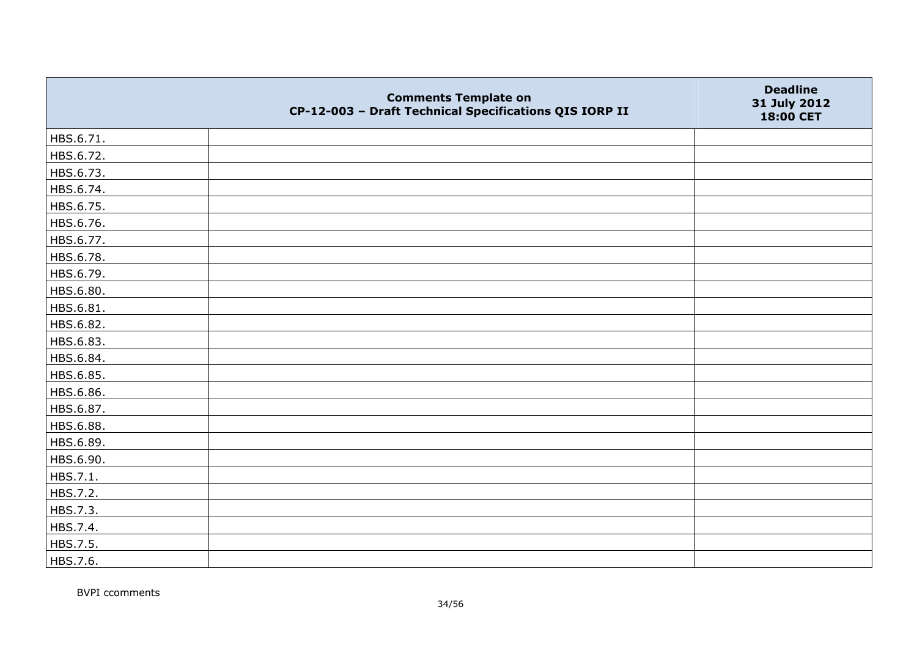|  | Comments Template on CP-12-003 – Draft Technical Specifications QIS IORP II | Deadline 31 July 2012 18:00 CET |
|---|---|---|
| HBS.6.71. |  |  |
| HBS.6.72. |  |  |
| HBS.6.73. |  |  |
| HBS.6.74. |  |  |
| HBS.6.75. |  |  |
| HBS.6.76. |  |  |
| HBS.6.77. |  |  |
| HBS.6.78. |  |  |
| HBS.6.79. |  |  |
| HBS.6.80. |  |  |
| HBS.6.81. |  |  |
| HBS.6.82. |  |  |
| HBS.6.83. |  |  |
| HBS.6.84. |  |  |
| HBS.6.85. |  |  |
| HBS.6.86. |  |  |
| HBS.6.87. |  |  |
| HBS.6.88. |  |  |
| HBS.6.89. |  |  |
| HBS.6.90. |  |  |
| HBS.7.1. |  |  |
| HBS.7.2. |  |  |
| HBS.7.3. |  |  |
| HBS.7.4. |  |  |
| HBS.7.5. |  |  |
| HBS.7.6. |  |  |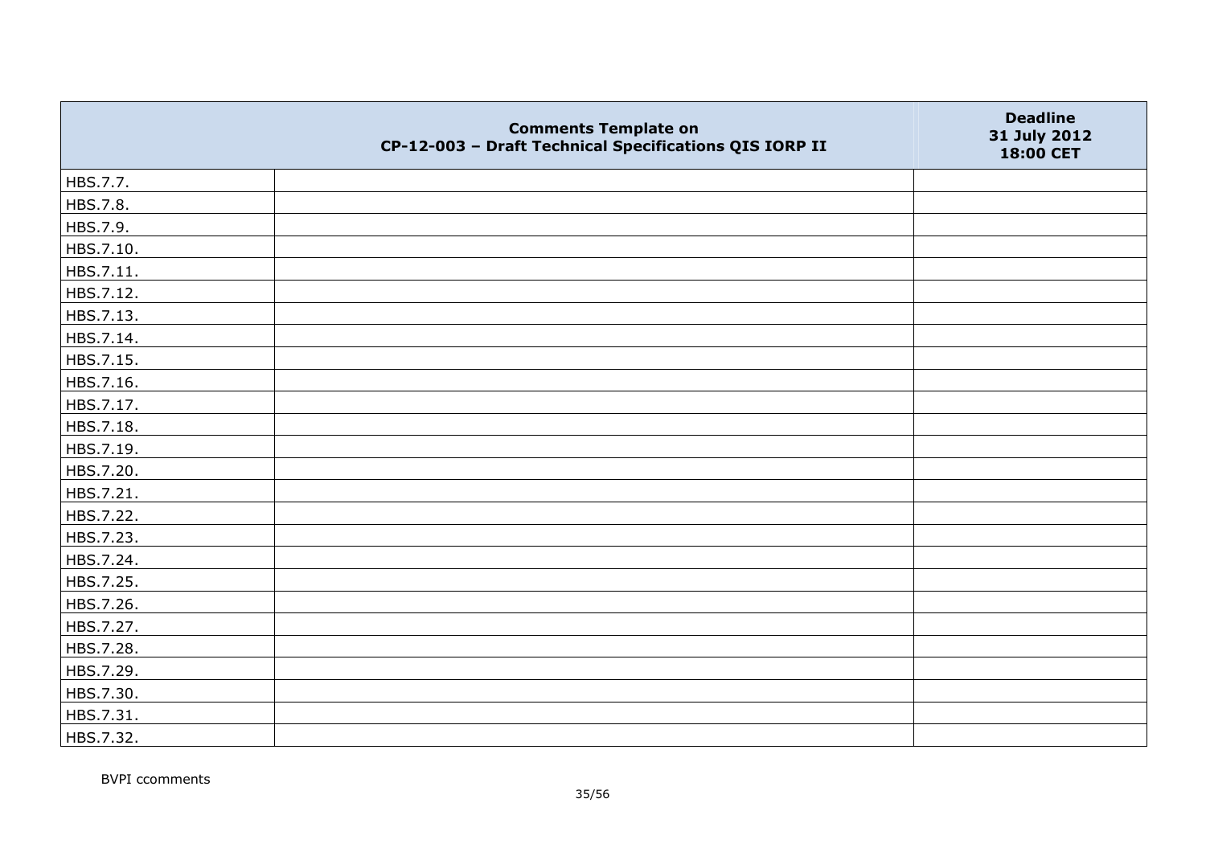|  | Comments Template on CP-12-003 – Draft Technical Specifications QIS IORP II | Deadline 31 July 2012 18:00 CET |
|---|---|---|
| HBS.7.7. | | |
| HBS.7.8. | | |
| HBS.7.9. | | |
| HBS.7.10. | | |
| HBS.7.11. | | |
| HBS.7.12. | | |
| HBS.7.13. | | |
| HBS.7.14. | | |
| HBS.7.15. | | |
| HBS.7.16. | | |
| HBS.7.17. | | |
| HBS.7.18. | | |
| HBS.7.19. | | |
| HBS.7.20. | | |
| HBS.7.21. | | |
| HBS.7.22. | | |
| HBS.7.23. | | |
| HBS.7.24. | | |
| HBS.7.25. | | |
| HBS.7.26. | | |
| HBS.7.27. | | |
| HBS.7.28. | | |
| HBS.7.29. | | |
| HBS.7.30. | | |
| HBS.7.31. | | |
| HBS.7.32. | | |

BVPI ccomments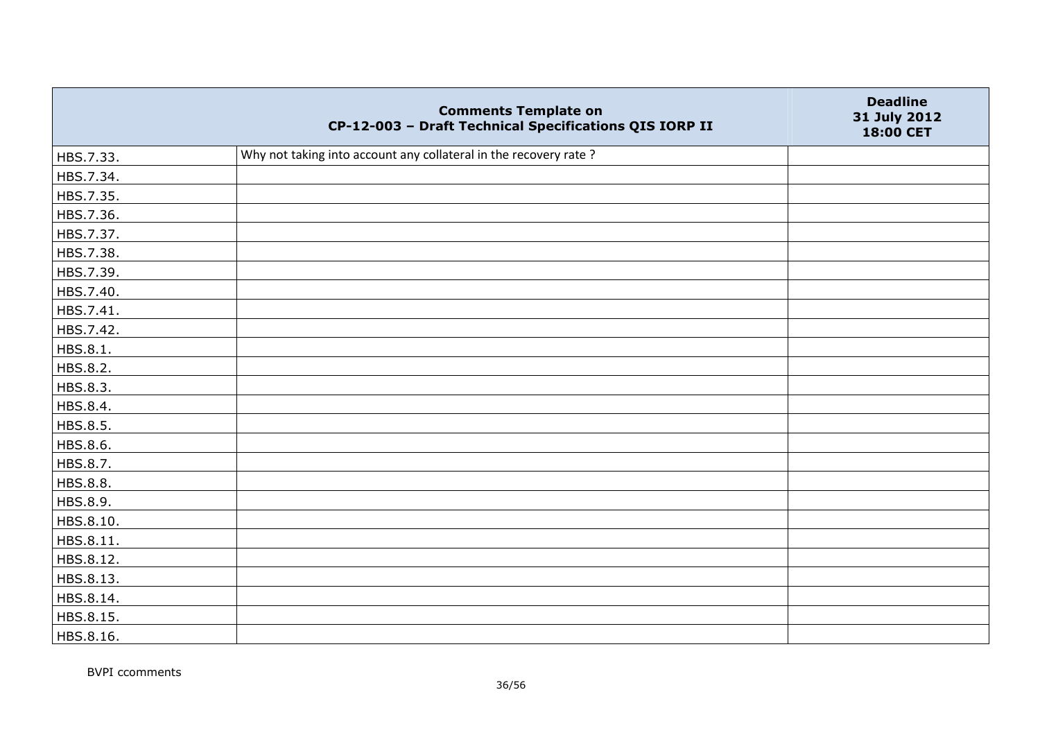| Comments Template on CP-12-003 – Draft Technical Specifications QIS IORP II | | Deadline 31 July 2012 18:00 CET |
|---|---|---|
| HBS.7.33. | Why not taking into account any collateral in the recovery rate ? | |
| HBS.7.34. | | |
| HBS.7.35. | | |
| HBS.7.36. | | |
| HBS.7.37. | | |
| HBS.7.38. | | |
| HBS.7.39. | | |
| HBS.7.40. | | |
| HBS.7.41. | | |
| HBS.7.42. | | |
| HBS.8.1. | | |
| HBS.8.2. | | |
| HBS.8.3. | | |
| HBS.8.4. | | |
| HBS.8.5. | | |
| HBS.8.6. | | |
| HBS.8.7. | | |
| HBS.8.8. | | |
| HBS.8.9. | | |
| HBS.8.10. | | |
| HBS.8.11. | | |
| HBS.8.12. | | |
| HBS.8.13. | | |
| HBS.8.14. | | |
| HBS.8.15. | | |
| HBS.8.16. | | |

BVPI ccomments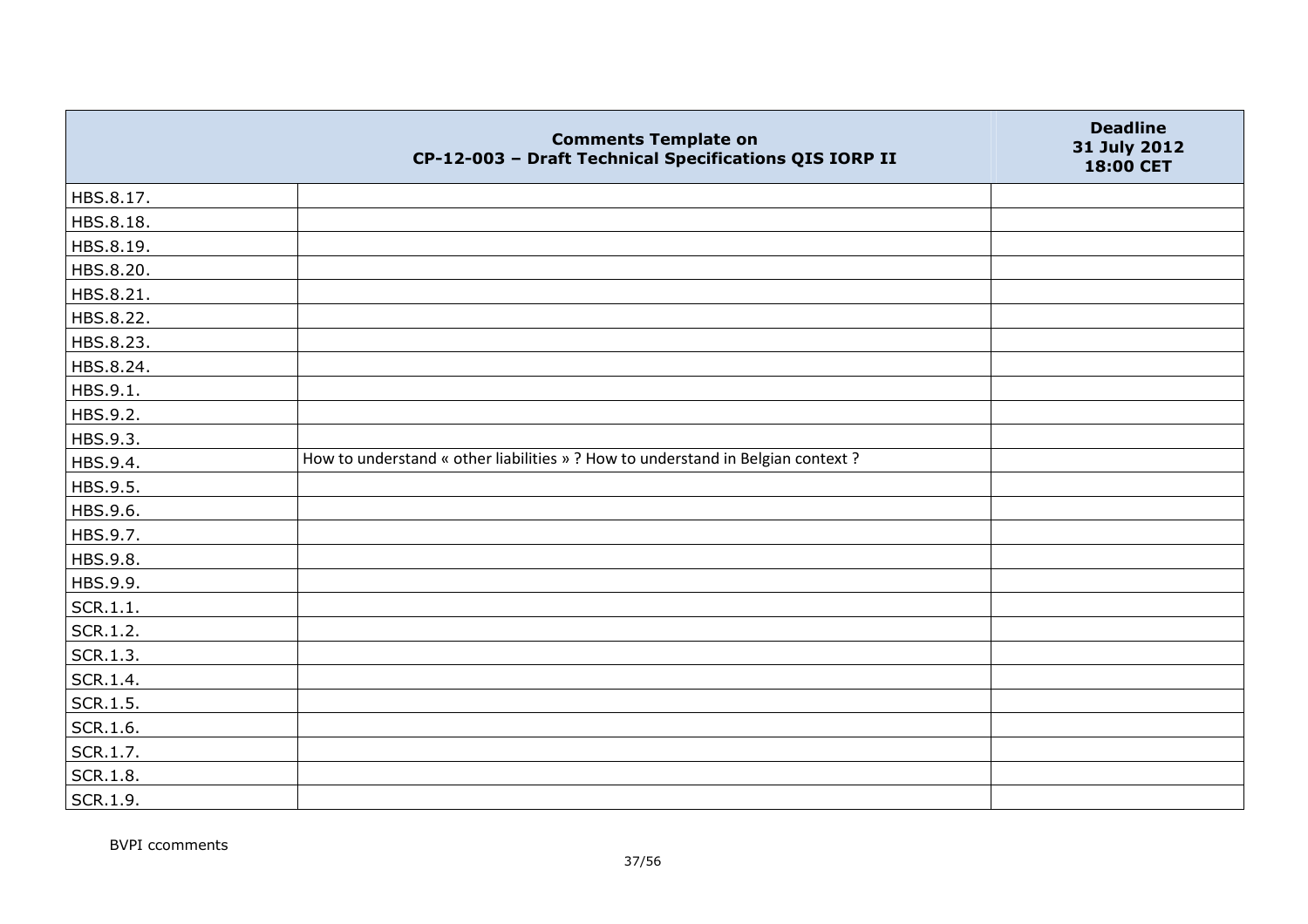| | Comments Template on CP-12-003 – Draft Technical Specifications QIS IORP II | Deadline 31 July 2012 18:00 CET |
|---|---|---|
| HBS.8.17. | | |
| HBS.8.18. | | |
| HBS.8.19. | | |
| HBS.8.20. | | |
| HBS.8.21. | | |
| HBS.8.22. | | |
| HBS.8.23. | | |
| HBS.8.24. | | |
| HBS.9.1. | | |
| HBS.9.2. | | |
| HBS.9.3. | | |
| HBS.9.4. | How to understand « other liabilities » ? How to understand in Belgian context ? | |
| HBS.9.5. | | |
| HBS.9.6. | | |
| HBS.9.7. | | |
| HBS.9.8. | | |
| HBS.9.9. | | |
| SCR.1.1. | | |
| SCR.1.2. | | |
| SCR.1.3. | | |
| SCR.1.4. | | |
| SCR.1.5. | | |
| SCR.1.6. | | |
| SCR.1.7. | | |
| SCR.1.8. | | |
| SCR.1.9. | | |

BVPI ccomments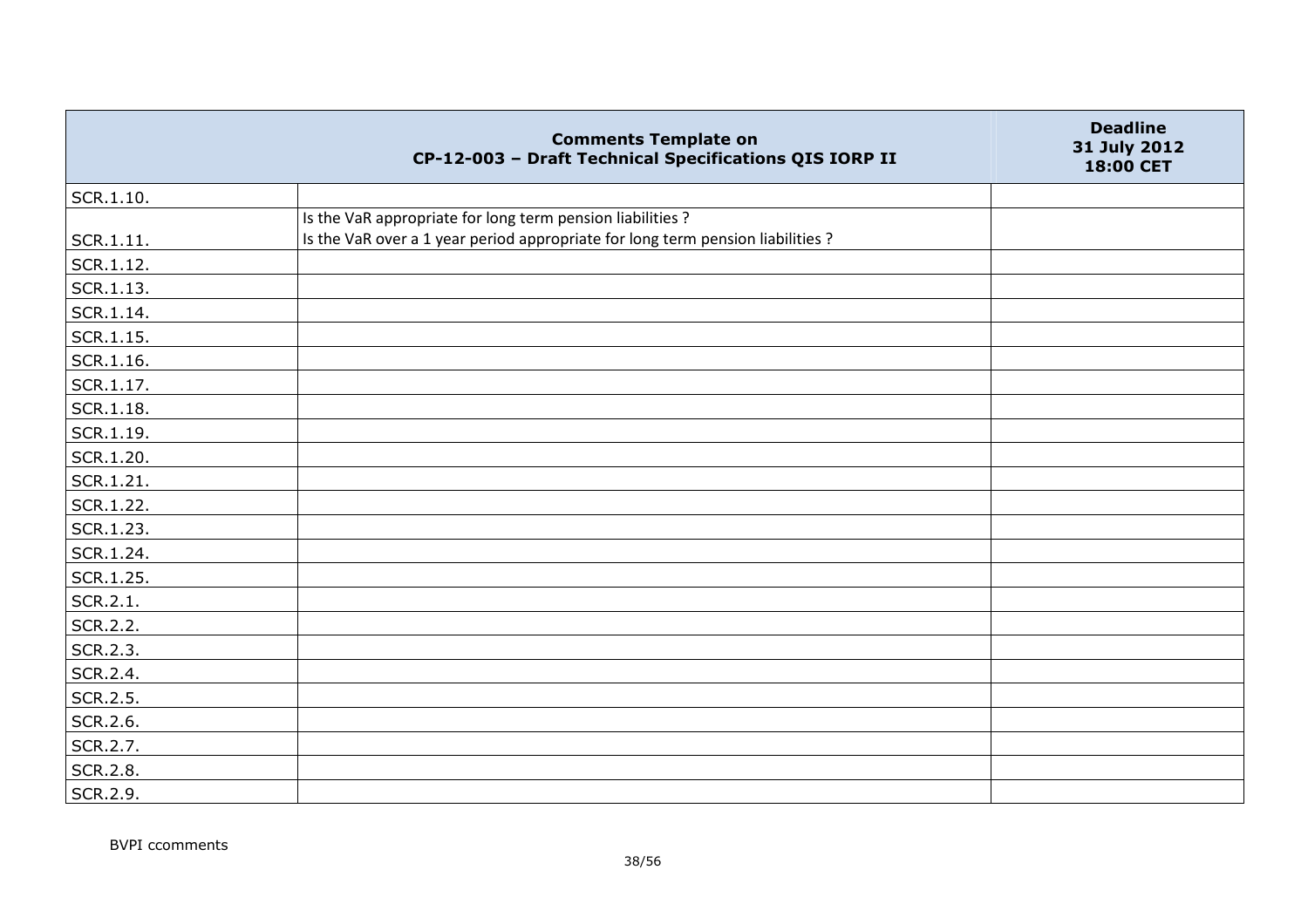| Comments Template on CP-12-003 – Draft Technical Specifications QIS IORP II | | Deadline 31 July 2012 18:00 CET |
|---|---|---|
| SCR.1.10. | | |
| SCR.1.11. | Is the VaR appropriate for long term pension liabilities ? Is the VaR over a 1 year period appropriate for long term pension liabilities ? | |
| SCR.1.12. | | |
| SCR.1.13. | | |
| SCR.1.14. | | |
| SCR.1.15. | | |
| SCR.1.16. | | |
| SCR.1.17. | | |
| SCR.1.18. | | |
| SCR.1.19. | | |
| SCR.1.20. | | |
| SCR.1.21. | | |
| SCR.1.22. | | |
| SCR.1.23. | | |
| SCR.1.24. | | |
| SCR.1.25. | | |
| SCR.2.1. | | |
| SCR.2.2. | | |
| SCR.2.3. | | |
| SCR.2.4. | | |
| SCR.2.5. | | |
| SCR.2.6. | | |
| SCR.2.7. | | |
| SCR.2.8. | | |
| SCR.2.9. | | |

BVPI ccomments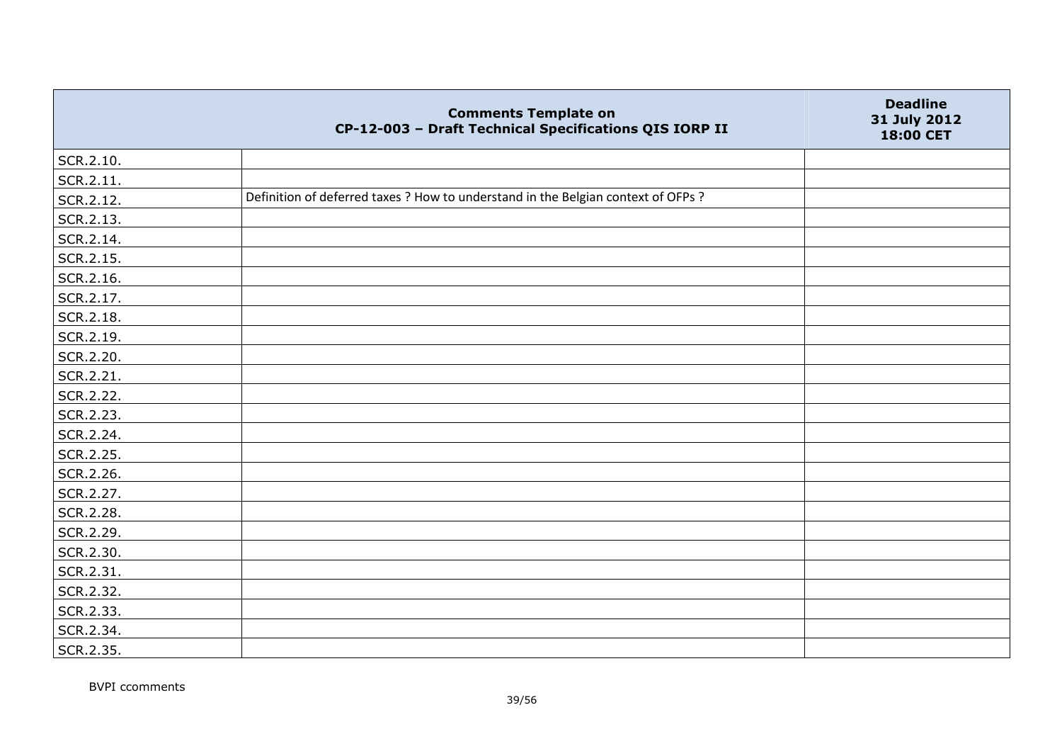| Comments Template on CP-12-003 – Draft Technical Specifications QIS IORP II | | Deadline 31 July 2012 18:00 CET |
|---|---|---|
| SCR.2.10. | | |
| SCR.2.11. | | |
| SCR.2.12. | Definition of deferred taxes ? How to understand in the Belgian context of OFPs ? | |
| SCR.2.13. | | |
| SCR.2.14. | | |
| SCR.2.15. | | |
| SCR.2.16. | | |
| SCR.2.17. | | |
| SCR.2.18. | | |
| SCR.2.19. | | |
| SCR.2.20. | | |
| SCR.2.21. | | |
| SCR.2.22. | | |
| SCR.2.23. | | |
| SCR.2.24. | | |
| SCR.2.25. | | |
| SCR.2.26. | | |
| SCR.2.27. | | |
| SCR.2.28. | | |
| SCR.2.29. | | |
| SCR.2.30. | | |
| SCR.2.31. | | |
| SCR.2.32. | | |
| SCR.2.33. | | |
| SCR.2.34. | | |
| SCR.2.35. | | |

BVPI ccomments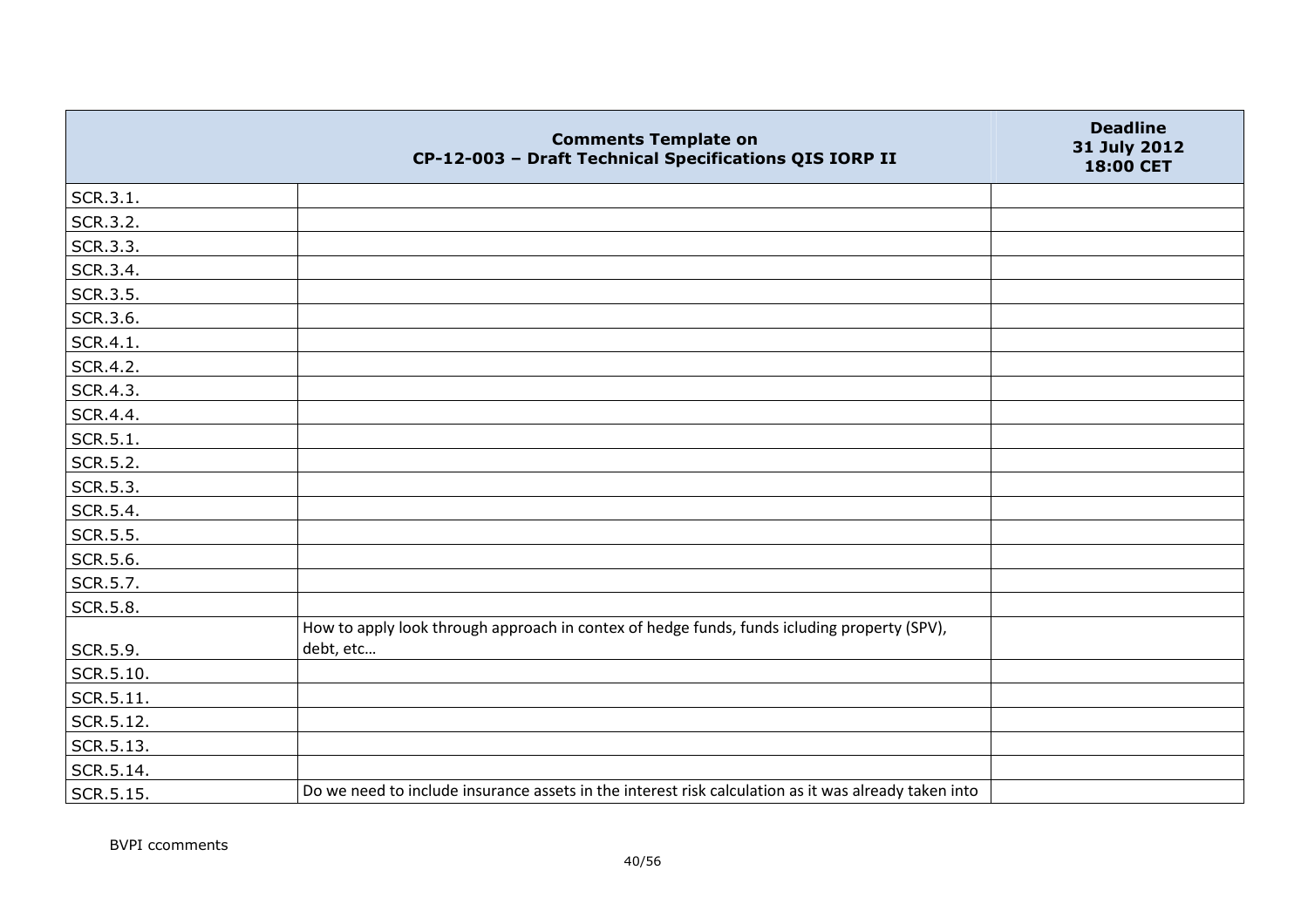| | Comments Template on CP-12-003 – Draft Technical Specifications QIS IORP II | Deadline 31 July 2012 18:00 CET |
|---|---|---|
| SCR.3.1. | | |
| SCR.3.2. | | |
| SCR.3.3. | | |
| SCR.3.4. | | |
| SCR.3.5. | | |
| SCR.3.6. | | |
| SCR.4.1. | | |
| SCR.4.2. | | |
| SCR.4.3. | | |
| SCR.4.4. | | |
| SCR.5.1. | | |
| SCR.5.2. | | |
| SCR.5.3. | | |
| SCR.5.4. | | |
| SCR.5.5. | | |
| SCR.5.6. | | |
| SCR.5.7. | | |
| SCR.5.8. | | |
| SCR.5.9. | How to apply look through approach in contex of hedge funds, funds icluding property (SPV), debt, etc… | |
| SCR.5.10. | | |
| SCR.5.11. | | |
| SCR.5.12. | | |
| SCR.5.13. | | |
| SCR.5.14. | | |
| SCR.5.15. | Do we need to include insurance assets in the interest risk calculation as it was already taken into | |

BVPI ccomments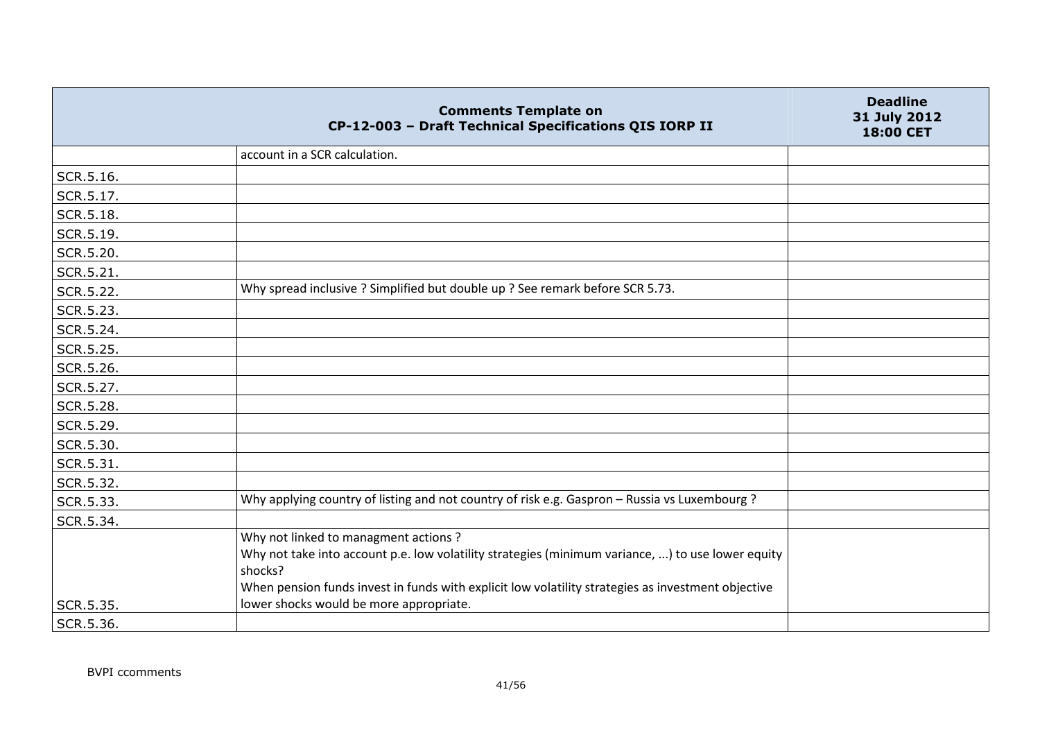| | Comments Template on CP-12-003 – Draft Technical Specifications QIS IORP II | Deadline 31 July 2012 18:00 CET |
|---|---|---|
| | account in a SCR calculation. | |
| SCR.5.16. | | |
| SCR.5.17. | | |
| SCR.5.18. | | |
| SCR.5.19. | | |
| SCR.5.20. | | |
| SCR.5.21. | | |
| SCR.5.22. | Why spread inclusive ? Simplified but double up ? See remark before SCR 5.73. | |
| SCR.5.23. | | |
| SCR.5.24. | | |
| SCR.5.25. | | |
| SCR.5.26. | | |
| SCR.5.27. | | |
| SCR.5.28. | | |
| SCR.5.29. | | |
| SCR.5.30. | | |
| SCR.5.31. | | |
| SCR.5.32. | | |
| SCR.5.33. | Why applying country of listing and not country of risk e.g. Gaspron – Russia vs Luxembourg ? | |
| SCR.5.34. | | |
| SCR.5.35. | Why not linked to managment actions ?<br>Why not take into account p.e. low volatility strategies (minimum variance, ...) to use lower equity shocks?<br>When pension funds invest in funds with explicit low volatility strategies as investment objective lower shocks would be more appropriate. | |
| SCR.5.36. | | |

BVPI ccomments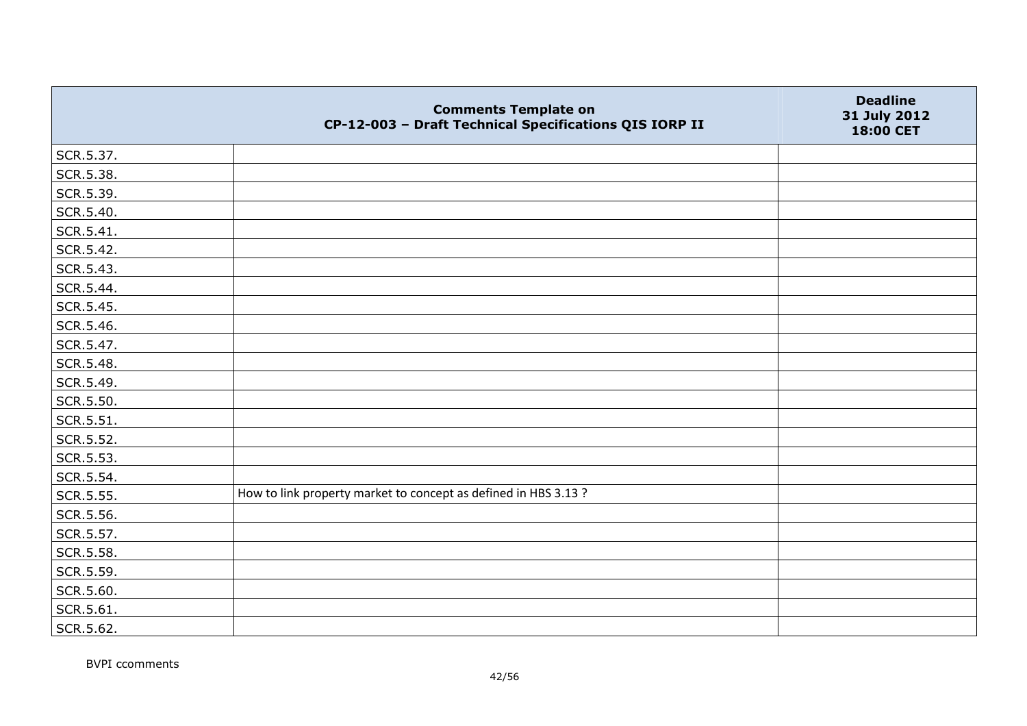| | Comments Template on CP-12-003 – Draft Technical Specifications QIS IORP II | Deadline 31 July 2012 18:00 CET |
|---|---|---|
| SCR.5.37. | | |
| SCR.5.38. | | |
| SCR.5.39. | | |
| SCR.5.40. | | |
| SCR.5.41. | | |
| SCR.5.42. | | |
| SCR.5.43. | | |
| SCR.5.44. | | |
| SCR.5.45. | | |
| SCR.5.46. | | |
| SCR.5.47. | | |
| SCR.5.48. | | |
| SCR.5.49. | | |
| SCR.5.50. | | |
| SCR.5.51. | | |
| SCR.5.52. | | |
| SCR.5.53. | | |
| SCR.5.54. | | |
| SCR.5.55. | How to link property market to concept as defined in HBS 3.13 ? | |
| SCR.5.56. | | |
| SCR.5.57. | | |
| SCR.5.58. | | |
| SCR.5.59. | | |
| SCR.5.60. | | |
| SCR.5.61. | | |
| SCR.5.62. | | |

BVPI ccomments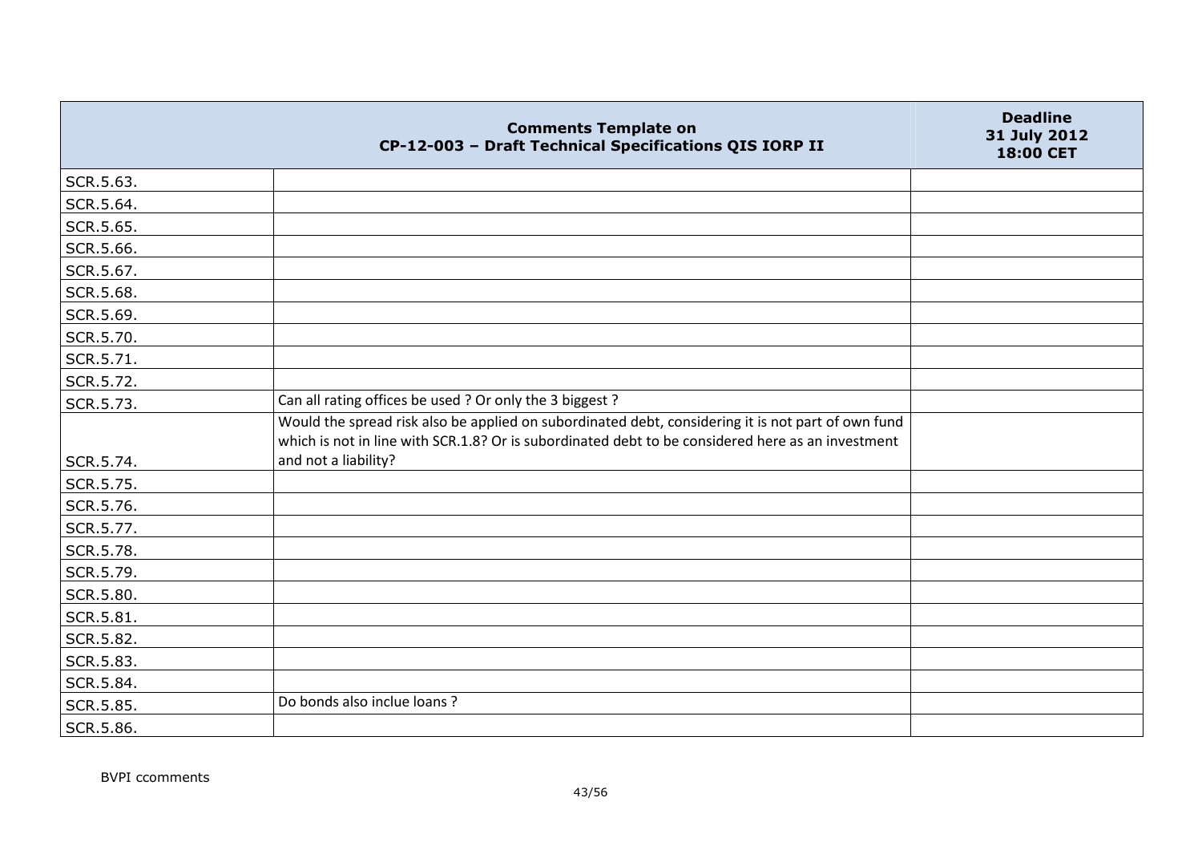| | Comments Template on CP-12-003 – Draft Technical Specifications QIS IORP II | Deadline 31 July 2012 18:00 CET |
|---|---|---|
| SCR.5.63. | | |
| SCR.5.64. | | |
| SCR.5.65. | | |
| SCR.5.66. | | |
| SCR.5.67. | | |
| SCR.5.68. | | |
| SCR.5.69. | | |
| SCR.5.70. | | |
| SCR.5.71. | | |
| SCR.5.72. | | |
| SCR.5.73. | Can all rating offices be used ? Or only the 3 biggest ? | |
| SCR.5.74. | Would the spread risk also be applied on subordinated debt, considering it is not part of own fund which is not in line with SCR.1.8? Or is subordinated debt to be considered here as an investment and not a liability? | |
| SCR.5.75. | | |
| SCR.5.76. | | |
| SCR.5.77. | | |
| SCR.5.78. | | |
| SCR.5.79. | | |
| SCR.5.80. | | |
| SCR.5.81. | | |
| SCR.5.82. | | |
| SCR.5.83. | | |
| SCR.5.84. | | |
| SCR.5.85. | Do bonds also inclue loans ? | |
| SCR.5.86. | | |

BVPI ccomments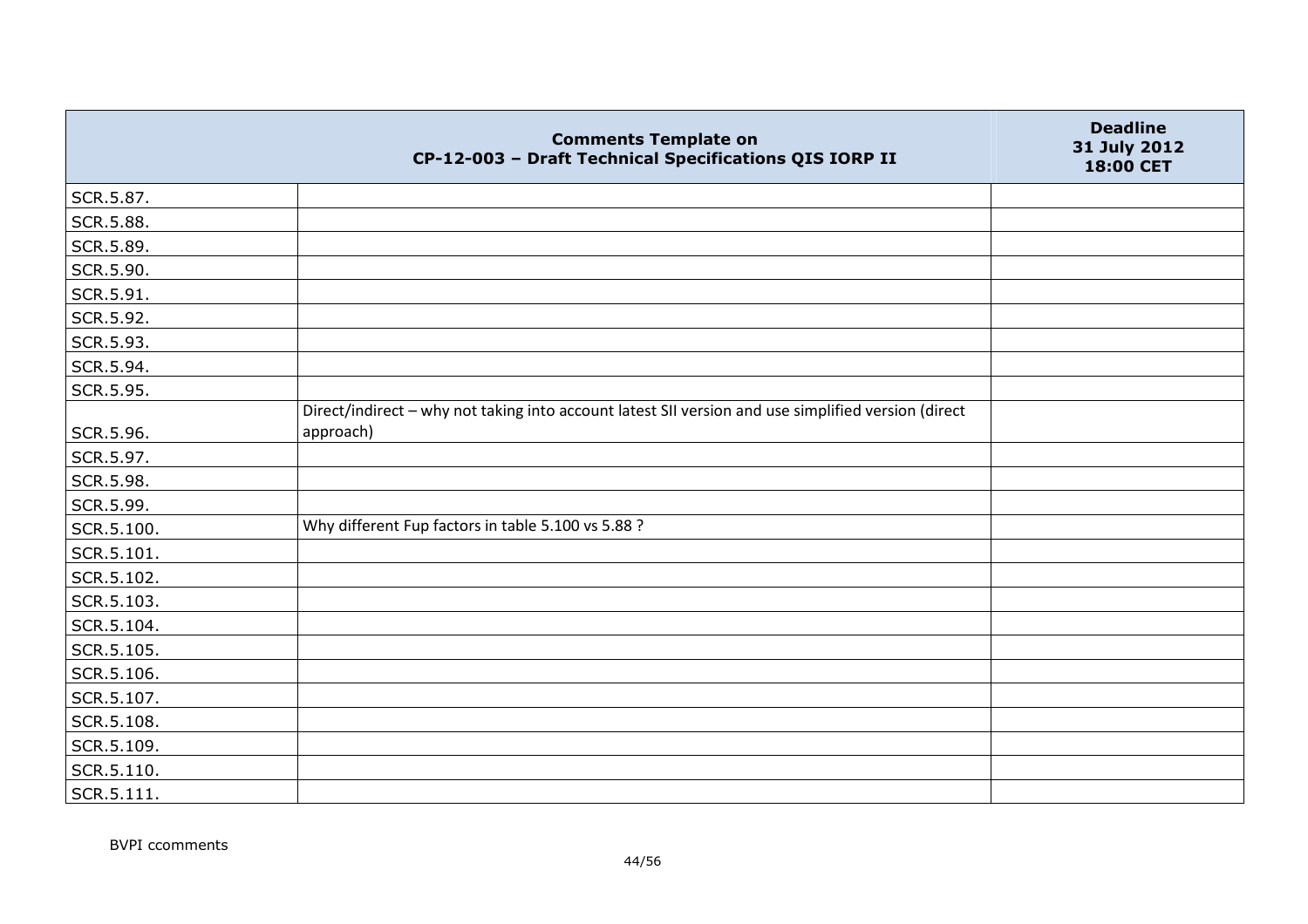| | Comments Template on CP-12-003 – Draft Technical Specifications QIS IORP II | Deadline 31 July 2012 18:00 CET |
|---|---|---|
| SCR.5.87. | | |
| SCR.5.88. | | |
| SCR.5.89. | | |
| SCR.5.90. | | |
| SCR.5.91. | | |
| SCR.5.92. | | |
| SCR.5.93. | | |
| SCR.5.94. | | |
| SCR.5.95. | | |
| SCR.5.96. | Direct/indirect – why not taking into account latest SII version and use simplified version (direct approach) | |
| SCR.5.97. | | |
| SCR.5.98. | | |
| SCR.5.99. | | |
| SCR.5.100. | Why different Fup factors in table 5.100 vs 5.88 ? | |
| SCR.5.101. | | |
| SCR.5.102. | | |
| SCR.5.103. | | |
| SCR.5.104. | | |
| SCR.5.105. | | |
| SCR.5.106. | | |
| SCR.5.107. | | |
| SCR.5.108. | | |
| SCR.5.109. | | |
| SCR.5.110. | | |
| SCR.5.111. | | |

BVPI ccomments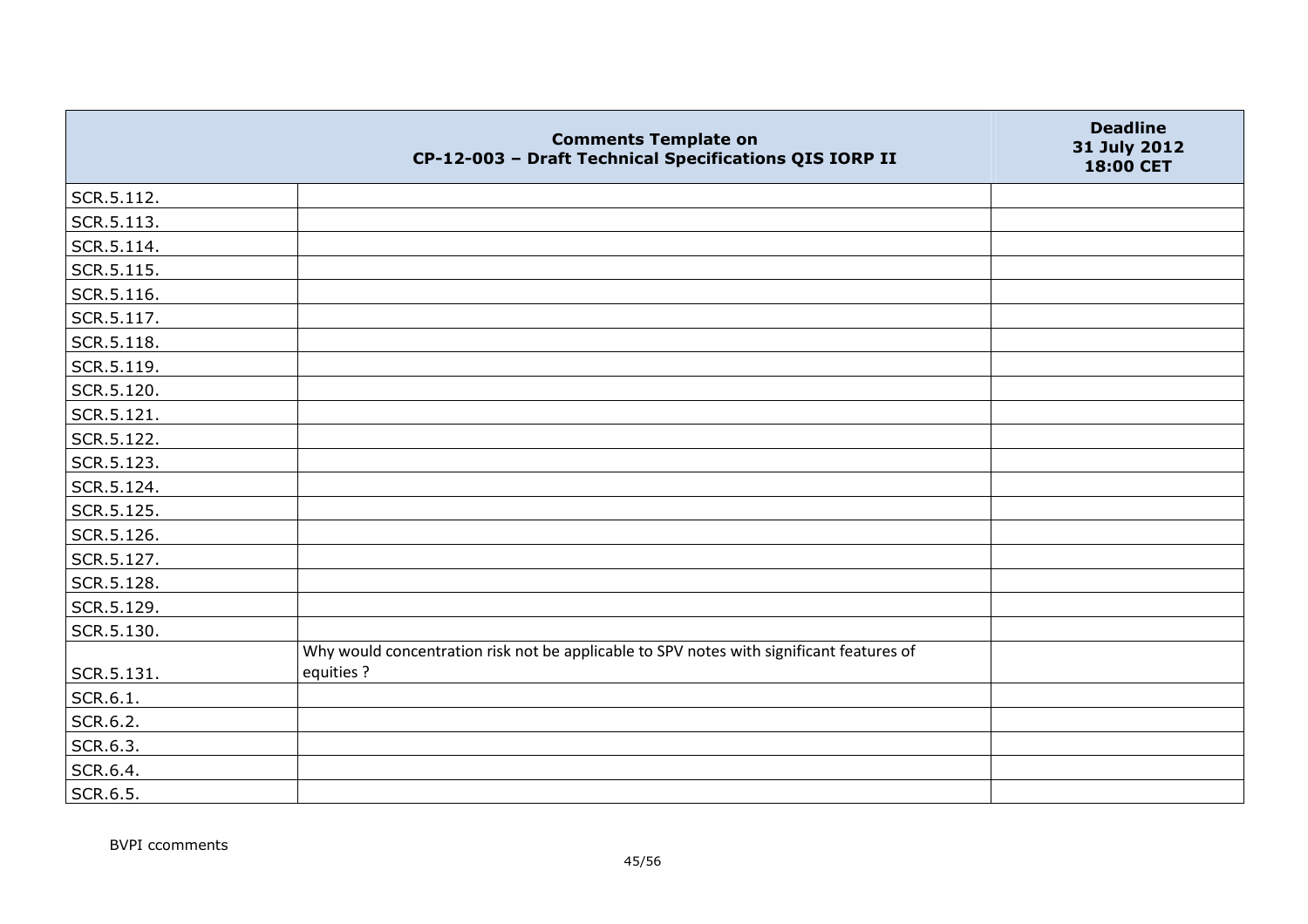| | Comments Template on CP-12-003 – Draft Technical Specifications QIS IORP II | Deadline 31 July 2012 18:00 CET |
|---|---|---|
| SCR.5.112. | | |
| SCR.5.113. | | |
| SCR.5.114. | | |
| SCR.5.115. | | |
| SCR.5.116. | | |
| SCR.5.117. | | |
| SCR.5.118. | | |
| SCR.5.119. | | |
| SCR.5.120. | | |
| SCR.5.121. | | |
| SCR.5.122. | | |
| SCR.5.123. | | |
| SCR.5.124. | | |
| SCR.5.125. | | |
| SCR.5.126. | | |
| SCR.5.127. | | |
| SCR.5.128. | | |
| SCR.5.129. | | |
| SCR.5.130. | | |
| SCR.5.131. | Why would concentration risk not be applicable to SPV notes with significant features of equities ? | |
| SCR.6.1. | | |
| SCR.6.2. | | |
| SCR.6.3. | | |
| SCR.6.4. | | |
| SCR.6.5. | | |

BVPI ccomments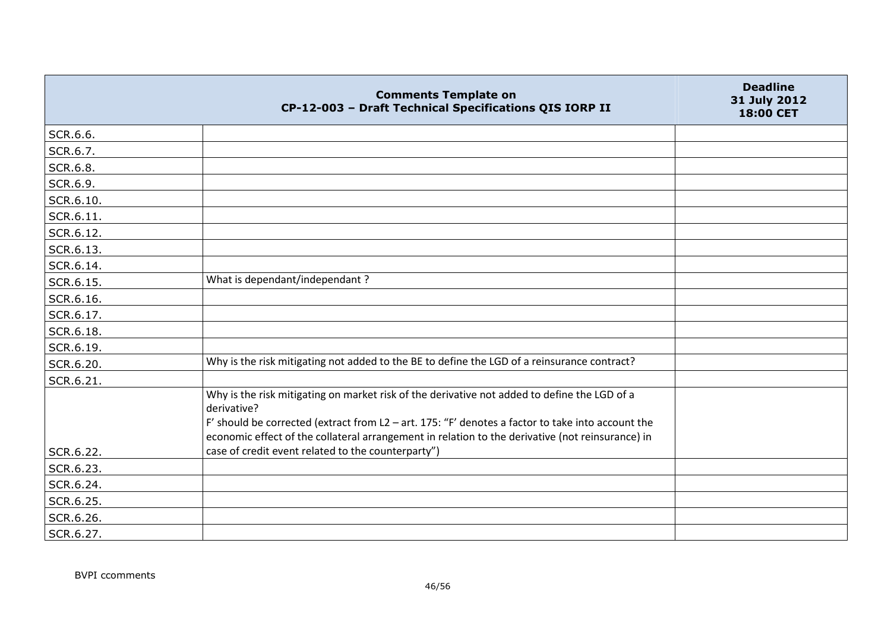| | Comments Template on CP-12-003 – Draft Technical Specifications QIS IORP II | Deadline 31 July 2012 18:00 CET |
|---|---|---|
| SCR.6.6. | | |
| SCR.6.7. | | |
| SCR.6.8. | | |
| SCR.6.9. | | |
| SCR.6.10. | | |
| SCR.6.11. | | |
| SCR.6.12. | | |
| SCR.6.13. | | |
| SCR.6.14. | | |
| SCR.6.15. | What is dependant/independant ? | |
| SCR.6.16. | | |
| SCR.6.17. | | |
| SCR.6.18. | | |
| SCR.6.19. | | |
| SCR.6.20. | Why is the risk mitigating not added to the BE to define the LGD of a reinsurance contract? | |
| SCR.6.21. | | |
| SCR.6.22. | Why is the risk mitigating on market risk of the derivative not added to define the LGD of a derivative?<br>F' should be corrected (extract from L2 – art. 175: "F' denotes a factor to take into account the economic effect of the collateral arrangement in relation to the derivative (not reinsurance) in case of credit event related to the counterparty") | |
| SCR.6.23. | | |
| SCR.6.24. | | |
| SCR.6.25. | | |
| SCR.6.26. | | |
| SCR.6.27. | | |

BVPI ccomments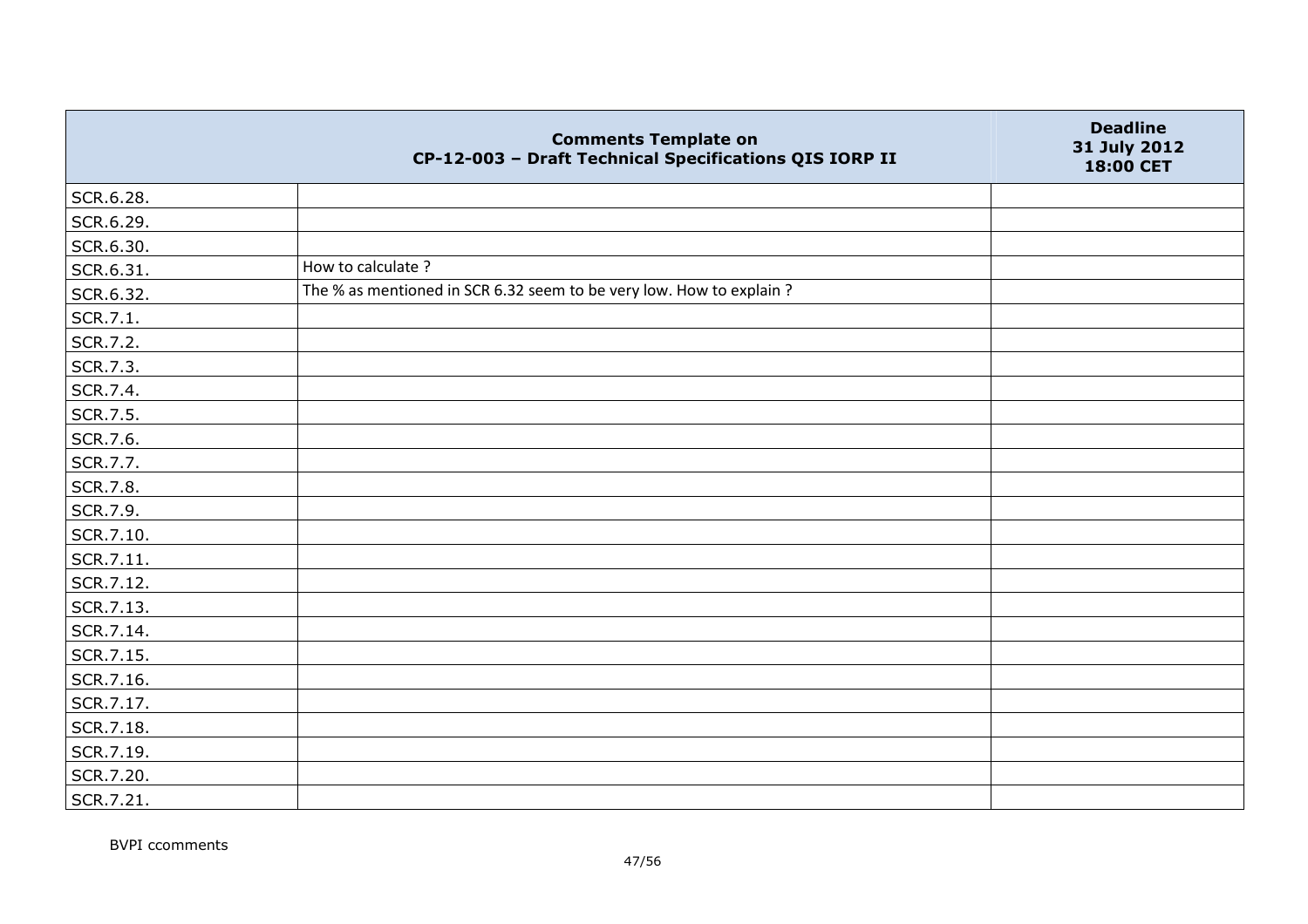| | Comments Template on CP-12-003 – Draft Technical Specifications QIS IORP II | Deadline 31 July 2012 18:00 CET |
|---|---|---|
| SCR.6.28. | | |
| SCR.6.29. | | |
| SCR.6.30. | | |
| SCR.6.31. | How to calculate ? | |
| SCR.6.32. | The % as mentioned in SCR 6.32 seem to be very low. How to explain ? | |
| SCR.7.1. | | |
| SCR.7.2. | | |
| SCR.7.3. | | |
| SCR.7.4. | | |
| SCR.7.5. | | |
| SCR.7.6. | | |
| SCR.7.7. | | |
| SCR.7.8. | | |
| SCR.7.9. | | |
| SCR.7.10. | | |
| SCR.7.11. | | |
| SCR.7.12. | | |
| SCR.7.13. | | |
| SCR.7.14. | | |
| SCR.7.15. | | |
| SCR.7.16. | | |
| SCR.7.17. | | |
| SCR.7.18. | | |
| SCR.7.19. | | |
| SCR.7.20. | | |
| SCR.7.21. | | |

BVPI ccomments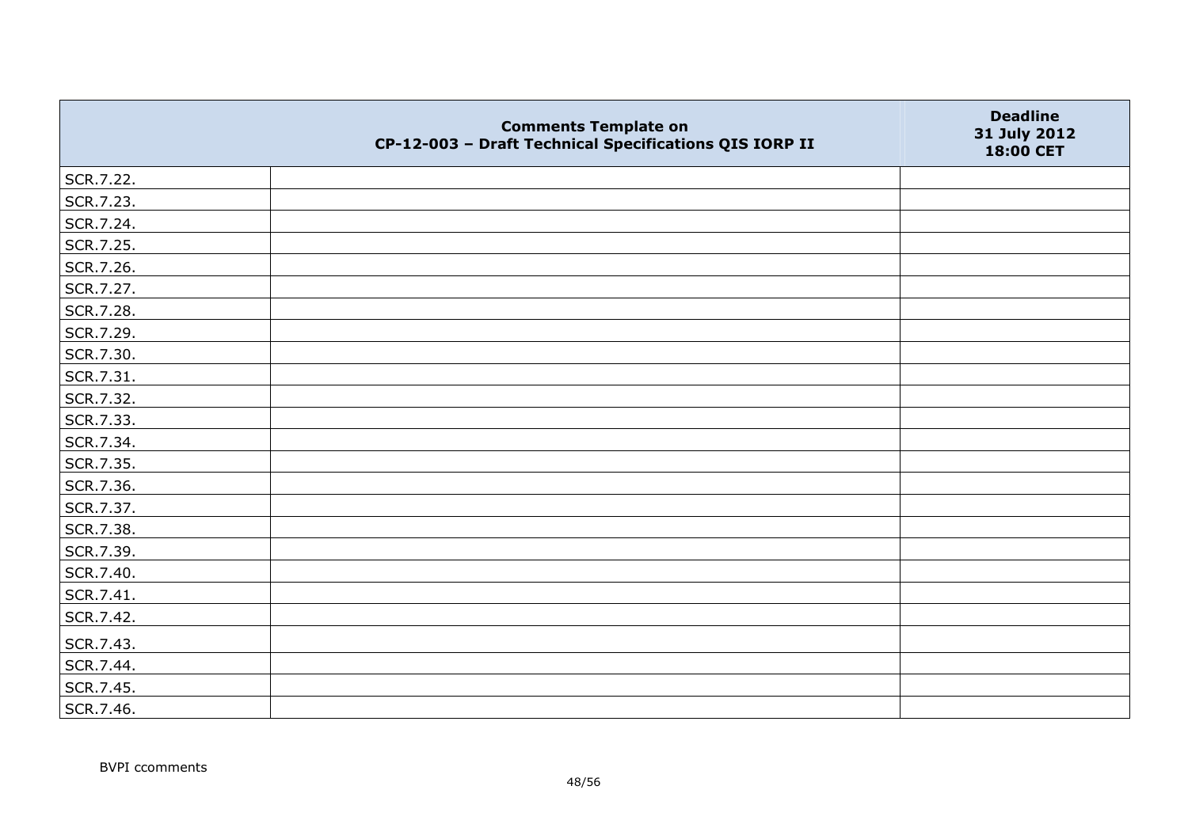| | Comments Template on CP-12-003 – Draft Technical Specifications QIS IORP II | Deadline 31 July 2012 18:00 CET |
|---|---|---|
| SCR.7.22. | | |
| SCR.7.23. | | |
| SCR.7.24. | | |
| SCR.7.25. | | |
| SCR.7.26. | | |
| SCR.7.27. | | |
| SCR.7.28. | | |
| SCR.7.29. | | |
| SCR.7.30. | | |
| SCR.7.31. | | |
| SCR.7.32. | | |
| SCR.7.33. | | |
| SCR.7.34. | | |
| SCR.7.35. | | |
| SCR.7.36. | | |
| SCR.7.37. | | |
| SCR.7.38. | | |
| SCR.7.39. | | |
| SCR.7.40. | | |
| SCR.7.41. | | |
| SCR.7.42. | | |
| SCR.7.43. | | |
| SCR.7.44. | | |
| SCR.7.45. | | |
| SCR.7.46. | | |

BVPI ccomments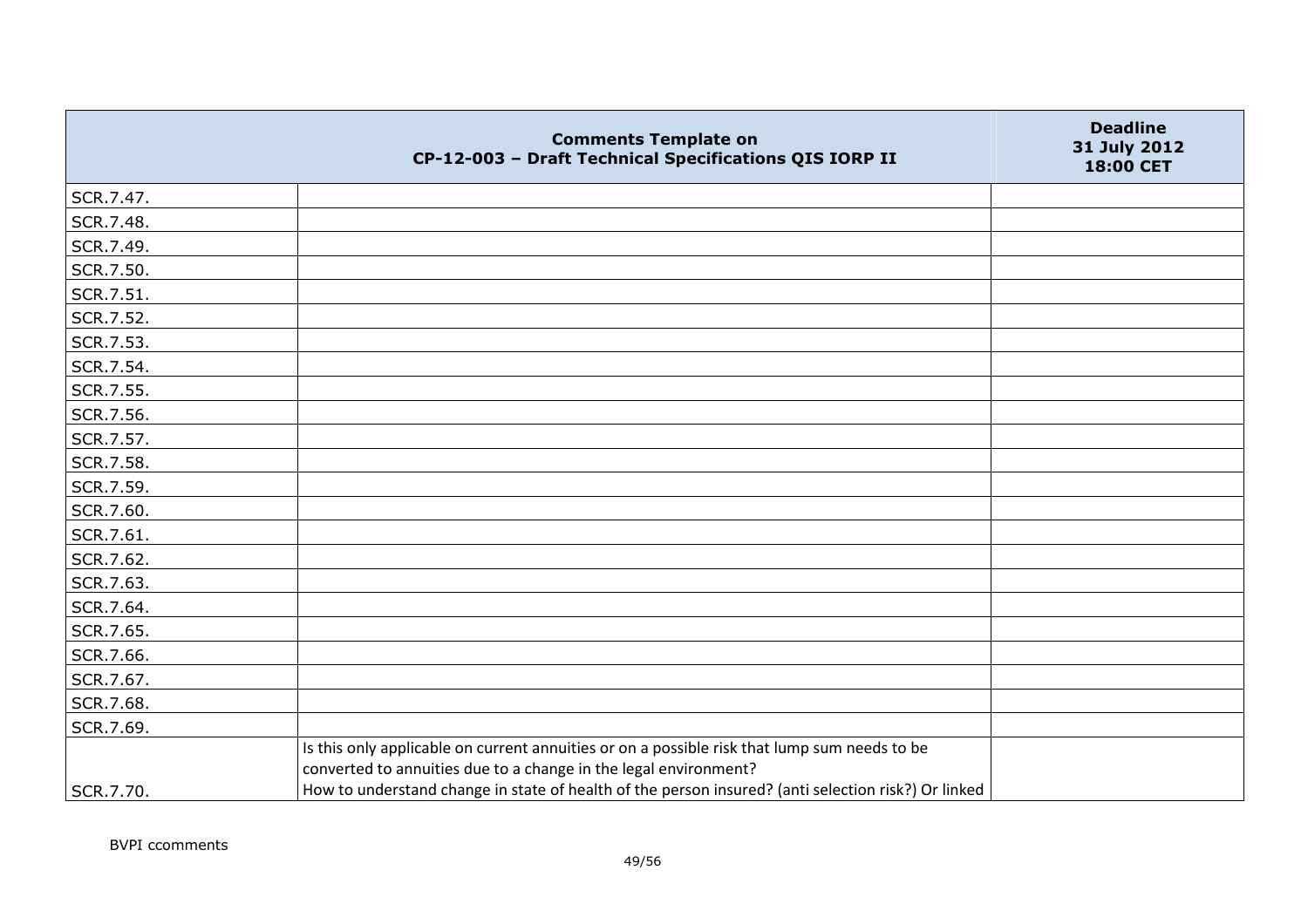|  | Comments Template on CP-12-003 – Draft Technical Specifications QIS IORP II | Deadline 31 July 2012 18:00 CET |
|---|---|---|
| SCR.7.47. |  |  |
| SCR.7.48. |  |  |
| SCR.7.49. |  |  |
| SCR.7.50. |  |  |
| SCR.7.51. |  |  |
| SCR.7.52. |  |  |
| SCR.7.53. |  |  |
| SCR.7.54. |  |  |
| SCR.7.55. |  |  |
| SCR.7.56. |  |  |
| SCR.7.57. |  |  |
| SCR.7.58. |  |  |
| SCR.7.59. |  |  |
| SCR.7.60. |  |  |
| SCR.7.61. |  |  |
| SCR.7.62. |  |  |
| SCR.7.63. |  |  |
| SCR.7.64. |  |  |
| SCR.7.65. |  |  |
| SCR.7.66. |  |  |
| SCR.7.67. |  |  |
| SCR.7.68. |  |  |
| SCR.7.69. |  |  |
| SCR.7.70. | Is this only applicable on current annuities or on a possible risk that lump sum needs to be converted to annuities due to a change in the legal environment? How to understand change in state of health of the person insured? (anti selection risk?) Or linked |  |

BVPI ccomments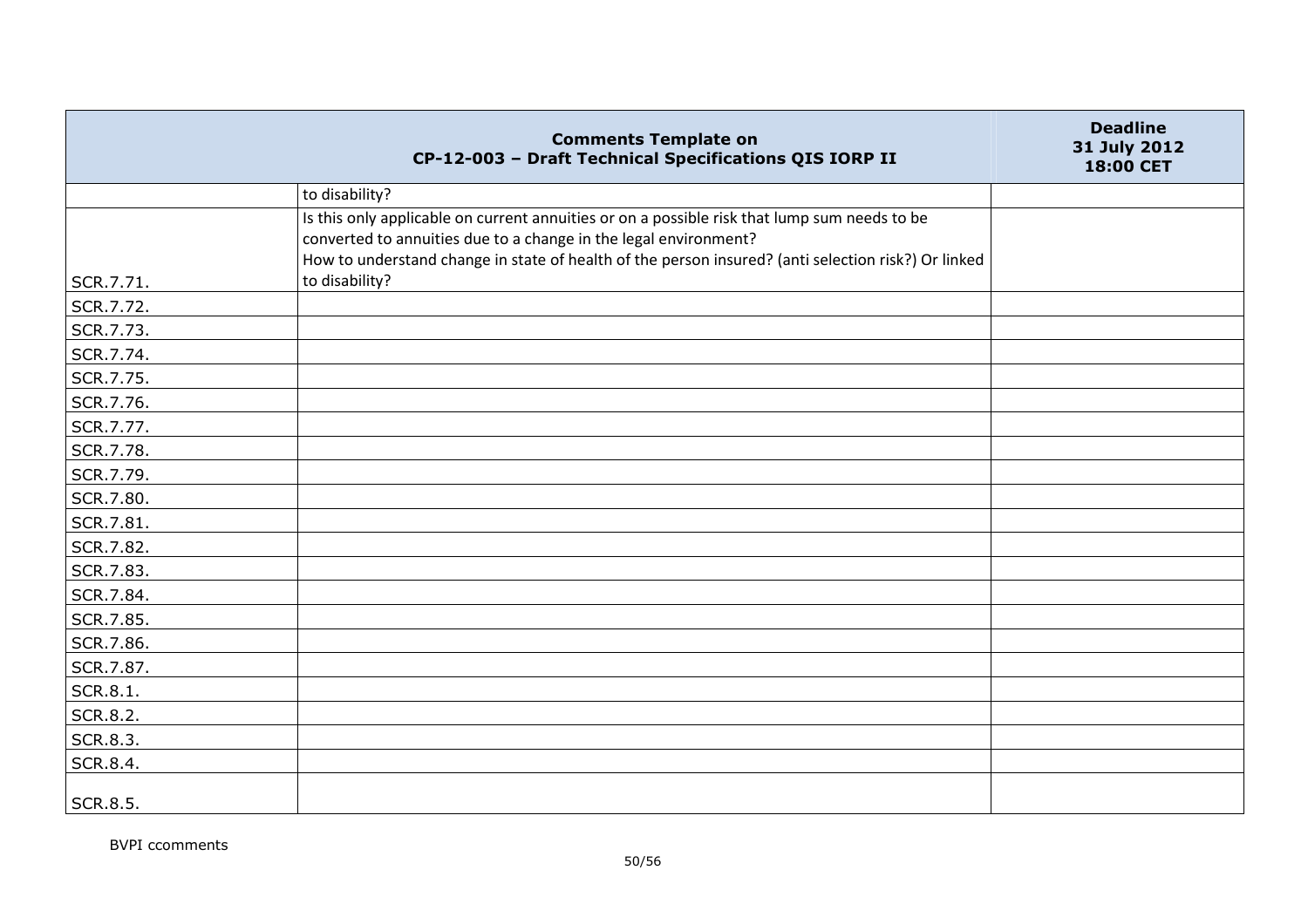| | Comments Template on CP-12-003 – Draft Technical Specifications QIS IORP II | Deadline 31 July 2012 18:00 CET |
|---|---|---|
| | to disability? | |
| SCR.7.71. | Is this only applicable on current annuities or on a possible risk that lump sum needs to be converted to annuities due to a change in the legal environment? How to understand change in state of health of the person insured? (anti selection risk?) Or linked to disability? | |
| SCR.7.72. | | |
| SCR.7.73. | | |
| SCR.7.74. | | |
| SCR.7.75. | | |
| SCR.7.76. | | |
| SCR.7.77. | | |
| SCR.7.78. | | |
| SCR.7.79. | | |
| SCR.7.80. | | |
| SCR.7.81. | | |
| SCR.7.82. | | |
| SCR.7.83. | | |
| SCR.7.84. | | |
| SCR.7.85. | | |
| SCR.7.86. | | |
| SCR.7.87. | | |
| SCR.8.1. | | |
| SCR.8.2. | | |
| SCR.8.3. | | |
| SCR.8.4. | | |
| SCR.8.5. | | |

BVPI ccomments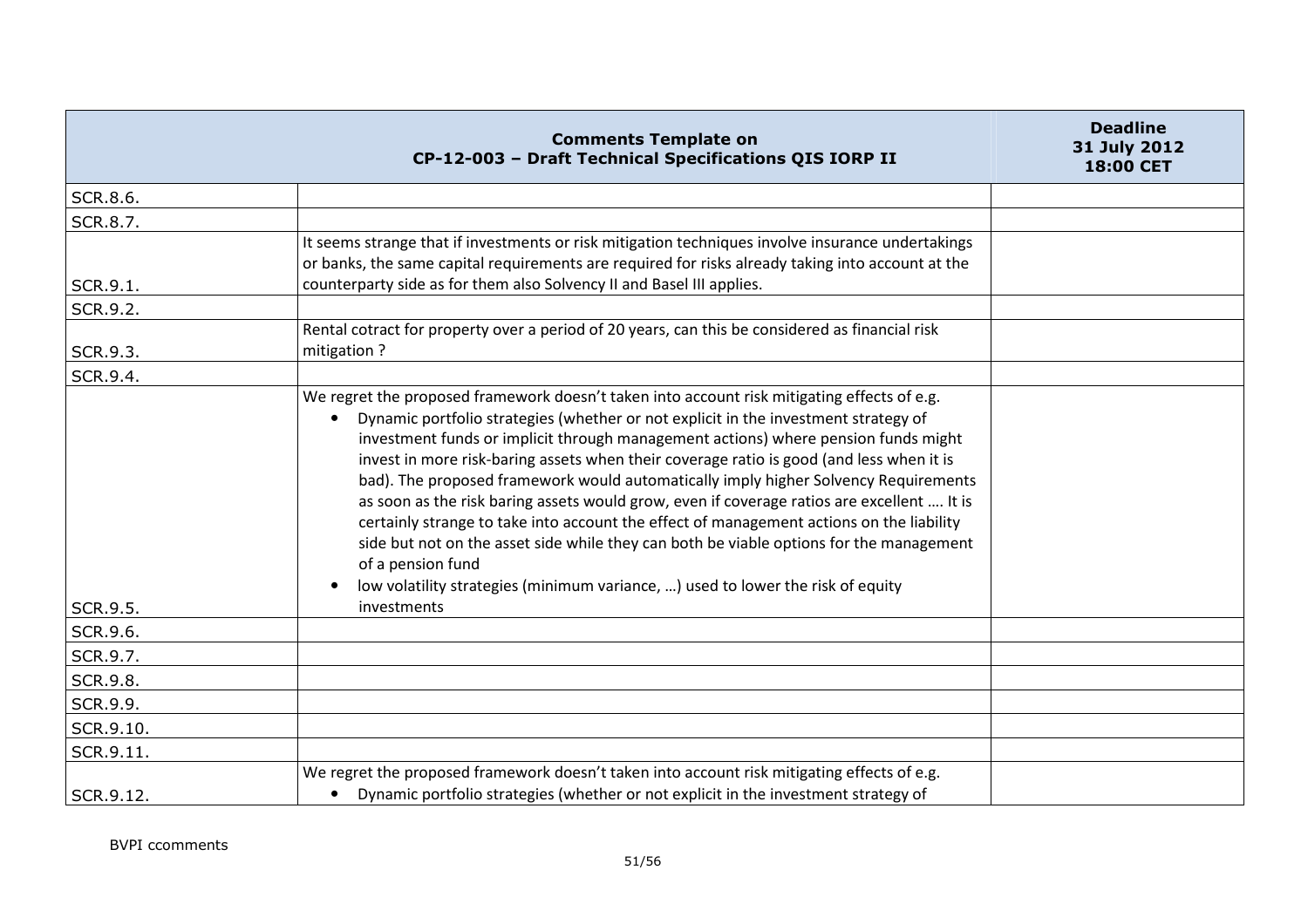| | Comments Template on CP-12-003 – Draft Technical Specifications QIS IORP II | Deadline 31 July 2012 18:00 CET |
|---|---|---|
| SCR.8.6. | | |
| SCR.8.7. | | |
| SCR.9.1. | It seems strange that if investments or risk mitigation techniques involve insurance undertakings or banks, the same capital requirements are required for risks already taking into account at the counterparty side as for them also Solvency II and Basel III applies. | |
| SCR.9.2. | | |
| SCR.9.3. | Rental cotract for property over a period of 20 years, can this be considered as financial risk mitigation ? | |
| SCR.9.4. | | |
| SCR.9.5. | We regret the proposed framework doesn't taken into account risk mitigating effects of e.g.<br>• Dynamic portfolio strategies (whether or not explicit in the investment strategy of investment funds or implicit through management actions) where pension funds might invest in more risk-baring assets when their coverage ratio is good (and less when it is bad). The proposed framework would automatically imply higher Solvency Requirements as soon as the risk baring assets would grow, even if coverage ratios are excellent …. It is certainly strange to take into account the effect of management actions on the liability side but not on the asset side while they can both be viable options for the management of a pension fund<br>• low volatility strategies (minimum variance, …) used to lower the risk of equity investments | |
| SCR.9.6. | | |
| SCR.9.7. | | |
| SCR.9.8. | | |
| SCR.9.9. | | |
| SCR.9.10. | | |
| SCR.9.11. | | |
| SCR.9.12. | We regret the proposed framework doesn't taken into account risk mitigating effects of e.g.<br>• Dynamic portfolio strategies (whether or not explicit in the investment strategy of | |

BVPI ccomments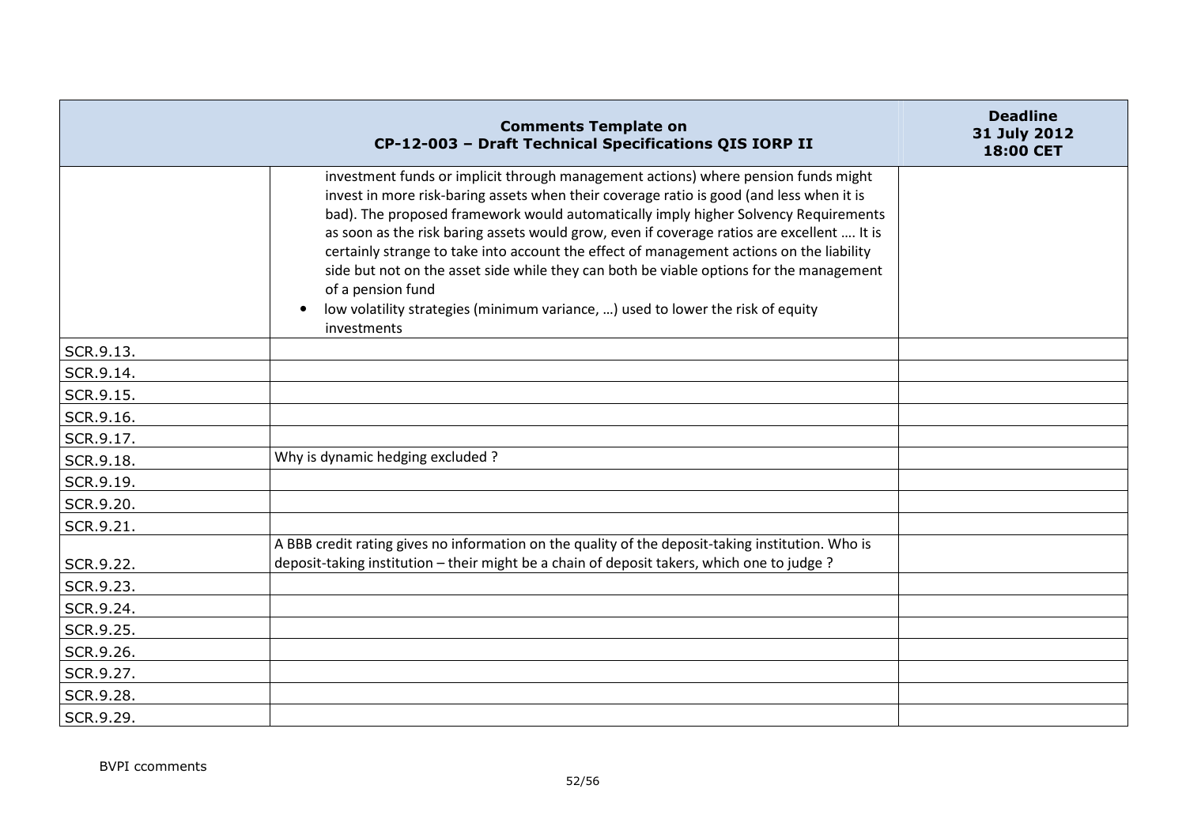| | Comments Template on CP-12-003 – Draft Technical Specifications QIS IORP II | Deadline 31 July 2012 18:00 CET |
|---|---|---|
| | investment funds or implicit through management actions) where pension funds might invest in more risk-baring assets when their coverage ratio is good (and less when it is bad). The proposed framework would automatically imply higher Solvency Requirements as soon as the risk baring assets would grow, even if coverage ratios are excellent …. It is certainly strange to take into account the effect of management actions on the liability side but not on the asset side while they can both be viable options for the management of a pension fund<br>• low volatility strategies (minimum variance, …) used to lower the risk of equity investments | |
| SCR.9.13. | | |
| SCR.9.14. | | |
| SCR.9.15. | | |
| SCR.9.16. | | |
| SCR.9.17. | | |
| SCR.9.18. | Why is dynamic hedging excluded ? | |
| SCR.9.19. | | |
| SCR.9.20. | | |
| SCR.9.21. | | |
| SCR.9.22. | A BBB credit rating gives no information on the quality of the deposit-taking institution. Who is deposit-taking institution – their might be a chain of deposit takers, which one to judge ? | |
| SCR.9.23. | | |
| SCR.9.24. | | |
| SCR.9.25. | | |
| SCR.9.26. | | |
| SCR.9.27. | | |
| SCR.9.28. | | |
| SCR.9.29. | | |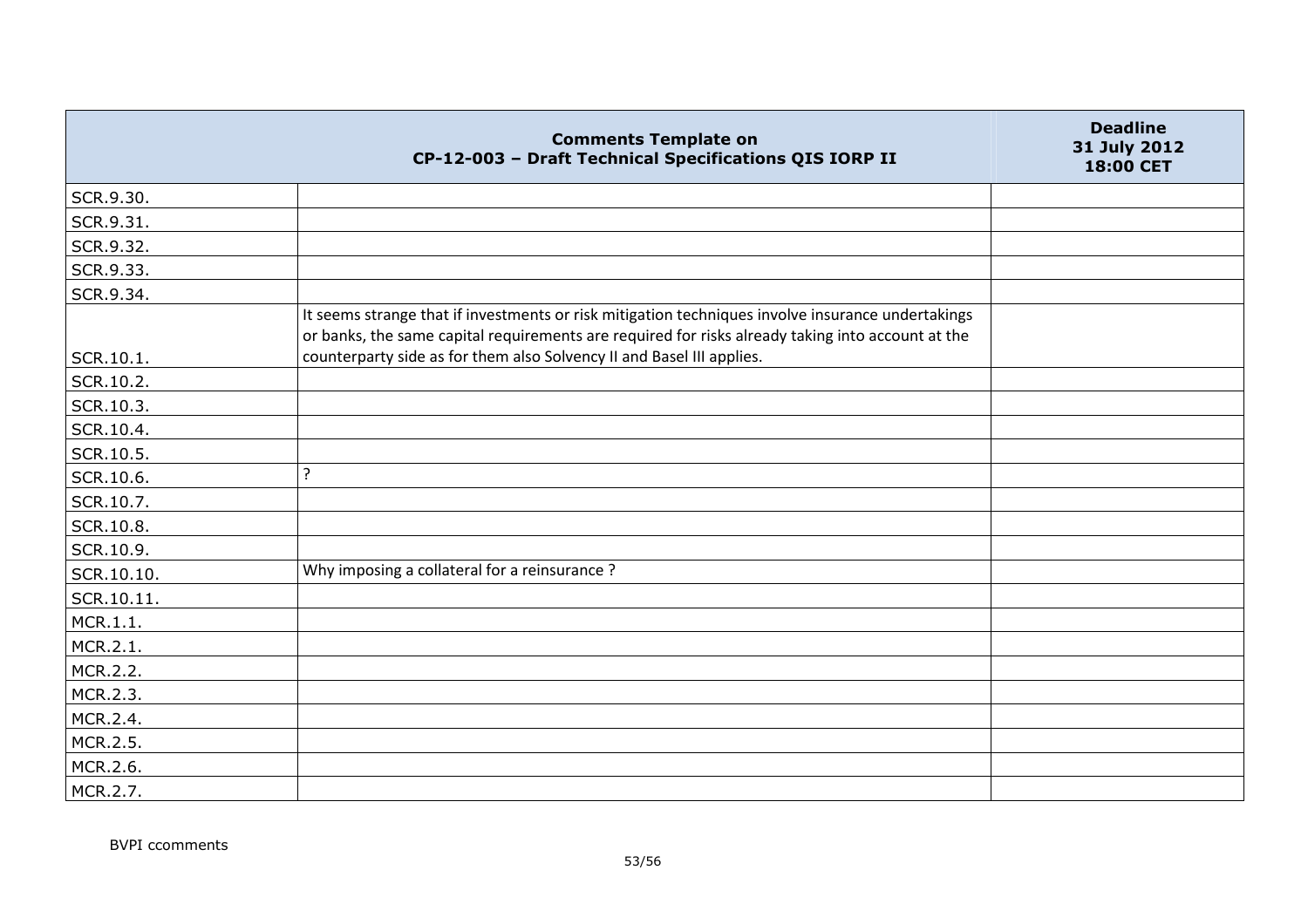| Comments Template on CP-12-003 – Draft Technical Specifications QIS IORP II | | Deadline 31 July 2012 18:00 CET |
|---|---|---|
| SCR.9.30. | | |
| SCR.9.31. | | |
| SCR.9.32. | | |
| SCR.9.33. | | |
| SCR.9.34. | | |
| SCR.10.1. | It seems strange that if investments or risk mitigation techniques involve insurance undertakings or banks, the same capital requirements are required for risks already taking into account at the counterparty side as for them also Solvency II and Basel III applies. | |
| SCR.10.2. | | |
| SCR.10.3. | | |
| SCR.10.4. | | |
| SCR.10.5. | | |
| SCR.10.6. | ? | |
| SCR.10.7. | | |
| SCR.10.8. | | |
| SCR.10.9. | | |
| SCR.10.10. | Why imposing a collateral for a reinsurance ? | |
| SCR.10.11. | | |
| MCR.1.1. | | |
| MCR.2.1. | | |
| MCR.2.2. | | |
| MCR.2.3. | | |
| MCR.2.4. | | |
| MCR.2.5. | | |
| MCR.2.6. | | |
| MCR.2.7. | | |

BVPI ccomments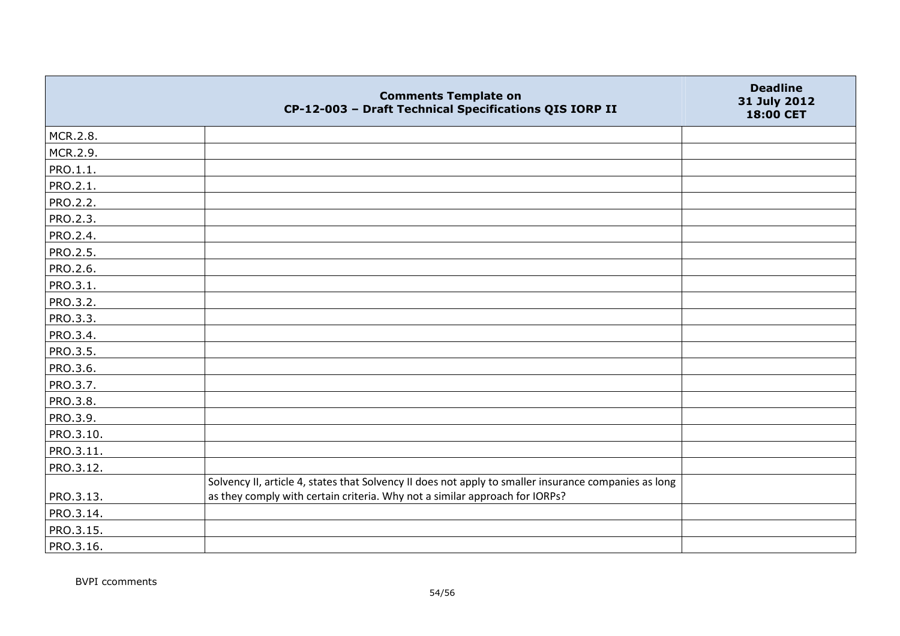| | Comments Template on CP-12-003 – Draft Technical Specifications QIS IORP II | Deadline 31 July 2012 18:00 CET |
|---|---|---|
| MCR.2.8. | | |
| MCR.2.9. | | |
| PRO.1.1. | | |
| PRO.2.1. | | |
| PRO.2.2. | | |
| PRO.2.3. | | |
| PRO.2.4. | | |
| PRO.2.5. | | |
| PRO.2.6. | | |
| PRO.3.1. | | |
| PRO.3.2. | | |
| PRO.3.3. | | |
| PRO.3.4. | | |
| PRO.3.5. | | |
| PRO.3.6. | | |
| PRO.3.7. | | |
| PRO.3.8. | | |
| PRO.3.9. | | |
| PRO.3.10. | | |
| PRO.3.11. | | |
| PRO.3.12. | | |
| PRO.3.13. | Solvency II, article 4, states that Solvency II does not apply to smaller insurance companies as long as they comply with certain criteria. Why not a similar approach for IORPs? | |
| PRO.3.14. | | |
| PRO.3.15. | | |
| PRO.3.16. | | |

BVPI ccomments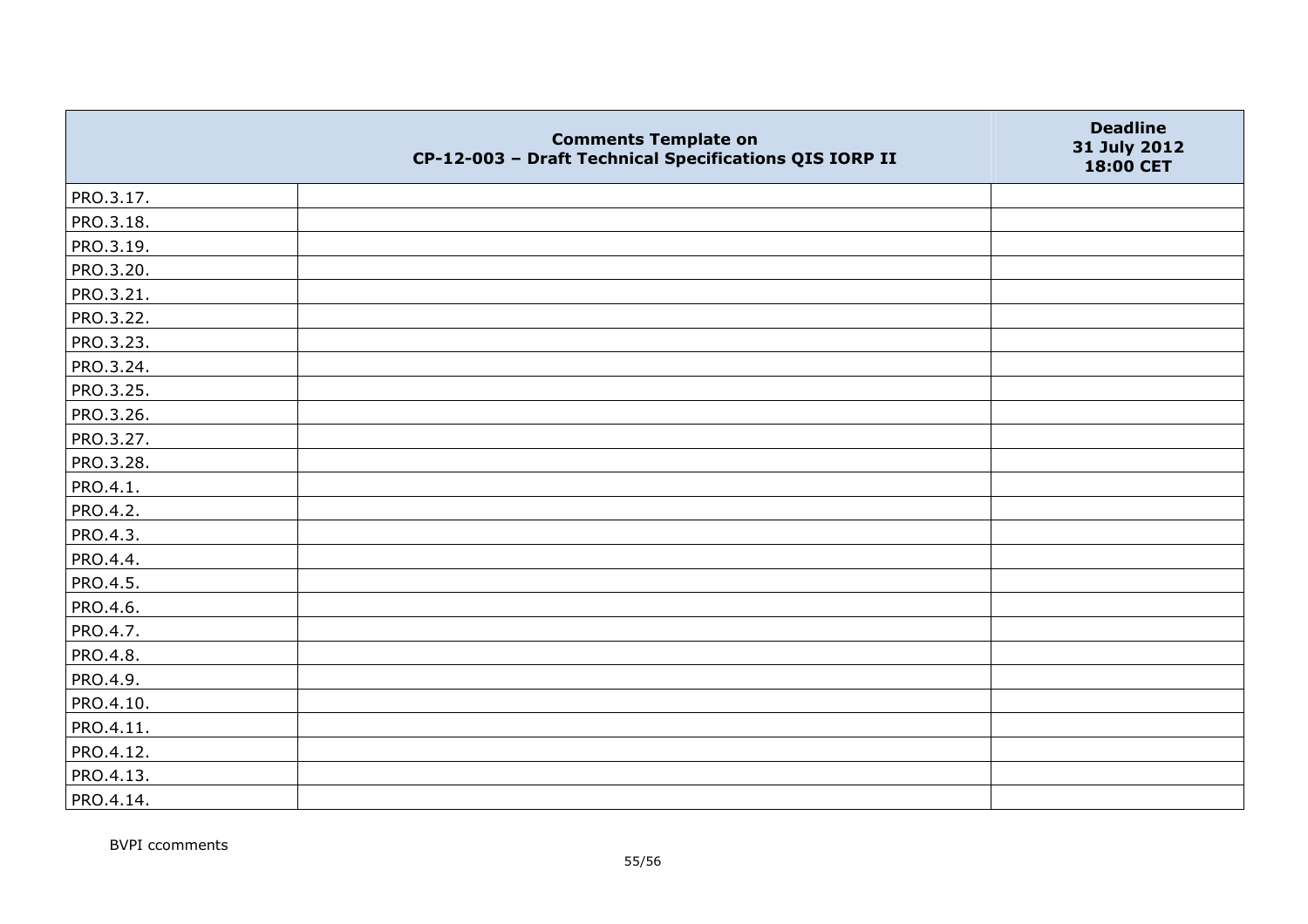|  | Comments Template on CP-12-003 – Draft Technical Specifications QIS IORP II | Deadline 31 July 2012 18:00 CET |
|---|---|---|
| PRO.3.17. |  |  |
| PRO.3.18. |  |  |
| PRO.3.19. |  |  |
| PRO.3.20. |  |  |
| PRO.3.21. |  |  |
| PRO.3.22. |  |  |
| PRO.3.23. |  |  |
| PRO.3.24. |  |  |
| PRO.3.25. |  |  |
| PRO.3.26. |  |  |
| PRO.3.27. |  |  |
| PRO.3.28. |  |  |
| PRO.4.1. |  |  |
| PRO.4.2. |  |  |
| PRO.4.3. |  |  |
| PRO.4.4. |  |  |
| PRO.4.5. |  |  |
| PRO.4.6. |  |  |
| PRO.4.7. |  |  |
| PRO.4.8. |  |  |
| PRO.4.9. |  |  |
| PRO.4.10. |  |  |
| PRO.4.11. |  |  |
| PRO.4.12. |  |  |
| PRO.4.13. |  |  |
| PRO.4.14. |  |  |

BVPI ccomments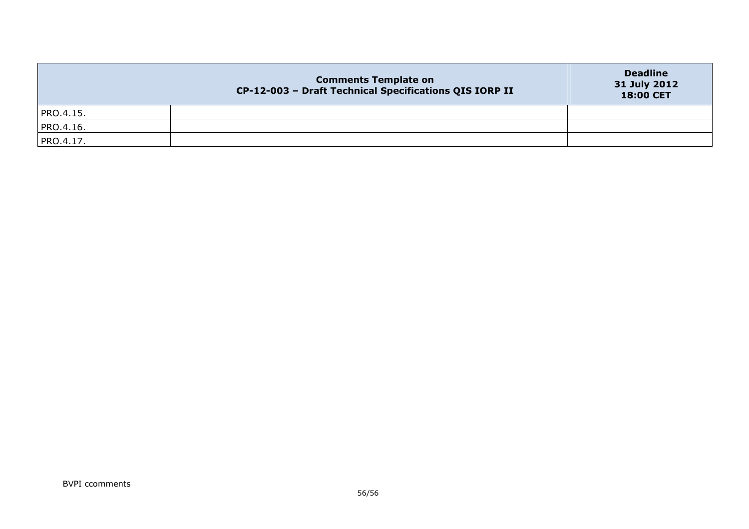| | Comments Template on CP-12-003 – Draft Technical Specifications QIS IORP II | Deadline 31 July 2012 18:00 CET |
|---|---|---|
| PRO.4.15. | | |
| PRO.4.16. | | |
| PRO.4.17. | | |